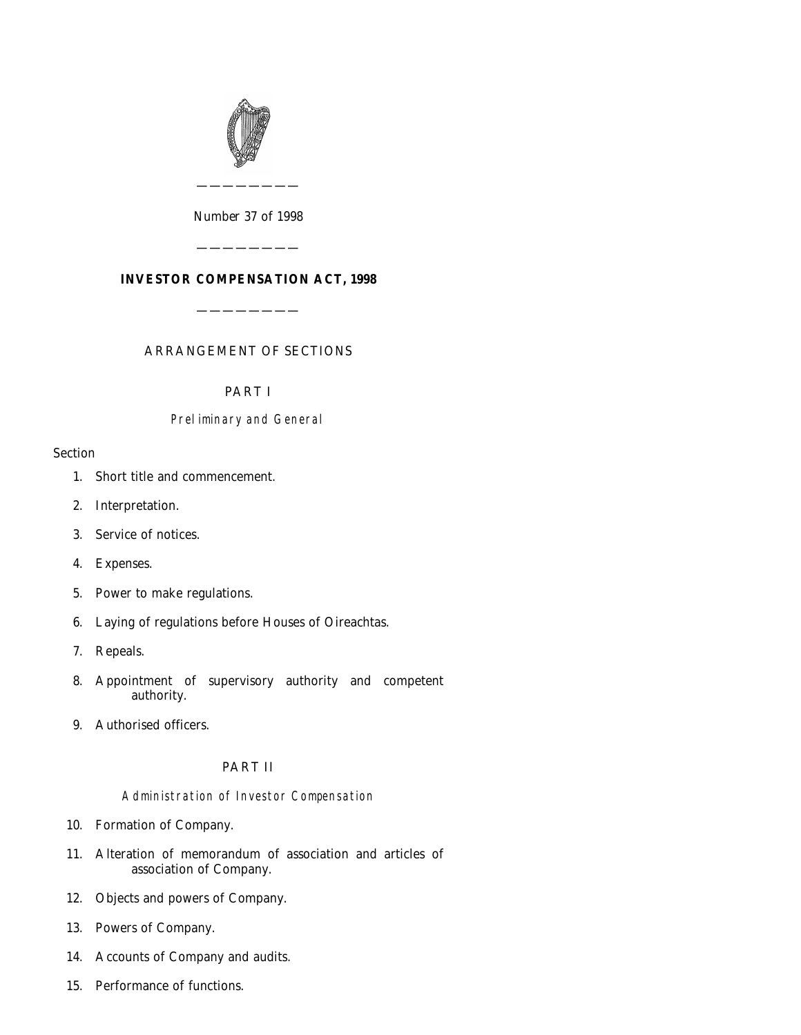Number 37 of 1998

---

# INVESTOR COMPENSATION ACT, 1998

---

## ARRANGEMENT OF SECTIONS

### PART I

*Preliminary and General*

Section

1. Short title and commencement.
2. Interpretation.
3. Service of notices.
4. Expenses.
5. Power to make regulations.
6. Laying of regulations before Houses of Oireachtas.
7. Repeals.
8. Appointment of supervisory authority and competent authority.
9. Authorised officers.

### PART II

*Administration of Investor Compensation*

10. Formation of Company.
11. Alteration of memorandum of association and articles of association of Company.
12. Objects and powers of Company.
13. Powers of Company.
14. Accounts of Company and audits.
15. Performance of functions.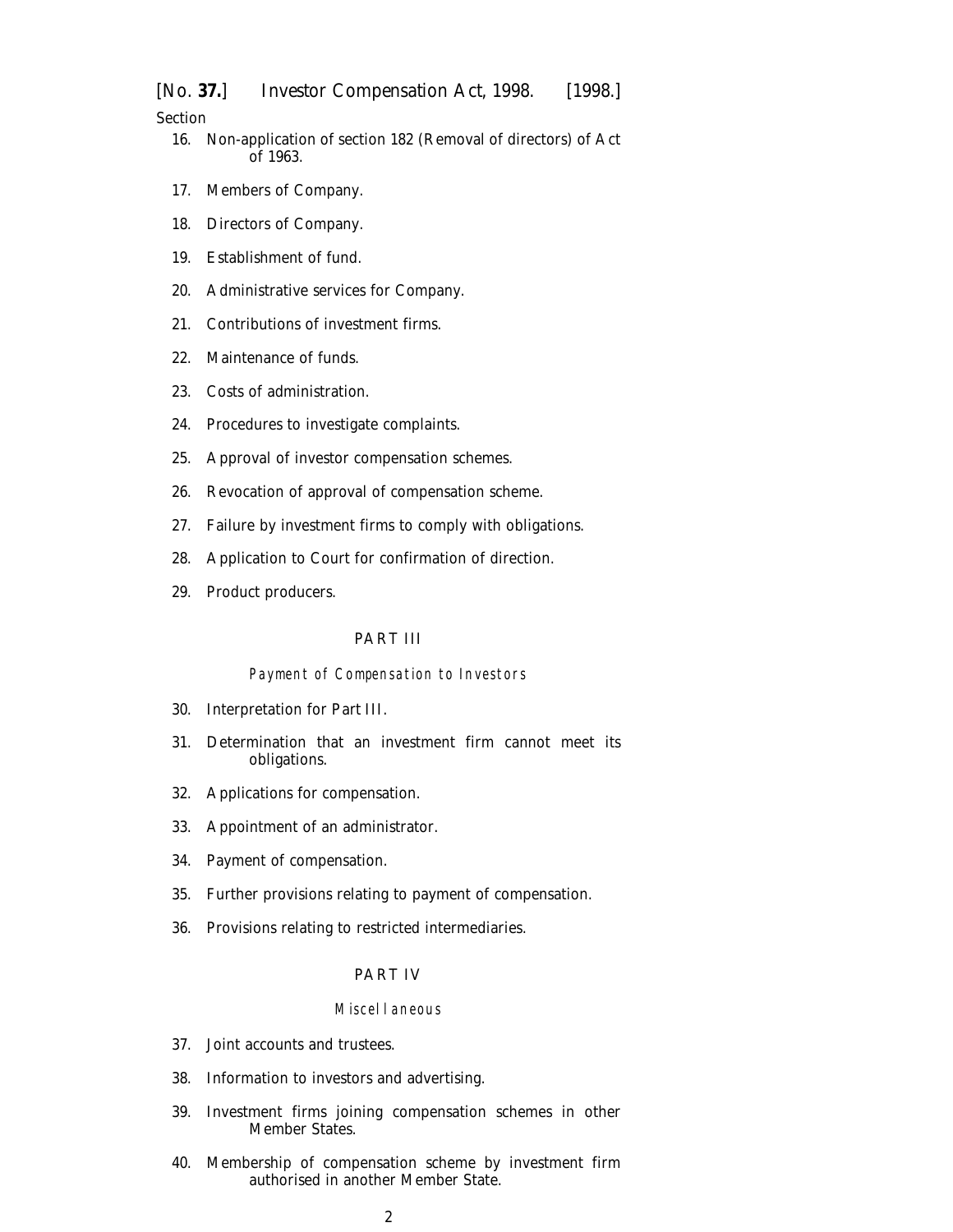Section

16. Non-application of section 182 (Removal of directors) of Act of 1963.

17. Members of Company.

18. Directors of Company.

19. Establishment of fund.

20. Administrative services for Company.

21. Contributions of investment firms.

22. Maintenance of funds.

23. Costs of administration.

24. Procedures to investigate complaints.

25. Approval of investor compensation schemes.

26. Revocation of approval of compensation scheme.

27. Failure by investment firms to comply with obligations.

28. Application to Court for confirmation of direction.

29. Product producers.

## PART III

### *Payment of Compensation to Investors*

30. Interpretation for Part III.

31. Determination that an investment firm cannot meet its obligations.

32. Applications for compensation.

33. Appointment of an administrator.

34. Payment of compensation.

35. Further provisions relating to payment of compensation.

36. Provisions relating to restricted intermediaries.

## PART IV

### *Miscellaneous*

37. Joint accounts and trustees.

38. Information to investors and advertising.

39. Investment firms joining compensation schemes in other Member States.

40. Membership of compensation scheme by investment firm authorised in another Member State.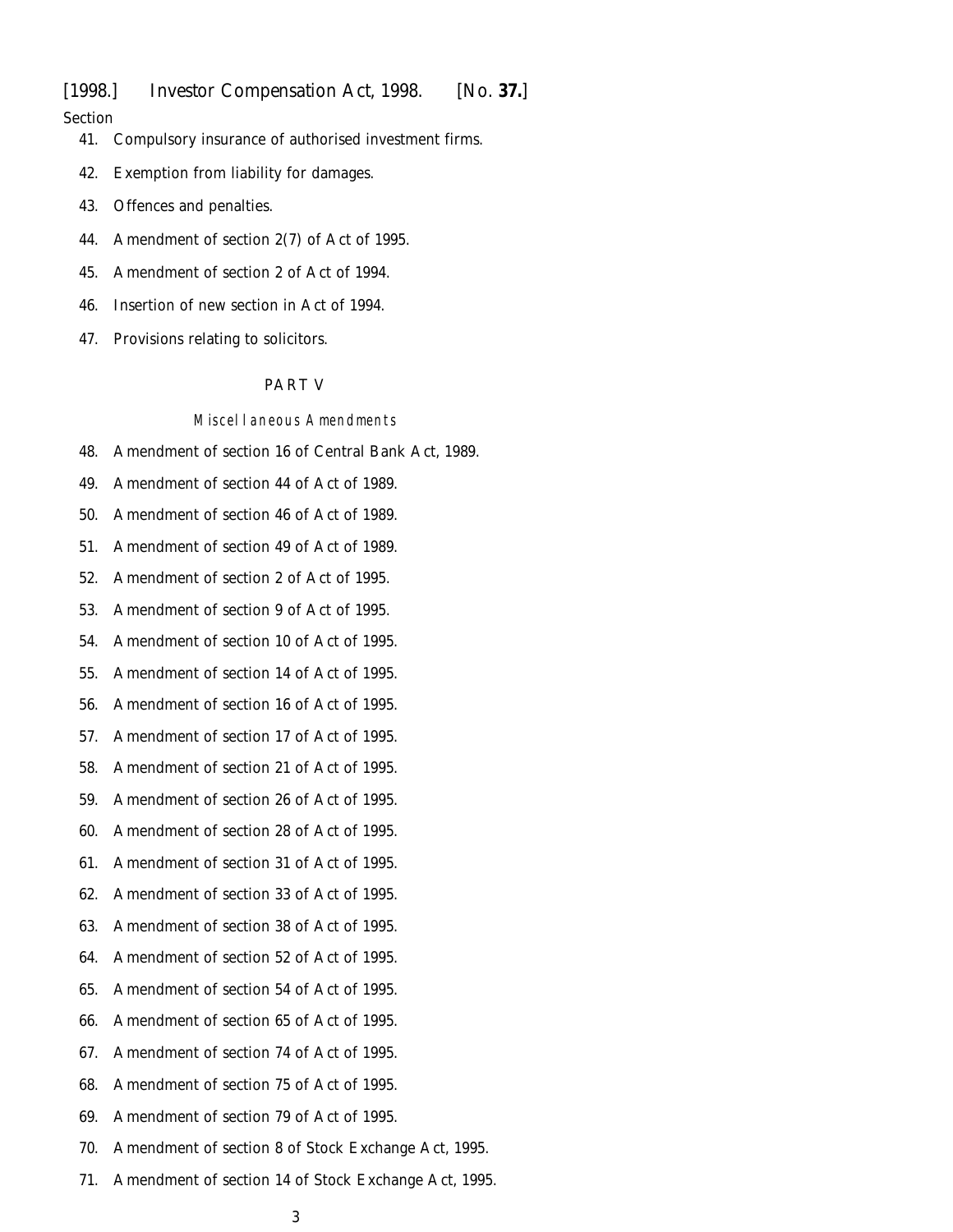Section

41. Compulsory insurance of authorised investment firms.

42. Exemption from liability for damages.

43. Offences and penalties.

44. Amendment of section 2(7) of Act of 1995.

45. Amendment of section 2 of Act of 1994.

46. Insertion of new section in Act of 1994.

47. Provisions relating to solicitors.

PART V

*Miscellaneous Amendments*

48. Amendment of section 16 of Central Bank Act, 1989.

49. Amendment of section 44 of Act of 1989.

50. Amendment of section 46 of Act of 1989.

51. Amendment of section 49 of Act of 1989.

52. Amendment of section 2 of Act of 1995.

53. Amendment of section 9 of Act of 1995.

54. Amendment of section 10 of Act of 1995.

55. Amendment of section 14 of Act of 1995.

56. Amendment of section 16 of Act of 1995.

57. Amendment of section 17 of Act of 1995.

58. Amendment of section 21 of Act of 1995.

59. Amendment of section 26 of Act of 1995.

60. Amendment of section 28 of Act of 1995.

61. Amendment of section 31 of Act of 1995.

62. Amendment of section 33 of Act of 1995.

63. Amendment of section 38 of Act of 1995.

64. Amendment of section 52 of Act of 1995.

65. Amendment of section 54 of Act of 1995.

66. Amendment of section 65 of Act of 1995.

67. Amendment of section 74 of Act of 1995.

68. Amendment of section 75 of Act of 1995.

69. Amendment of section 79 of Act of 1995.

70. Amendment of section 8 of Stock Exchange Act, 1995.

71. Amendment of section 14 of Stock Exchange Act, 1995.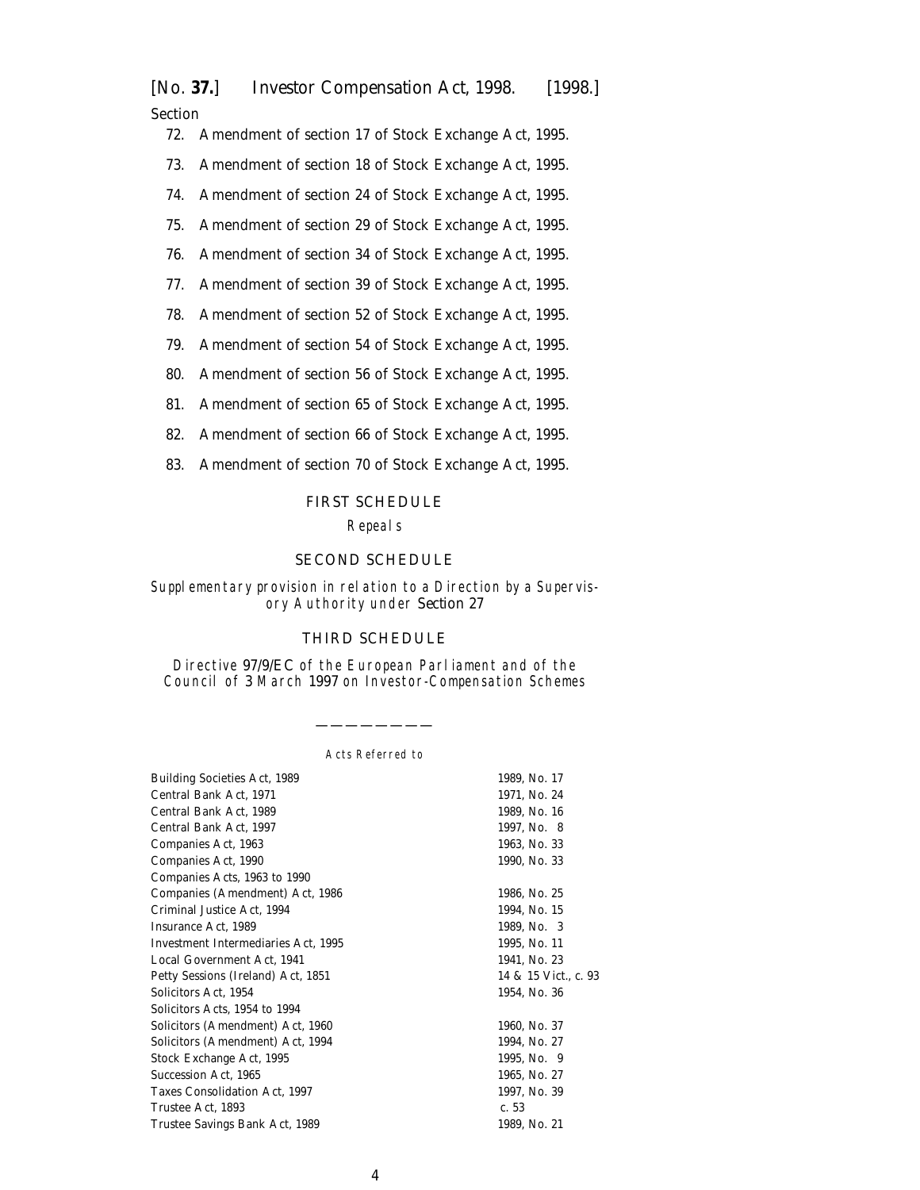Section

72. Amendment of section 17 of Stock Exchange Act, 1995.
73. Amendment of section 18 of Stock Exchange Act, 1995.
74. Amendment of section 24 of Stock Exchange Act, 1995.
75. Amendment of section 29 of Stock Exchange Act, 1995.
76. Amendment of section 34 of Stock Exchange Act, 1995.
77. Amendment of section 39 of Stock Exchange Act, 1995.
78. Amendment of section 52 of Stock Exchange Act, 1995.
79. Amendment of section 54 of Stock Exchange Act, 1995.
80. Amendment of section 56 of Stock Exchange Act, 1995.
81. Amendment of section 65 of Stock Exchange Act, 1995.
82. Amendment of section 66 of Stock Exchange Act, 1995.
83. Amendment of section 70 of Stock Exchange Act, 1995.

FIRST SCHEDULE

*Repeals*

SECOND SCHEDULE

*Supplementary provision in relation to a Direction by a Supervisory Authority under* Section 27

THIRD SCHEDULE

*Directive* 97/9/EC *of the European Parliament and of the Council of* 3 *March* 1997 *on Investor-Compensation Schemes*

---

*Acts Referred to*

| | |
|---|---|
| Building Societies Act, 1989 | 1989, No. 17 |
| Central Bank Act, 1971 | 1971, No. 24 |
| Central Bank Act, 1989 | 1989, No. 16 |
| Central Bank Act, 1997 | 1997, No. 8 |
| Companies Act, 1963 | 1963, No. 33 |
| Companies Act, 1990 | 1990, No. 33 |
| Companies Acts, 1963 to 1990 | |
| Companies (Amendment) Act, 1986 | 1986, No. 25 |
| Criminal Justice Act, 1994 | 1994, No. 15 |
| Insurance Act, 1989 | 1989, No. 3 |
| Investment Intermediaries Act, 1995 | 1995, No. 11 |
| Local Government Act, 1941 | 1941, No. 23 |
| Petty Sessions (Ireland) Act, 1851 | 14 & 15 Vict., c. 93 |
| Solicitors Act, 1954 | 1954, No. 36 |
| Solicitors Acts, 1954 to 1994 | |
| Solicitors (Amendment) Act, 1960 | 1960, No. 37 |
| Solicitors (Amendment) Act, 1994 | 1994, No. 27 |
| Stock Exchange Act, 1995 | 1995, No. 9 |
| Succession Act, 1965 | 1965, No. 27 |
| Taxes Consolidation Act, 1997 | 1997, No. 39 |
| Trustee Act, 1893 | c. 53 |
| Trustee Savings Bank Act, 1989 | 1989, No. 21 |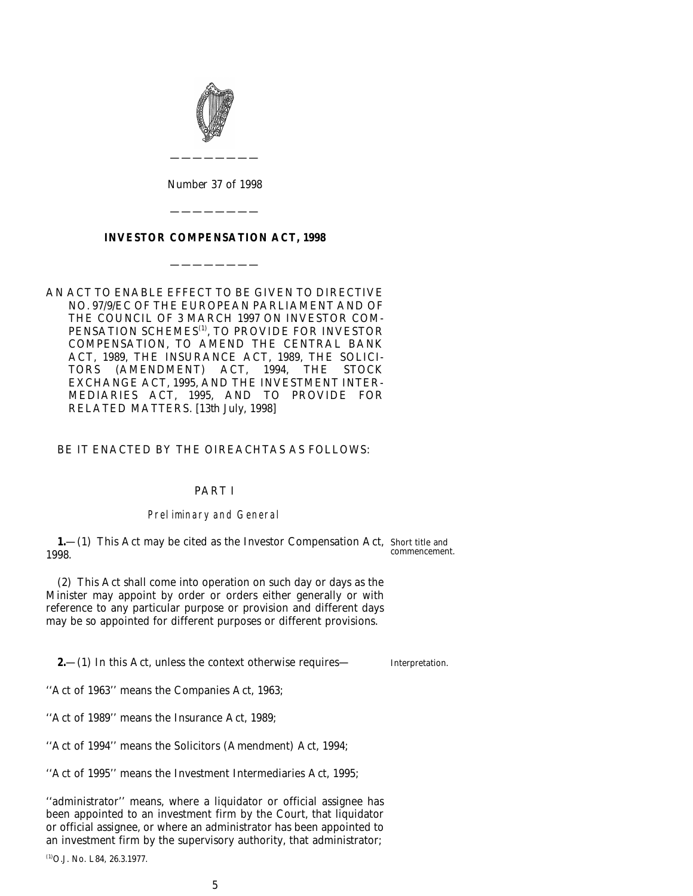Number 37 of 1998

---

# INVESTOR COMPENSATION ACT, 1998

---

AN ACT TO ENABLE EFFECT TO BE GIVEN TO DIRECTIVE NO. 97/9/EC OF THE EUROPEAN PARLIAMENT AND OF THE COUNCIL OF 3 MARCH 1997 ON INVESTOR COMPENSATION SCHEMES[1], TO PROVIDE FOR INVESTOR COMPENSATION, TO AMEND THE CENTRAL BANK ACT, 1989, THE INSURANCE ACT, 1989, THE SOLICITORS (AMENDMENT) ACT, 1994, THE STOCK EXCHANGE ACT, 1995, AND THE INVESTMENT INTERMEDIARIES ACT, 1995, AND TO PROVIDE FOR RELATED MATTERS. [13th July, 1998]

BE IT ENACTED BY THE OIREACHTAS AS FOLLOWS:

## PART I

### *Preliminary and General*

Short title and commencement.

**1.**—(1) This Act may be cited as the Investor Compensation Act, 1998.

(2) This Act shall come into operation on such day or days as the Minister may appoint by order or orders either generally or with reference to any particular purpose or provision and different days may be so appointed for different purposes or different provisions.

Interpretation.

**2.**—(1) In this Act, unless the context otherwise requires—

''Act of 1963'' means the Companies Act, 1963;

''Act of 1989'' means the Insurance Act, 1989;

''Act of 1994'' means the Solicitors (Amendment) Act, 1994;

''Act of 1995'' means the Investment Intermediaries Act, 1995;

''administrator'' means, where a liquidator or official assignee has been appointed to an investment firm by the Court, that liquidator or official assignee, or where an administrator has been appointed to an investment firm by the supervisory authority, that administrator;

[1] O.J. No. L84, 26.3.1977.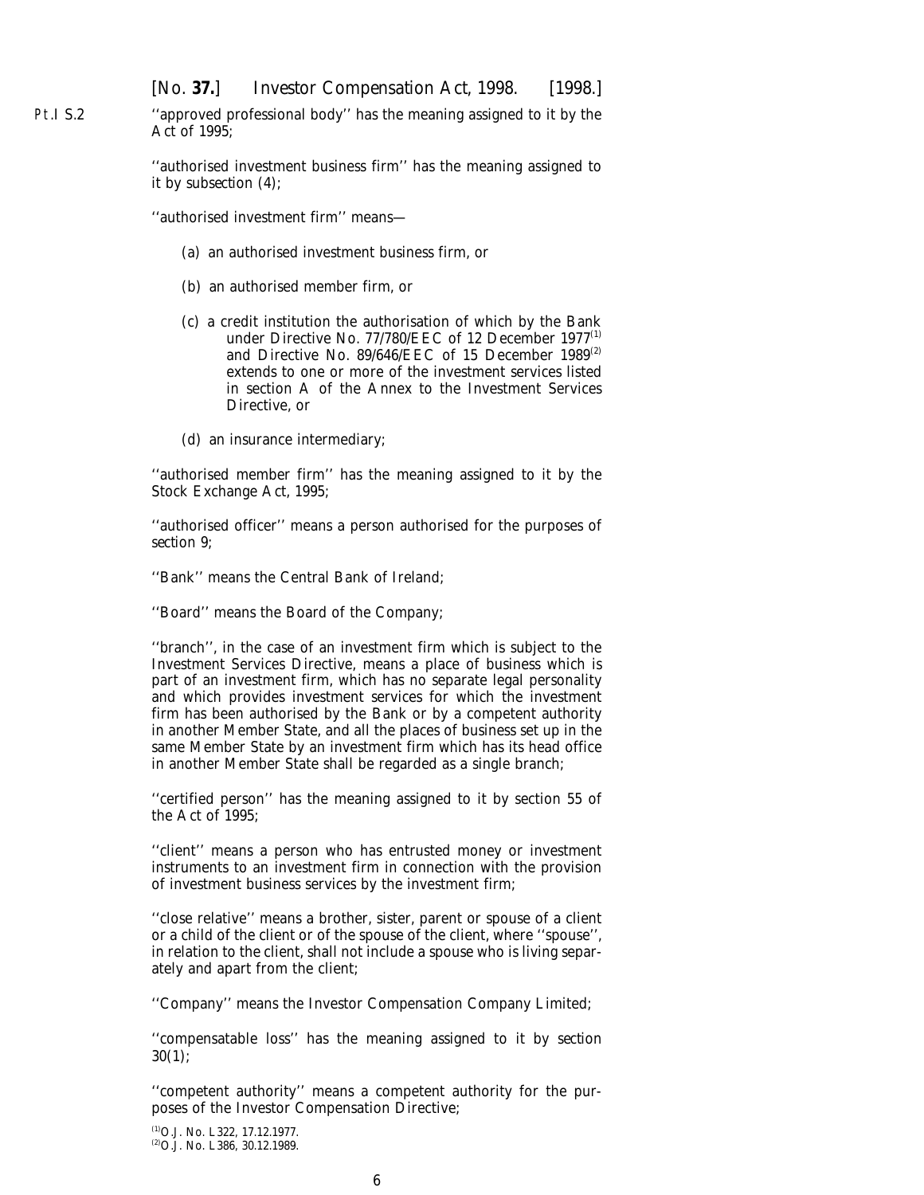Pt.I S.2

''approved professional body'' has the meaning assigned to it by the Act of 1995;

''authorised investment business firm'' has the meaning assigned to it by *subsection (4)*;

''authorised investment firm'' means—

(*a*) an authorised investment business firm, or

(*b*) an authorised member firm, or

(*c*) a credit institution the authorisation of which by the Bank under Directive No. 77/780/EEC of 12 December 1977[1] and Directive No. 89/646/EEC of 15 December 1989[2] extends to one or more of the investment services listed in section A of the Annex to the Investment Services Directive, or

(*d*) an insurance intermediary;

''authorised member firm'' has the meaning assigned to it by the Stock Exchange Act, 1995;

''authorised officer'' means a person authorised for the purposes of *section 9*;

''Bank'' means the Central Bank of Ireland;

''Board'' means the Board of the Company;

''branch'', in the case of an investment firm which is subject to the Investment Services Directive, means a place of business which is part of an investment firm, which has no separate legal personality and which provides investment services for which the investment firm has been authorised by the Bank or by a competent authority in another Member State, and all the places of business set up in the same Member State by an investment firm which has its head office in another Member State shall be regarded as a single branch;

''certified person'' has the meaning assigned to it by section 55 of the Act of 1995;

''client'' means a person who has entrusted money or investment instruments to an investment firm in connection with the provision of investment business services by the investment firm;

''close relative'' means a brother, sister, parent or spouse of a client or a child of the client or of the spouse of the client, where ''spouse'', in relation to the client, shall not include a spouse who is living separately and apart from the client;

''Company'' means the Investor Compensation Company Limited;

''compensatable loss'' has the meaning assigned to it by *section 30(1)*;

''competent authority'' means a competent authority for the purposes of the Investor Compensation Directive;

[1]O.J. No. L322, 17.12.1977.
[2]O.J. No. L386, 30.12.1989.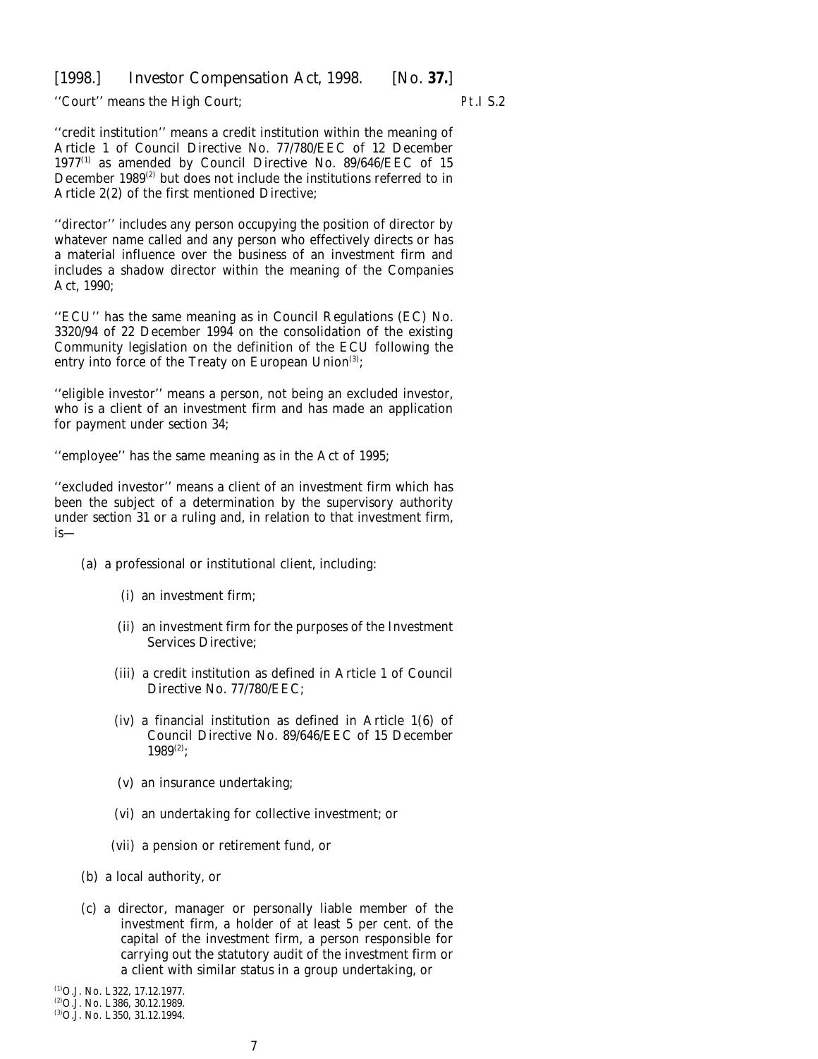''Court'' means the High Court;

''credit institution'' means a credit institution within the meaning of Article 1 of Council Directive No. 77/780/EEC of 12 December 1977[1] as amended by Council Directive No. 89/646/EEC of 15 December 1989[2] but does not include the institutions referred to in Article 2(2) of the first mentioned Directive;

''director'' includes any person occupying the position of director by whatever name called and any person who effectively directs or has a material influence over the business of an investment firm and includes a shadow director within the meaning of the Companies Act, 1990;

''ECU'' has the same meaning as in Council Regulations (EC) No. 3320/94 of 22 December 1994 on the consolidation of the existing Community legislation on the definition of the ECU following the entry into force of the Treaty on European Union[3];

''eligible investor'' means a person, not being an excluded investor, who is a client of an investment firm and has made an application for payment under *section 34*;

''employee'' has the same meaning as in the Act of 1995;

''excluded investor'' means a client of an investment firm which has been the subject of a determination by the supervisory authority under *section 31* or a ruling and, in relation to that investment firm, is—

(*a*) a professional or institutional client, including:

(i) an investment firm;

(ii) an investment firm for the purposes of the Investment Services Directive;

(iii) a credit institution as defined in Article 1 of Council Directive No. 77/780/EEC;

(iv) a financial institution as defined in Article 1(6) of Council Directive No. 89/646/EEC of 15 December 1989[2];

(v) an insurance undertaking;

(vi) an undertaking for collective investment; or

(vii) a pension or retirement fund, or

(*b*) a local authority, or

(*c*) a director, manager or personally liable member of the investment firm, a holder of at least 5 per cent. of the capital of the investment firm, a person responsible for carrying out the statutory audit of the investment firm or a client with similar status in a group undertaking, or

[1] O.J. No. L322, 17.12.1977.
[2] O.J. No. L386, 30.12.1989.
[3] O.J. No. L350, 31.12.1994.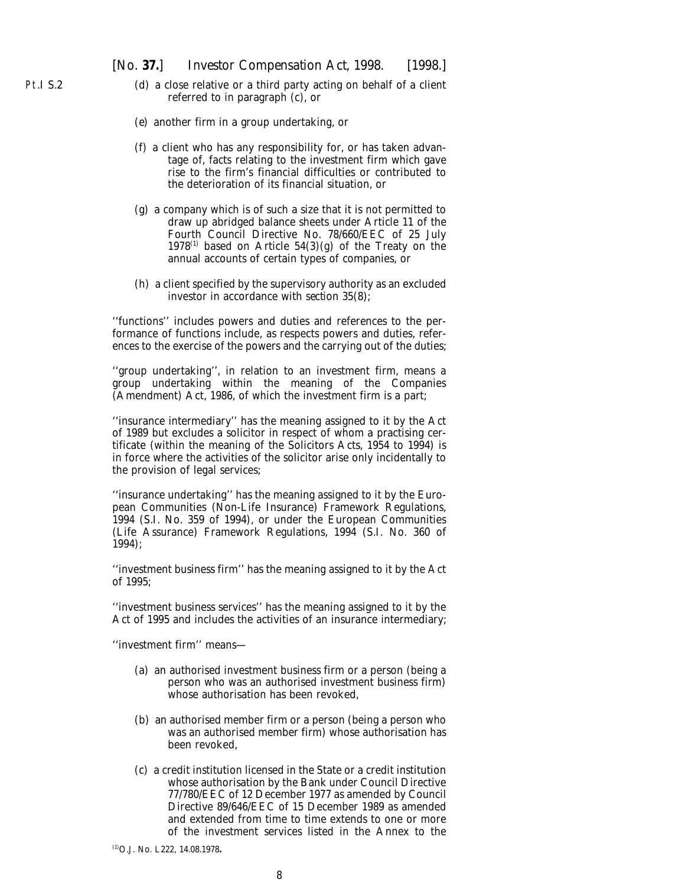(d) a close relative or a third party acting on behalf of a client referred to in paragraph (c), or

(e) another firm in a group undertaking, or

(f) a client who has any responsibility for, or has taken advantage of, facts relating to the investment firm which gave rise to the firm's financial difficulties or contributed to the deterioration of its financial situation, or

(g) a company which is of such a size that it is not permitted to draw up abridged balance sheets under Article 11 of the Fourth Council Directive No. 78/660/EEC of 25 July 1978[1] based on Article 54(3)(g) of the Treaty on the annual accounts of certain types of companies, or

(h) a client specified by the supervisory authority as an excluded investor in accordance with *section 35(8)*;

''functions'' includes powers and duties and references to the performance of functions include, as respects powers and duties, references to the exercise of the powers and the carrying out of the duties;

''group undertaking'', in relation to an investment firm, means a group undertaking within the meaning of the Companies (Amendment) Act, 1986, of which the investment firm is a part;

''insurance intermediary'' has the meaning assigned to it by the Act of 1989 but excludes a solicitor in respect of whom a practising certificate (within the meaning of the Solicitors Acts, 1954 to 1994) is in force where the activities of the solicitor arise only incidentally to the provision of legal services;

''insurance undertaking'' has the meaning assigned to it by the European Communities (Non-Life Insurance) Framework Regulations, 1994 (S.I. No. 359 of 1994), or under the European Communities (Life Assurance) Framework Regulations, 1994 (S.I. No. 360 of 1994);

''investment business firm'' has the meaning assigned to it by the Act of 1995;

''investment business services'' has the meaning assigned to it by the Act of 1995 and includes the activities of an insurance intermediary;

''investment firm'' means—

(a) an authorised investment business firm or a person (being a person who was an authorised investment business firm) whose authorisation has been revoked,

(b) an authorised member firm or a person (being a person who was an authorised member firm) whose authorisation has been revoked,

(c) a credit institution licensed in the State or a credit institution whose authorisation by the Bank under Council Directive 77/780/EEC of 12 December 1977 as amended by Council Directive 89/646/EEC of 15 December 1989 as amended and extended from time to time extends to one or more of the investment services listed in the Annex to the

[1] O.J. No. L222, 14.08.1978.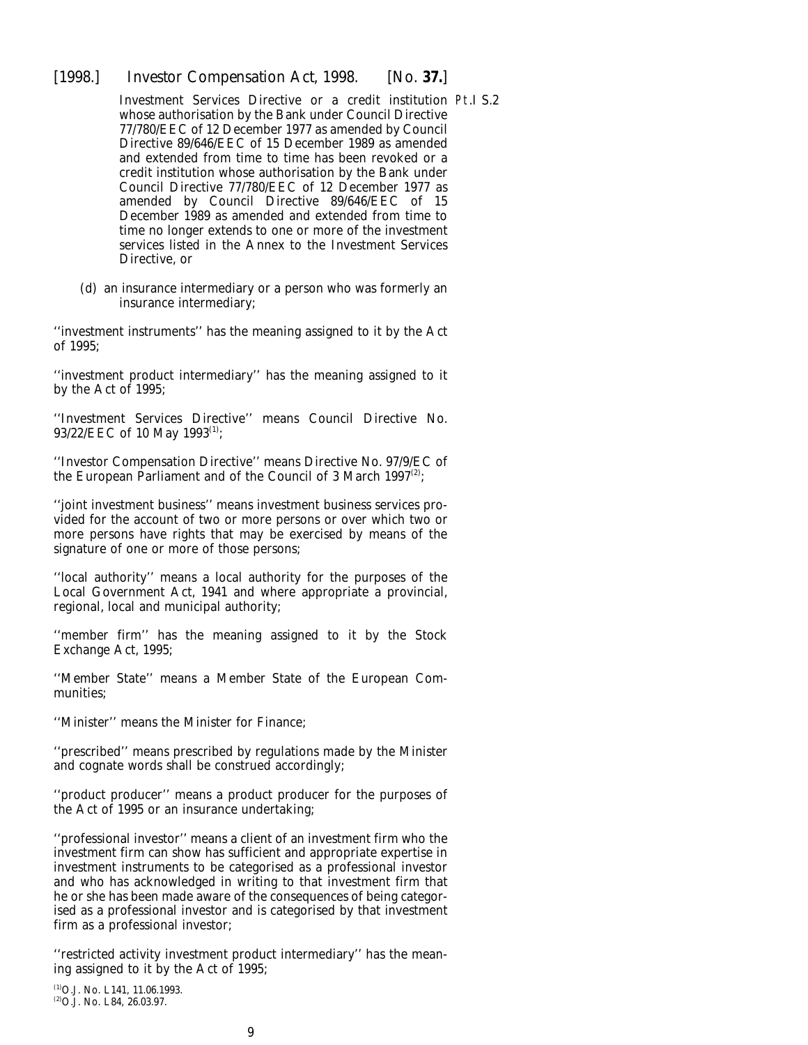Investment Services Directive or a credit institution whose authorisation by the Bank under Council Directive 77/780/EEC of 12 December 1977 as amended by Council Directive 89/646/EEC of 15 December 1989 as amended and extended from time to time has been revoked or a credit institution whose authorisation by the Bank under Council Directive 77/780/EEC of 12 December 1977 as amended by Council Directive 89/646/EEC of 15 December 1989 as amended and extended from time to time no longer extends to one or more of the investment services listed in the Annex to the Investment Services Directive, or

(*d*) an insurance intermediary or a person who was formerly an insurance intermediary;

''investment instruments'' has the meaning assigned to it by the Act of 1995;

''investment product intermediary'' has the meaning assigned to it by the Act of 1995;

''Investment Services Directive'' means Council Directive No. 93/22/EEC of 10 May 1993[1];

''Investor Compensation Directive'' means Directive No. 97/9/EC of the European Parliament and of the Council of 3 March 1997[2];

''joint investment business'' means investment business services provided for the account of two or more persons or over which two or more persons have rights that may be exercised by means of the signature of one or more of those persons;

''local authority'' means a local authority for the purposes of the Local Government Act, 1941 and where appropriate a provincial, regional, local and municipal authority;

''member firm'' has the meaning assigned to it by the Stock Exchange Act, 1995;

''Member State'' means a Member State of the European Communities;

''Minister'' means the Minister for Finance;

''prescribed'' means prescribed by regulations made by the Minister and cognate words shall be construed accordingly;

''product producer'' means a product producer for the purposes of the Act of 1995 or an insurance undertaking;

''professional investor'' means a client of an investment firm who the investment firm can show has sufficient and appropriate expertise in investment instruments to be categorised as a professional investor and who has acknowledged in writing to that investment firm that he or she has been made aware of the consequences of being categorised as a professional investor and is categorised by that investment firm as a professional investor;

''restricted activity investment product intermediary'' has the meaning assigned to it by the Act of 1995;

[1] O.J. No. L141, 11.06.1993.
[2] O.J. No. L84, 26.03.97.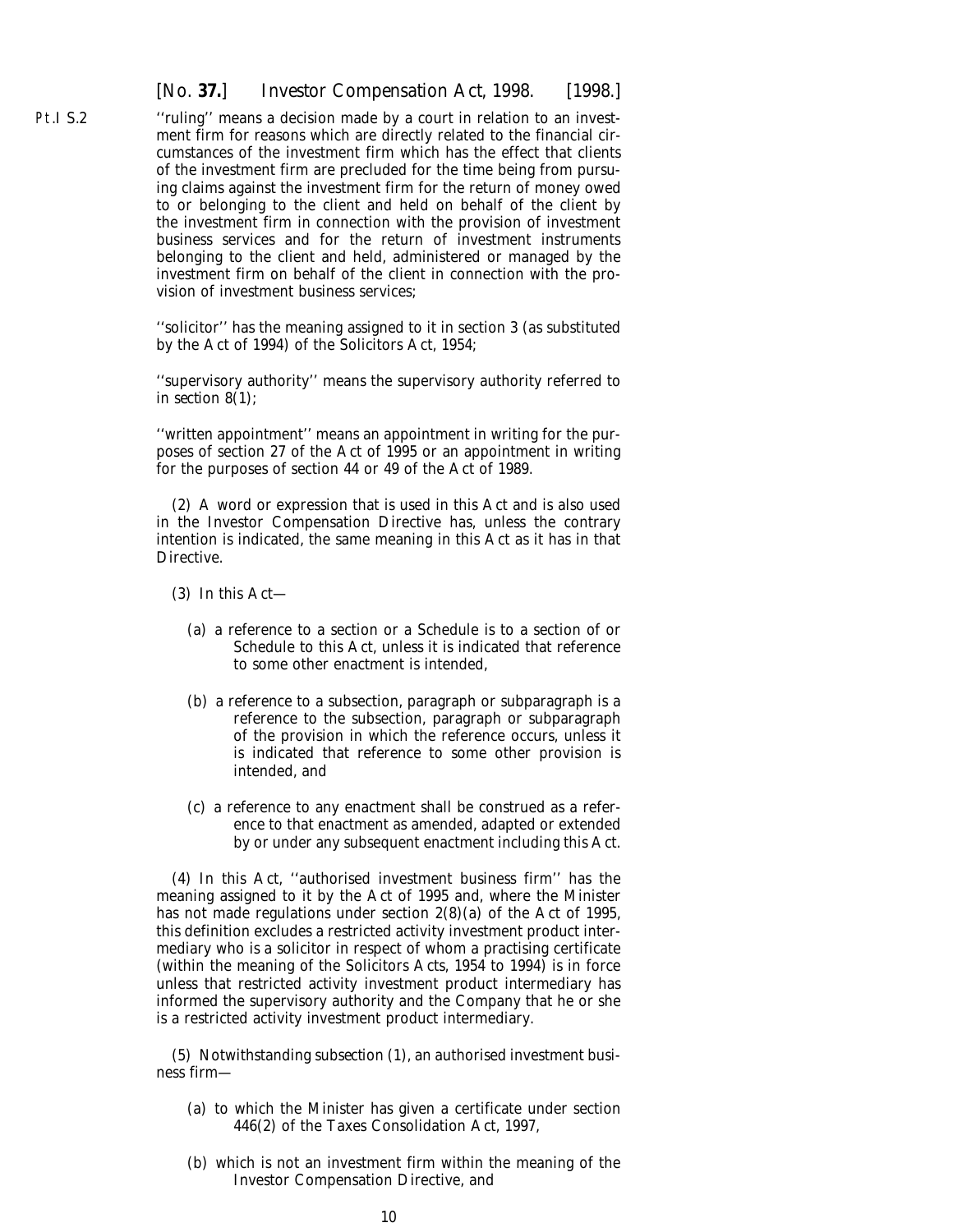''ruling'' means a decision made by a court in relation to an investment firm for reasons which are directly related to the financial circumstances of the investment firm which has the effect that clients of the investment firm are precluded for the time being from pursuing claims against the investment firm for the return of money owed to or belonging to the client and held on behalf of the client by the investment firm in connection with the provision of investment business services and for the return of investment instruments belonging to the client and held, administered or managed by the investment firm on behalf of the client in connection with the provision of investment business services;

''solicitor'' has the meaning assigned to it in section 3 (as substituted by the Act of 1994) of the Solicitors Act, 1954;

''supervisory authority'' means the supervisory authority referred to in *section 8(1)*;

''written appointment'' means an appointment in writing for the purposes of section 27 of the Act of 1995 or an appointment in writing for the purposes of section 44 or 49 of the Act of 1989.

(2) A word or expression that is used in this Act and is also used in the Investor Compensation Directive has, unless the contrary intention is indicated, the same meaning in this Act as it has in that Directive.

(3) In this Act—

(*a*) a reference to a section or a Schedule is to a section of or Schedule to this Act, unless it is indicated that reference to some other enactment is intended,

(*b*) a reference to a subsection, paragraph or subparagraph is a reference to the subsection, paragraph or subparagraph of the provision in which the reference occurs, unless it is indicated that reference to some other provision is intended, and

(*c*) a reference to any enactment shall be construed as a reference to that enactment as amended, adapted or extended by or under any subsequent enactment including this Act.

(4) In this Act, ''authorised investment business firm'' has the meaning assigned to it by the Act of 1995 and, where the Minister has not made regulations under section 2(8)(*a*) of the Act of 1995, this definition excludes a restricted activity investment product intermediary who is a solicitor in respect of whom a practising certificate (within the meaning of the Solicitors Acts, 1954 to 1994) is in force unless that restricted activity investment product intermediary has informed the supervisory authority and the Company that he or she is a restricted activity investment product intermediary.

(5) Notwithstanding *subsection (1)*, an authorised investment business firm—

(*a*) to which the Minister has given a certificate under section 446(2) of the Taxes Consolidation Act, 1997,

(*b*) which is not an investment firm within the meaning of the Investor Compensation Directive, and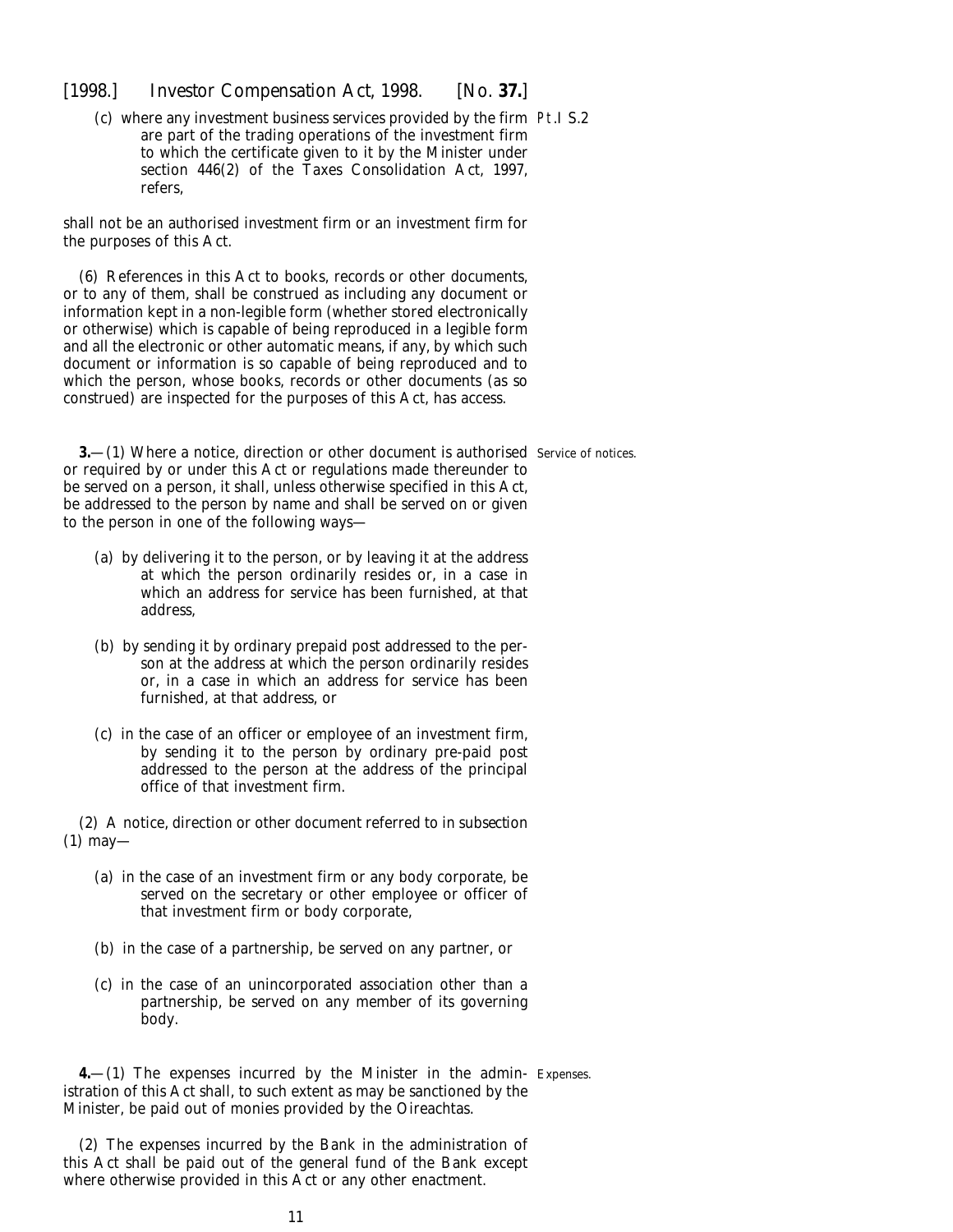(c) where any investment business services provided by the firm are part of the trading operations of the investment firm to which the certificate given to it by the Minister under section 446(2) of the Taxes Consolidation Act, 1997, refers,

shall not be an authorised investment firm or an investment firm for the purposes of this Act.

(6) References in this Act to books, records or other documents, or to any of them, shall be construed as including any document or information kept in a non-legible form (whether stored electronically or otherwise) which is capable of being reproduced in a legible form and all the electronic or other automatic means, if any, by which such document or information is so capable of being reproduced and to which the person, whose books, records or other documents (as so construed) are inspected for the purposes of this Act, has access.

Service of notices.

**3.**—(1) Where a notice, direction or other document is authorised or required by or under this Act or regulations made thereunder to be served on a person, it shall, unless otherwise specified in this Act, be addressed to the person by name and shall be served on or given to the person in one of the following ways—

(a) by delivering it to the person, or by leaving it at the address at which the person ordinarily resides or, in a case in which an address for service has been furnished, at that address,

(b) by sending it by ordinary prepaid post addressed to the person at the address at which the person ordinarily resides or, in a case in which an address for service has been furnished, at that address, or

(c) in the case of an officer or employee of an investment firm, by sending it to the person by ordinary pre-paid post addressed to the person at the address of the principal office of that investment firm.

(2) A notice, direction or other document referred to in subsection (1) may—

(a) in the case of an investment firm or any body corporate, be served on the secretary or other employee or officer of that investment firm or body corporate,

(b) in the case of a partnership, be served on any partner, or

(c) in the case of an unincorporated association other than a partnership, be served on any member of its governing body.

Expenses.

**4.**—(1) The expenses incurred by the Minister in the administration of this Act shall, to such extent as may be sanctioned by the Minister, be paid out of monies provided by the Oireachtas.

(2) The expenses incurred by the Bank in the administration of this Act shall be paid out of the general fund of the Bank except where otherwise provided in this Act or any other enactment.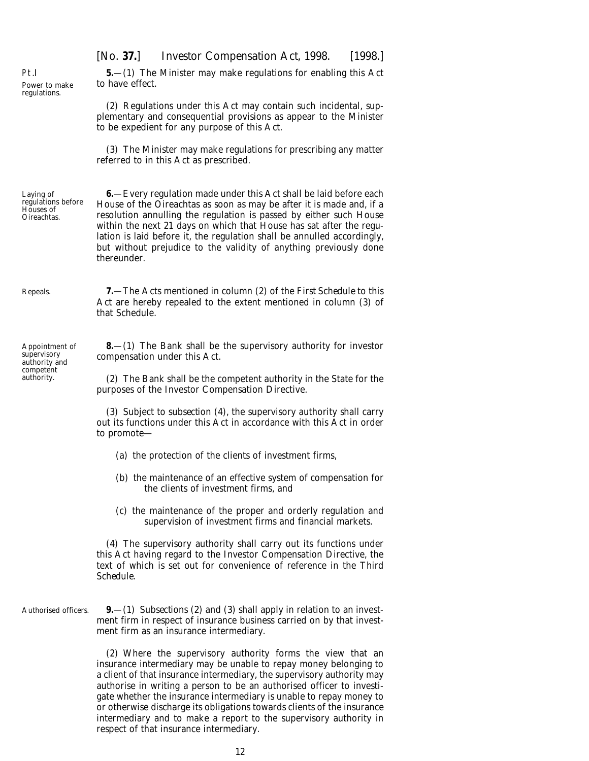Pt.I

Power to make regulations.

**5.**—(1) The Minister may make regulations for enabling this Act to have effect.

(2) Regulations under this Act may contain such incidental, supplementary and consequential provisions as appear to the Minister to be expedient for any purpose of this Act.

(3) The Minister may make regulations for prescribing any matter referred to in this Act as prescribed.

Laying of regulations before Houses of Oireachtas.

**6.**—Every regulation made under this Act shall be laid before each House of the Oireachtas as soon as may be after it is made and, if a resolution annulling the regulation is passed by either such House within the next 21 days on which that House has sat after the regulation is laid before it, the regulation shall be annulled accordingly, but without prejudice to the validity of anything previously done thereunder.

Repeals.

**7.**—The Acts mentioned in column (2) of the *First Schedule* to this Act are hereby repealed to the extent mentioned in column (3) of that Schedule.

Appointment of supervisory authority and competent authority.

**8.**—(1) The Bank shall be the supervisory authority for investor compensation under this Act.

(2) The Bank shall be the competent authority in the State for the purposes of the Investor Compensation Directive.

(3) Subject to *subsection (4)*, the supervisory authority shall carry out its functions under this Act in accordance with this Act in order to promote—

(*a*) the protection of the clients of investment firms,

(*b*) the maintenance of an effective system of compensation for the clients of investment firms, and

(*c*) the maintenance of the proper and orderly regulation and supervision of investment firms and financial markets.

(4) The supervisory authority shall carry out its functions under this Act having regard to the Investor Compensation Directive, the text of which is set out for convenience of reference in the *Third Schedule*.

Authorised officers.

**9.**—(1) *Subsections (2)* and *(3)* shall apply in relation to an investment firm in respect of insurance business carried on by that investment firm as an insurance intermediary.

(2) Where the supervisory authority forms the view that an insurance intermediary may be unable to repay money belonging to a client of that insurance intermediary, the supervisory authority may authorise in writing a person to be an authorised officer to investigate whether the insurance intermediary is unable to repay money to or otherwise discharge its obligations towards clients of the insurance intermediary and to make a report to the supervisory authority in respect of that insurance intermediary.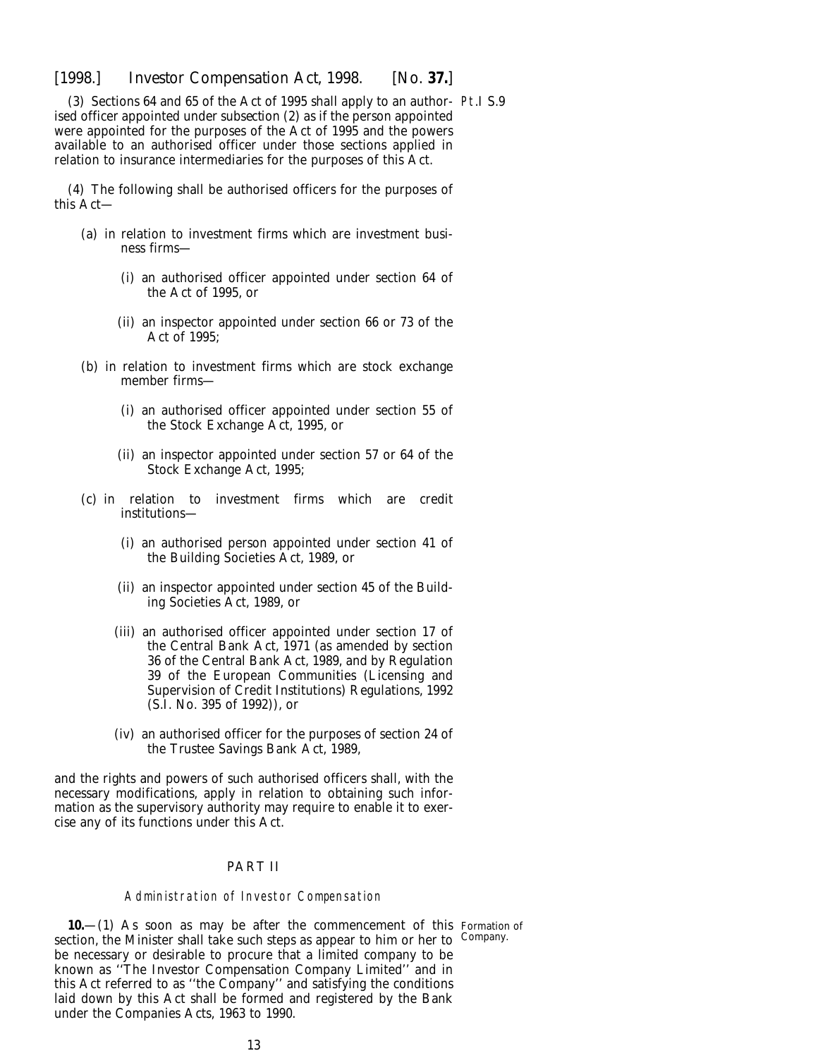(3) Sections 64 and 65 of the Act of 1995 shall apply to an authorised officer appointed under *subsection (2)* as if the person appointed were appointed for the purposes of the Act of 1995 and the powers available to an authorised officer under those sections applied in relation to insurance intermediaries for the purposes of this Act.

(4) The following shall be authorised officers for the purposes of this Act—

(*a*) in relation to investment firms which are investment business firms—

(i) an authorised officer appointed under section 64 of the Act of 1995, or

(ii) an inspector appointed under section 66 or 73 of the Act of 1995;

(*b*) in relation to investment firms which are stock exchange member firms—

(i) an authorised officer appointed under section 55 of the Stock Exchange Act, 1995, or

(ii) an inspector appointed under section 57 or 64 of the Stock Exchange Act, 1995;

(*c*) in relation to investment firms which are credit institutions—

(i) an authorised person appointed under section 41 of the Building Societies Act, 1989, or

(ii) an inspector appointed under section 45 of the Building Societies Act, 1989, or

(iii) an authorised officer appointed under section 17 of the Central Bank Act, 1971 (as amended by section 36 of the Central Bank Act, 1989, and by Regulation 39 of the European Communities (Licensing and Supervision of Credit Institutions) Regulations, 1992 (S.I. No. 395 of 1992)), or

(iv) an authorised officer for the purposes of section 24 of the Trustee Savings Bank Act, 1989,

and the rights and powers of such authorised officers shall, with the necessary modifications, apply in relation to obtaining such information as the supervisory authority may require to enable it to exercise any of its functions under this Act.

## PART II

### *Administration of Investor Compensation*

Formation of Company.

**10.**—(1) As soon as may be after the commencement of this section, the Minister shall take such steps as appear to him or her to be necessary or desirable to procure that a limited company to be known as ''The Investor Compensation Company Limited'' and in this Act referred to as ''the Company'' and satisfying the conditions laid down by this Act shall be formed and registered by the Bank under the Companies Acts, 1963 to 1990.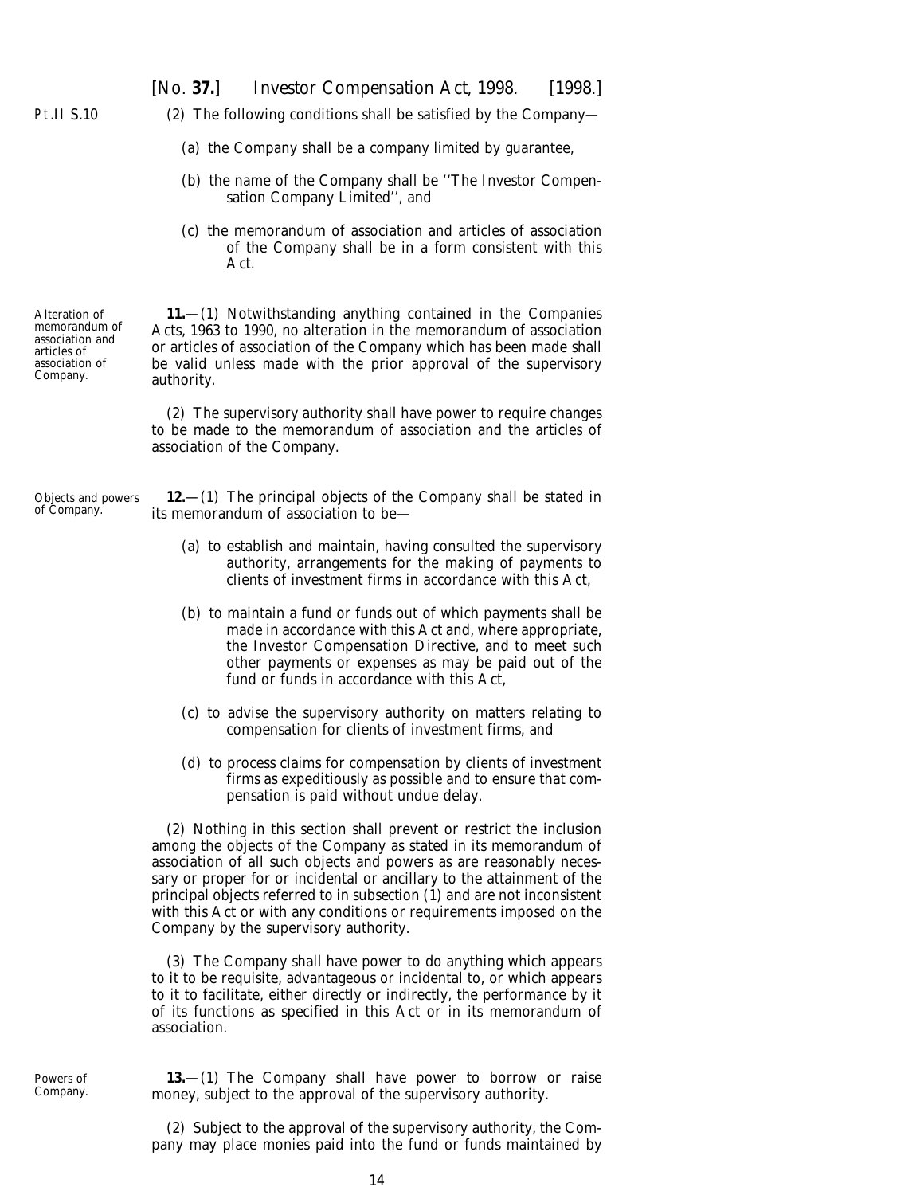(2) The following conditions shall be satisfied by the Company—

(a) the Company shall be a company limited by guarantee,

(b) the name of the Company shall be ''The Investor Compensation Company Limited'', and

(c) the memorandum of association and articles of association of the Company shall be in a form consistent with this Act.

Alteration of memorandum of association and articles of association of Company.

**11.**—(1) Notwithstanding anything contained in the Companies Acts, 1963 to 1990, no alteration in the memorandum of association or articles of association of the Company which has been made shall be valid unless made with the prior approval of the supervisory authority.

(2) The supervisory authority shall have power to require changes to be made to the memorandum of association and the articles of association of the Company.

Objects and powers of Company.

**12.**—(1) The principal objects of the Company shall be stated in its memorandum of association to be—

(a) to establish and maintain, having consulted the supervisory authority, arrangements for the making of payments to clients of investment firms in accordance with this Act,

(b) to maintain a fund or funds out of which payments shall be made in accordance with this Act and, where appropriate, the Investor Compensation Directive, and to meet such other payments or expenses as may be paid out of the fund or funds in accordance with this Act,

(c) to advise the supervisory authority on matters relating to compensation for clients of investment firms, and

(d) to process claims for compensation by clients of investment firms as expeditiously as possible and to ensure that compensation is paid without undue delay.

(2) Nothing in this section shall prevent or restrict the inclusion among the objects of the Company as stated in its memorandum of association of all such objects and powers as are reasonably necessary or proper for or incidental or ancillary to the attainment of the principal objects referred to in subsection (1) and are not inconsistent with this Act or with any conditions or requirements imposed on the Company by the supervisory authority.

(3) The Company shall have power to do anything which appears to it to be requisite, advantageous or incidental to, or which appears to it to facilitate, either directly or indirectly, the performance by it of its functions as specified in this Act or in its memorandum of association.

Powers of Company.

**13.**—(1) The Company shall have power to borrow or raise money, subject to the approval of the supervisory authority.

(2) Subject to the approval of the supervisory authority, the Company may place monies paid into the fund or funds maintained by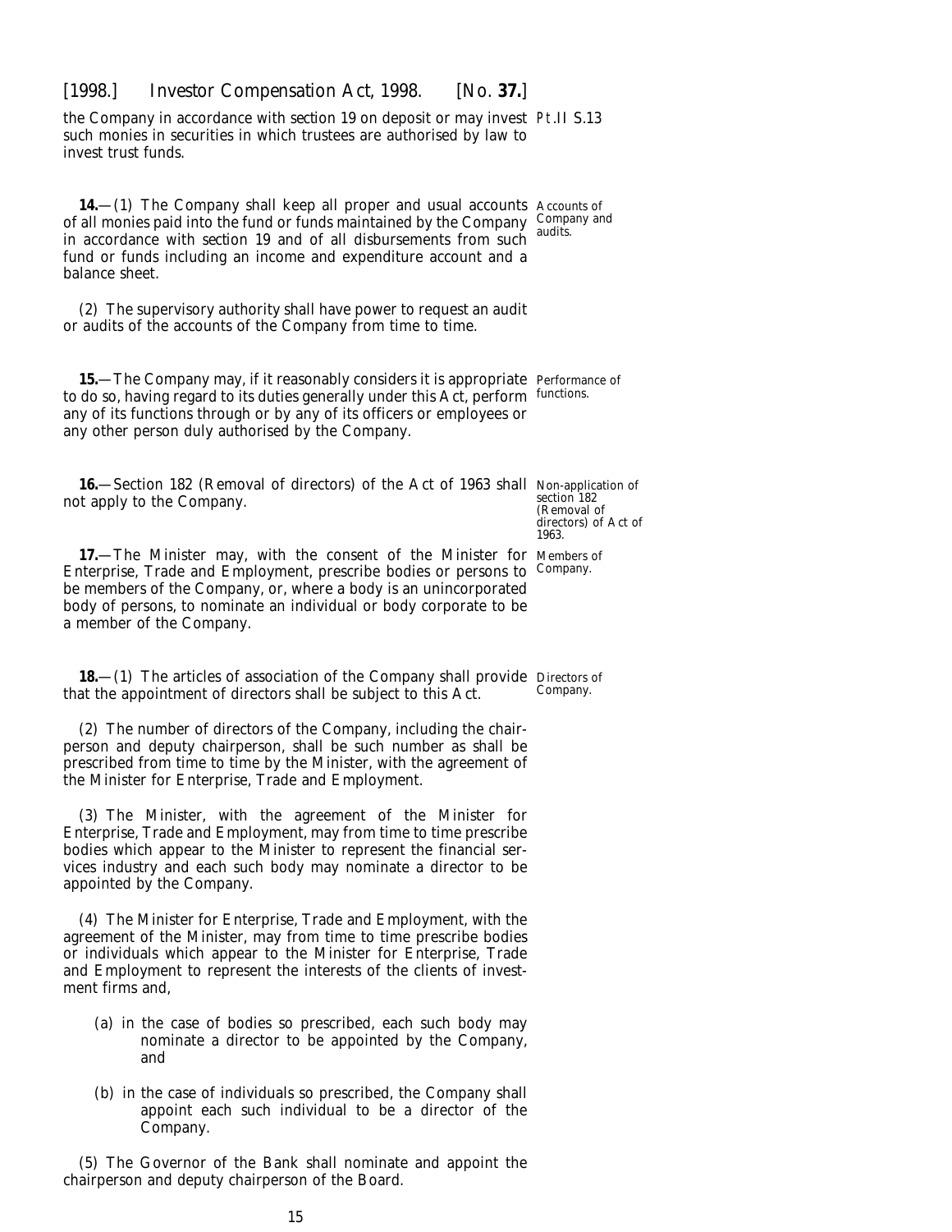the Company in accordance with section 19 on deposit or may invest such monies in securities in which trustees are authorised by law to invest trust funds.

*Accounts of Company and audits.*

**14.**—(1) The Company shall keep all proper and usual accounts of all monies paid into the fund or funds maintained by the Company in accordance with section 19 and of all disbursements from such fund or funds including an income and expenditure account and a balance sheet.

(2) The supervisory authority shall have power to request an audit or audits of the accounts of the Company from time to time.

*Performance of functions.*

**15.**—The Company may, if it reasonably considers it is appropriate to do so, having regard to its duties generally under this Act, perform any of its functions through or by any of its officers or employees or any other person duly authorised by the Company.

*Non-application of section 182 (Removal of directors) of Act of 1963.*

**16.**—Section 182 (Removal of directors) of the Act of 1963 shall not apply to the Company.

*Members of Company.*

**17.**—The Minister may, with the consent of the Minister for Enterprise, Trade and Employment, prescribe bodies or persons to be members of the Company, or, where a body is an unincorporated body of persons, to nominate an individual or body corporate to be a member of the Company.

*Directors of Company.*

**18.**—(1) The articles of association of the Company shall provide that the appointment of directors shall be subject to this Act.

(2) The number of directors of the Company, including the chairperson and deputy chairperson, shall be such number as shall be prescribed from time to time by the Minister, with the agreement of the Minister for Enterprise, Trade and Employment.

(3) The Minister, with the agreement of the Minister for Enterprise, Trade and Employment, may from time to time prescribe bodies which appear to the Minister to represent the financial services industry and each such body may nominate a director to be appointed by the Company.

(4) The Minister for Enterprise, Trade and Employment, with the agreement of the Minister, may from time to time prescribe bodies or individuals which appear to the Minister for Enterprise, Trade and Employment to represent the interests of the clients of investment firms and,

(*a*) in the case of bodies so prescribed, each such body may nominate a director to be appointed by the Company, and

(*b*) in the case of individuals so prescribed, the Company shall appoint each such individual to be a director of the Company.

(5) The Governor of the Bank shall nominate and appoint the chairperson and deputy chairperson of the Board.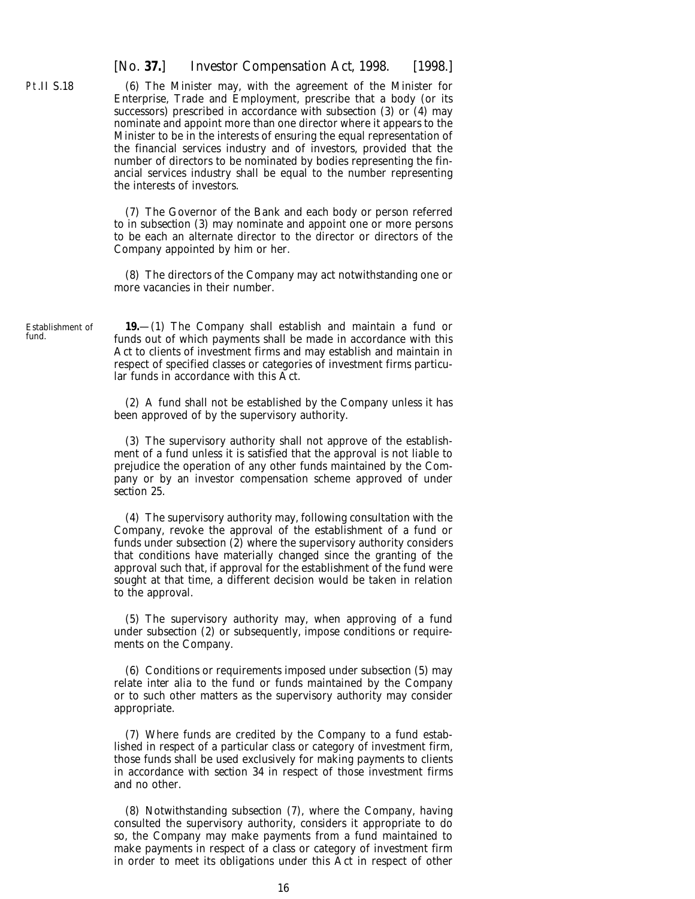(6) The Minister may, with the agreement of the Minister for Enterprise, Trade and Employment, prescribe that a body (or its successors) prescribed in accordance with *subsection (3)* or *(4)* may nominate and appoint more than one director where it appears to the Minister to be in the interests of ensuring the equal representation of the financial services industry and of investors, provided that the number of directors to be nominated by bodies representing the financial services industry shall be equal to the number representing the interests of investors.

(7) The Governor of the Bank and each body or person referred to in *subsection (3)* may nominate and appoint one or more persons to be each an alternate director to the director or directors of the Company appointed by him or her.

(8) The directors of the Company may act notwithstanding one or more vacancies in their number.

Establishment of fund.

**19.**—(1) The Company shall establish and maintain a fund or funds out of which payments shall be made in accordance with this Act to clients of investment firms and may establish and maintain in respect of specified classes or categories of investment firms particular funds in accordance with this Act.

(2) A fund shall not be established by the Company unless it has been approved of by the supervisory authority.

(3) The supervisory authority shall not approve of the establishment of a fund unless it is satisfied that the approval is not liable to prejudice the operation of any other funds maintained by the Company or by an investor compensation scheme approved of under *section 25*.

(4) The supervisory authority may, following consultation with the Company, revoke the approval of the establishment of a fund or funds under *subsection (2)* where the supervisory authority considers that conditions have materially changed since the granting of the approval such that, if approval for the establishment of the fund were sought at that time, a different decision would be taken in relation to the approval.

(5) The supervisory authority may, when approving of a fund under *subsection (2)* or subsequently, impose conditions or requirements on the Company.

(6) Conditions or requirements imposed under *subsection (5)* may relate *inter alia* to the fund or funds maintained by the Company or to such other matters as the supervisory authority may consider appropriate.

(7) Where funds are credited by the Company to a fund established in respect of a particular class or category of investment firm, those funds shall be used exclusively for making payments to clients in accordance with *section 34* in respect of those investment firms and no other.

(8) Notwithstanding *subsection (7)*, where the Company, having consulted the supervisory authority, considers it appropriate to do so, the Company may make payments from a fund maintained to make payments in respect of a class or category of investment firm in order to meet its obligations under this Act in respect of other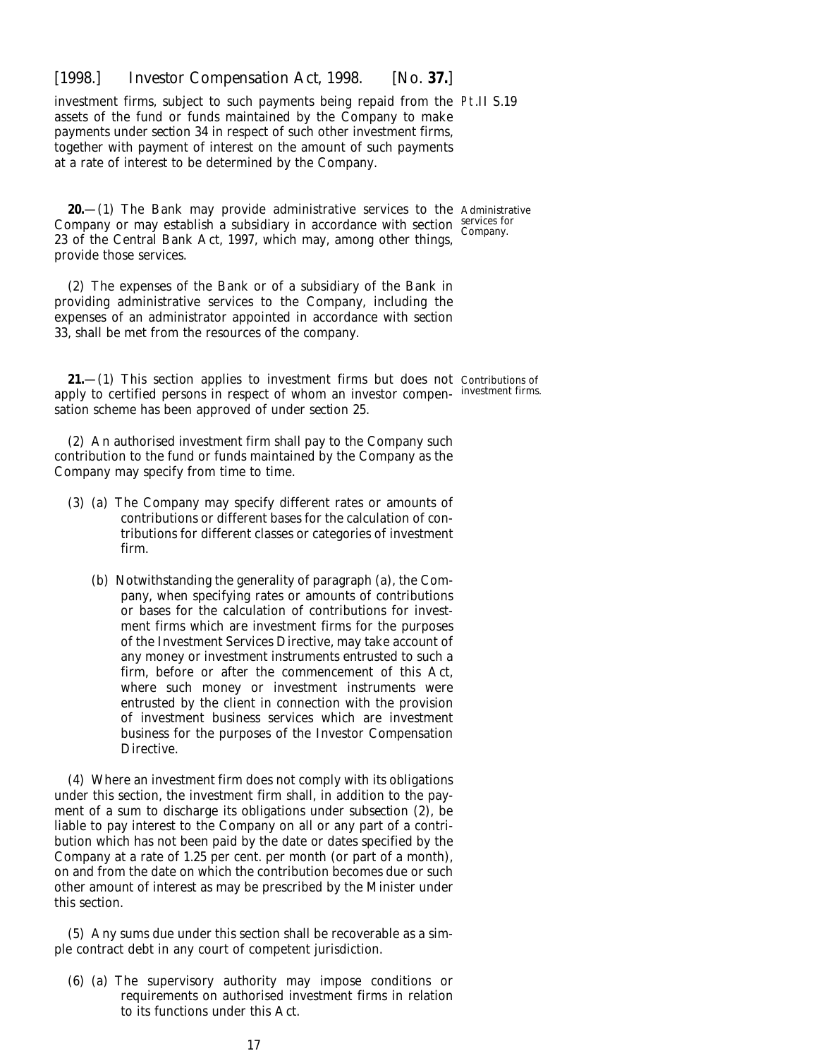investment firms, subject to such payments being repaid from the assets of the fund or funds maintained by the Company to make payments under *section 34* in respect of such other investment firms, together with payment of interest on the amount of such payments at a rate of interest to be determined by the Company.

Administrative services for Company.

**20.**—(1) The Bank may provide administrative services to the Company or may establish a subsidiary in accordance with section 23 of the Central Bank Act, 1997, which may, among other things, provide those services.

(2) The expenses of the Bank or of a subsidiary of the Bank in providing administrative services to the Company, including the expenses of an administrator appointed in accordance with *section 33*, shall be met from the resources of the company.

Contributions of investment firms.

**21.**—(1) This section applies to investment firms but does not apply to certified persons in respect of whom an investor compensation scheme has been approved of under *section 25*.

(2) An authorised investment firm shall pay to the Company such contribution to the fund or funds maintained by the Company as the Company may specify from time to time.

(3) (*a*) The Company may specify different rates or amounts of contributions or different bases for the calculation of contributions for different classes or categories of investment firm.

(*b*) Notwithstanding the generality of *paragraph (a)*, the Company, when specifying rates or amounts of contributions or bases for the calculation of contributions for investment firms which are investment firms for the purposes of the Investment Services Directive, may take account of any money or investment instruments entrusted to such a firm, before or after the commencement of this Act, where such money or investment instruments were entrusted by the client in connection with the provision of investment business services which are investment business for the purposes of the Investor Compensation Directive.

(4) Where an investment firm does not comply with its obligations under this section, the investment firm shall, in addition to the payment of a sum to discharge its obligations under *subsection (2)*, be liable to pay interest to the Company on all or any part of a contribution which has not been paid by the date or dates specified by the Company at a rate of 1.25 per cent. per month (or part of a month), on and from the date on which the contribution becomes due or such other amount of interest as may be prescribed by the Minister under this section.

(5) Any sums due under this section shall be recoverable as a simple contract debt in any court of competent jurisdiction.

(6) (*a*) The supervisory authority may impose conditions or requirements on authorised investment firms in relation to its functions under this Act.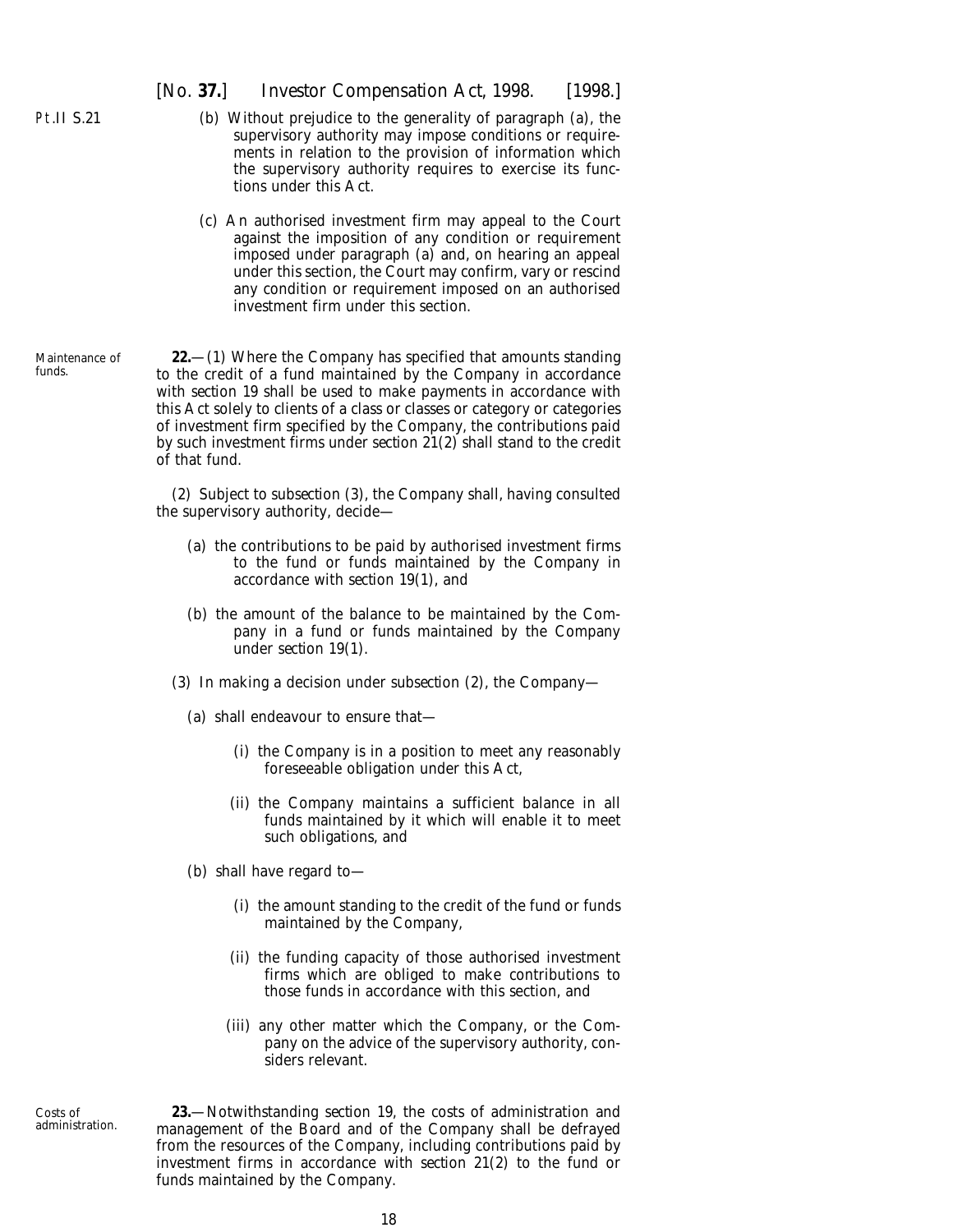(b) Without prejudice to the generality of paragraph (a), the supervisory authority may impose conditions or requirements in relation to the provision of information which the supervisory authority requires to exercise its functions under this Act.

(c) An authorised investment firm may appeal to the Court against the imposition of any condition or requirement imposed under paragraph (a) and, on hearing an appeal under this section, the Court may confirm, vary or rescind any condition or requirement imposed on an authorised investment firm under this section.

Maintenance of funds.

**22.**—(1) Where the Company has specified that amounts standing to the credit of a fund maintained by the Company in accordance with *section 19* shall be used to make payments in accordance with this Act solely to clients of a class or classes or category or categories of investment firm specified by the Company, the contributions paid by such investment firms under *section 21(2)* shall stand to the credit of that fund.

(2) Subject to *subsection (3)*, the Company shall, having consulted the supervisory authority, decide—

(a) the contributions to be paid by authorised investment firms to the fund or funds maintained by the Company in accordance with *section 19(1)*, and

(b) the amount of the balance to be maintained by the Company in a fund or funds maintained by the Company under *section 19(1)*.

(3) In making a decision under *subsection (2)*, the Company—

(a) shall endeavour to ensure that—

(i) the Company is in a position to meet any reasonably foreseeable obligation under this Act,

(ii) the Company maintains a sufficient balance in all funds maintained by it which will enable it to meet such obligations, and

(b) shall have regard to—

(i) the amount standing to the credit of the fund or funds maintained by the Company,

(ii) the funding capacity of those authorised investment firms which are obliged to make contributions to those funds in accordance with this section, and

(iii) any other matter which the Company, or the Company on the advice of the supervisory authority, considers relevant.

Costs of administration.

**23.**—Notwithstanding *section 19*, the costs of administration and management of the Board and of the Company shall be defrayed from the resources of the Company, including contributions paid by investment firms in accordance with *section 21(2)* to the fund or funds maintained by the Company.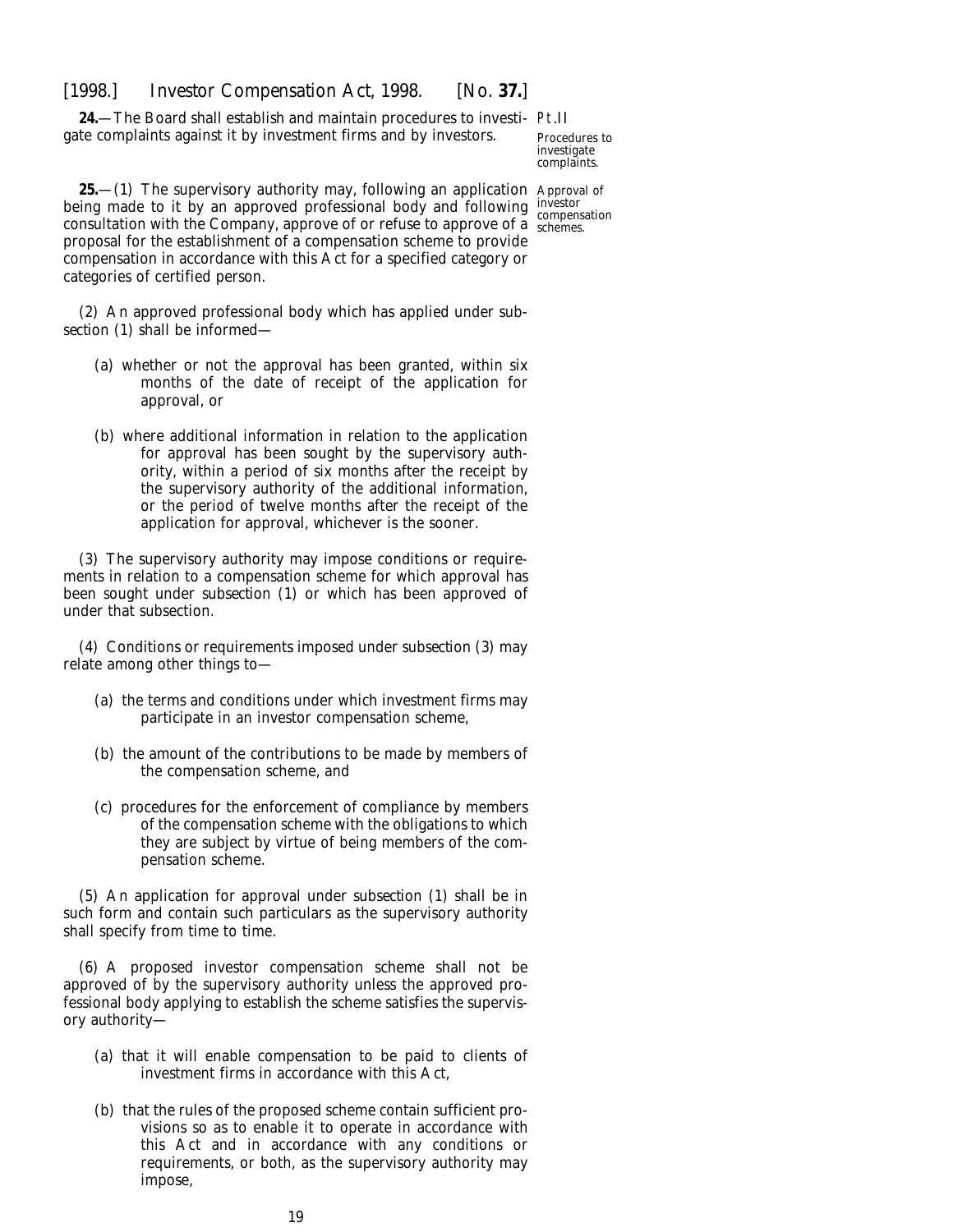**24.**—The Board shall establish and maintain procedures to investigate complaints against it by investment firms and by investors.

Pt.II

Procedures to investigate complaints.

**25.**—(1) The supervisory authority may, following an application being made to it by an approved professional body and following consultation with the Company, approve of or refuse to approve of a proposal for the establishment of a compensation scheme to provide compensation in accordance with this Act for a specified category or categories of certified person.

Approval of investor compensation schemes.

(2) An approved professional body which has applied under *subsection (1)* shall be informed—

(*a*) whether or not the approval has been granted, within six months of the date of receipt of the application for approval, or

(*b*) where additional information in relation to the application for approval has been sought by the supervisory authority, within a period of six months after the receipt by the supervisory authority of the additional information, or the period of twelve months after the receipt of the application for approval, whichever is the sooner.

(3) The supervisory authority may impose conditions or requirements in relation to a compensation scheme for which approval has been sought under *subsection (1)* or which has been approved of under that subsection.

(4) Conditions or requirements imposed under *subsection (3)* may relate among other things to—

(*a*) the terms and conditions under which investment firms may participate in an investor compensation scheme,

(*b*) the amount of the contributions to be made by members of the compensation scheme, and

(*c*) procedures for the enforcement of compliance by members of the compensation scheme with the obligations to which they are subject by virtue of being members of the compensation scheme.

(5) An application for approval under *subsection (1)* shall be in such form and contain such particulars as the supervisory authority shall specify from time to time.

(6) A proposed investor compensation scheme shall not be approved of by the supervisory authority unless the approved professional body applying to establish the scheme satisfies the supervisory authority—

(*a*) that it will enable compensation to be paid to clients of investment firms in accordance with this Act,

(*b*) that the rules of the proposed scheme contain sufficient provisions so as to enable it to operate in accordance with this Act and in accordance with any conditions or requirements, or both, as the supervisory authority may impose,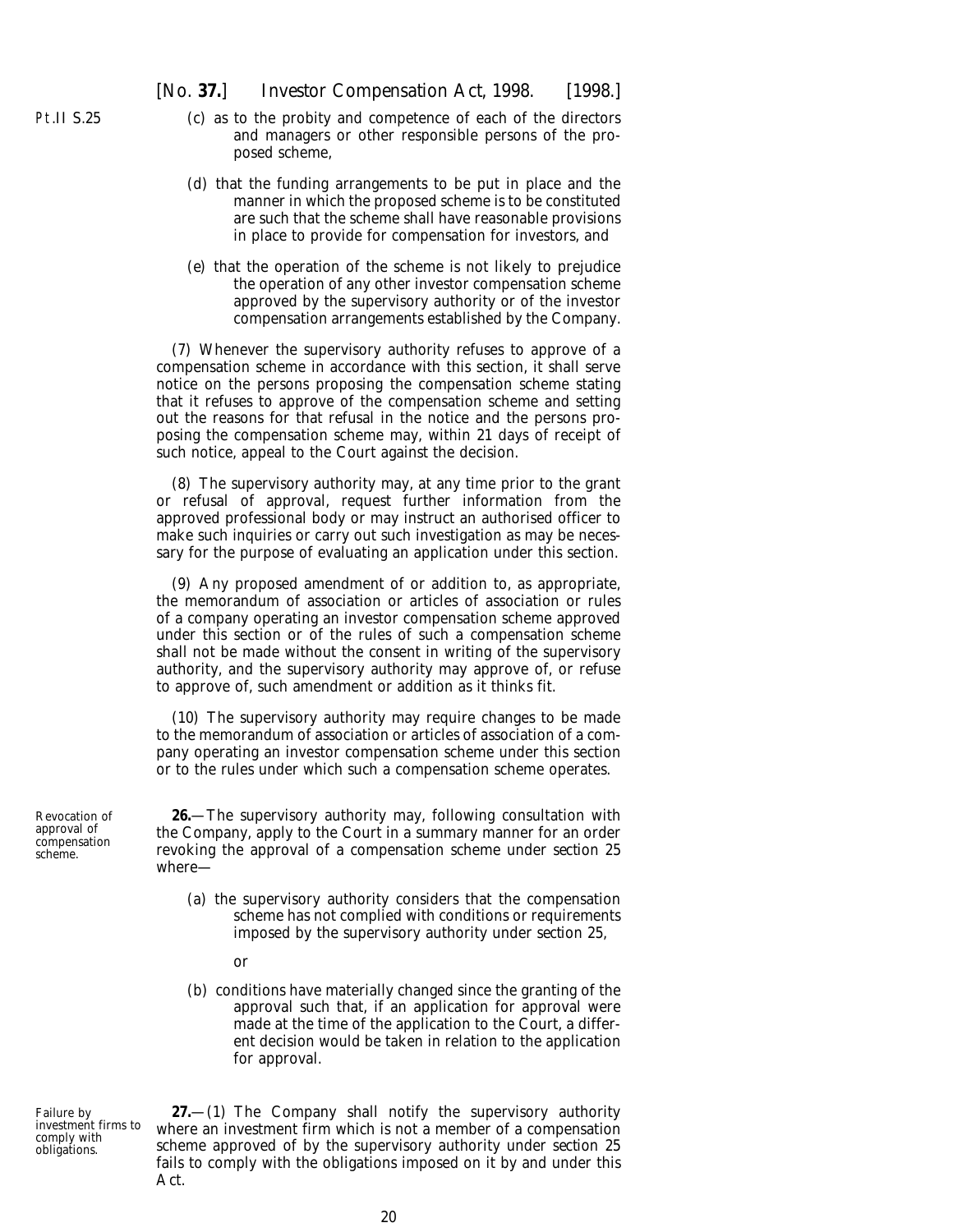(*c*) as to the probity and competence of each of the directors and managers or other responsible persons of the proposed scheme,

(*d*) that the funding arrangements to be put in place and the manner in which the proposed scheme is to be constituted are such that the scheme shall have reasonable provisions in place to provide for compensation for investors, and

(*e*) that the operation of the scheme is not likely to prejudice the operation of any other investor compensation scheme approved by the supervisory authority or of the investor compensation arrangements established by the Company.

(7) Whenever the supervisory authority refuses to approve of a compensation scheme in accordance with this section, it shall serve notice on the persons proposing the compensation scheme stating that it refuses to approve of the compensation scheme and setting out the reasons for that refusal in the notice and the persons proposing the compensation scheme may, within 21 days of receipt of such notice, appeal to the Court against the decision.

(8) The supervisory authority may, at any time prior to the grant or refusal of approval, request further information from the approved professional body or may instruct an authorised officer to make such inquiries or carry out such investigation as may be necessary for the purpose of evaluating an application under this section.

(9) Any proposed amendment of or addition to, as appropriate, the memorandum of association or articles of association or rules of a company operating an investor compensation scheme approved under this section or of the rules of such a compensation scheme shall not be made without the consent in writing of the supervisory authority, and the supervisory authority may approve of, or refuse to approve of, such amendment or addition as it thinks fit.

(10) The supervisory authority may require changes to be made to the memorandum of association or articles of association of a company operating an investor compensation scheme under this section or to the rules under which such a compensation scheme operates.

*Revocation of approval of compensation scheme.*

**26.**—The supervisory authority may, following consultation with the Company, apply to the Court in a summary manner for an order revoking the approval of a compensation scheme under *section 25* where—

(*a*) the supervisory authority considers that the compensation scheme has not complied with conditions or requirements imposed by the supervisory authority under *section 25*,

or

(*b*) conditions have materially changed since the granting of the approval such that, if an application for approval were made at the time of the application to the Court, a different decision would be taken in relation to the application for approval.

*Failure by investment firms to comply with obligations.*

**27.**—(1) The Company shall notify the supervisory authority where an investment firm which is not a member of a compensation scheme approved of by the supervisory authority under *section 25* fails to comply with the obligations imposed on it by and under this Act.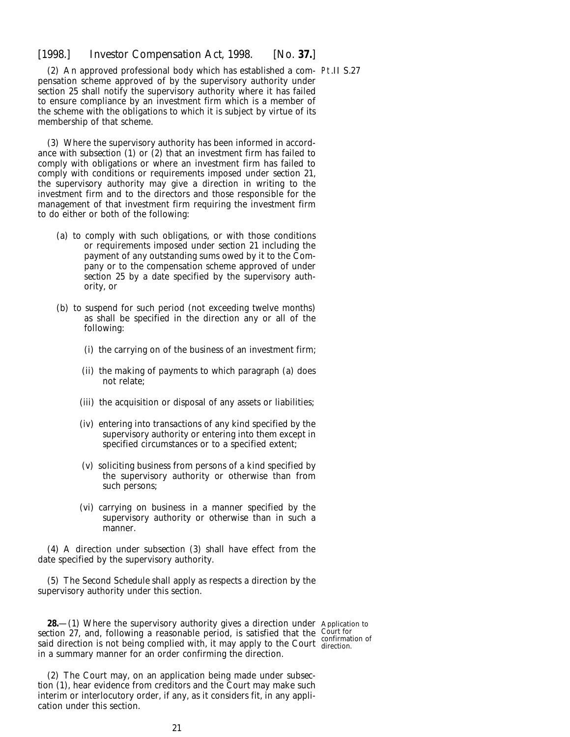(2) An approved professional body which has established a compensation scheme approved of by the supervisory authority under *section 25* shall notify the supervisory authority where it has failed to ensure compliance by an investment firm which is a member of the scheme with the obligations to which it is subject by virtue of its membership of that scheme.

(3) Where the supervisory authority has been informed in accordance with *subsection (1)* or *(2)* that an investment firm has failed to comply with obligations or where an investment firm has failed to comply with conditions or requirements imposed under *section 21*, the supervisory authority may give a direction in writing to the investment firm and to the directors and those responsible for the management of that investment firm requiring the investment firm to do either or both of the following:

(*a*) to comply with such obligations, or with those conditions or requirements imposed under *section 21* including the payment of any outstanding sums owed by it to the Company or to the compensation scheme approved of under *section 25* by a date specified by the supervisory authority, or

(*b*) to suspend for such period (not exceeding twelve months) as shall be specified in the direction any or all of the following:

(i) the carrying on of the business of an investment firm;

(ii) the making of payments to which *paragraph (a)* does not relate;

(iii) the acquisition or disposal of any assets or liabilities;

(iv) entering into transactions of any kind specified by the supervisory authority or entering into them except in specified circumstances or to a specified extent;

(v) soliciting business from persons of a kind specified by the supervisory authority or otherwise than from such persons;

(vi) carrying on business in a manner specified by the supervisory authority or otherwise than in such a manner.

(4) A direction under *subsection (3)* shall have effect from the date specified by the supervisory authority.

(5) The *Second Schedule* shall apply as respects a direction by the supervisory authority under this section.

Application to Court for confirmation of direction.

**28.**—(1) Where the supervisory authority gives a direction under *section 27*, and, following a reasonable period, is satisfied that the said direction is not being complied with, it may apply to the Court in a summary manner for an order confirming the direction.

(2) The Court may, on an application being made under *subsection (1)*, hear evidence from creditors and the Court may make such interim or interlocutory order, if any, as it considers fit, in any application under this section.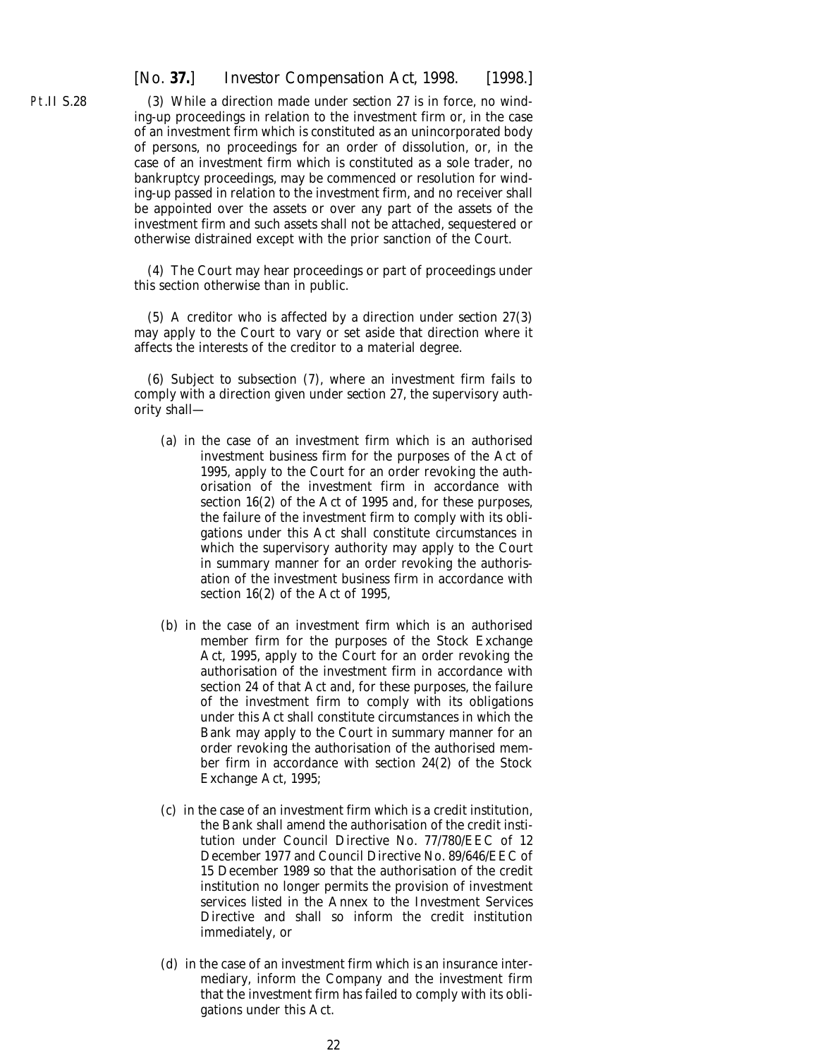(3) While a direction made under *section 27* is in force, no winding-up proceedings in relation to the investment firm or, in the case of an investment firm which is constituted as an unincorporated body of persons, no proceedings for an order of dissolution, or, in the case of an investment firm which is constituted as a sole trader, no bankruptcy proceedings, may be commenced or resolution for winding-up passed in relation to the investment firm, and no receiver shall be appointed over the assets or over any part of the assets of the investment firm and such assets shall not be attached, sequestered or otherwise distrained except with the prior sanction of the Court.

(4) The Court may hear proceedings or part of proceedings under this section otherwise than in public.

(5) A creditor who is affected by a direction under *section 27(3)* may apply to the Court to vary or set aside that direction where it affects the interests of the creditor to a material degree.

(6) Subject to *subsection (7)*, where an investment firm fails to comply with a direction given under *section 27*, the supervisory authority shall—

(*a*) in the case of an investment firm which is an authorised investment business firm for the purposes of the Act of 1995, apply to the Court for an order revoking the authorisation of the investment firm in accordance with section 16(2) of the Act of 1995 and, for these purposes, the failure of the investment firm to comply with its obligations under this Act shall constitute circumstances in which the supervisory authority may apply to the Court in summary manner for an order revoking the authorisation of the investment business firm in accordance with section 16(2) of the Act of 1995,

(*b*) in the case of an investment firm which is an authorised member firm for the purposes of the Stock Exchange Act, 1995, apply to the Court for an order revoking the authorisation of the investment firm in accordance with section 24 of that Act and, for these purposes, the failure of the investment firm to comply with its obligations under this Act shall constitute circumstances in which the Bank may apply to the Court in summary manner for an order revoking the authorisation of the authorised member firm in accordance with section 24(2) of the Stock Exchange Act, 1995;

(*c*) in the case of an investment firm which is a credit institution, the Bank shall amend the authorisation of the credit institution under Council Directive No. 77/780/EEC of 12 December 1977 and Council Directive No. 89/646/EEC of 15 December 1989 so that the authorisation of the credit institution no longer permits the provision of investment services listed in the Annex to the Investment Services Directive and shall so inform the credit institution immediately, or

(*d*) in the case of an investment firm which is an insurance intermediary, inform the Company and the investment firm that the investment firm has failed to comply with its obligations under this Act.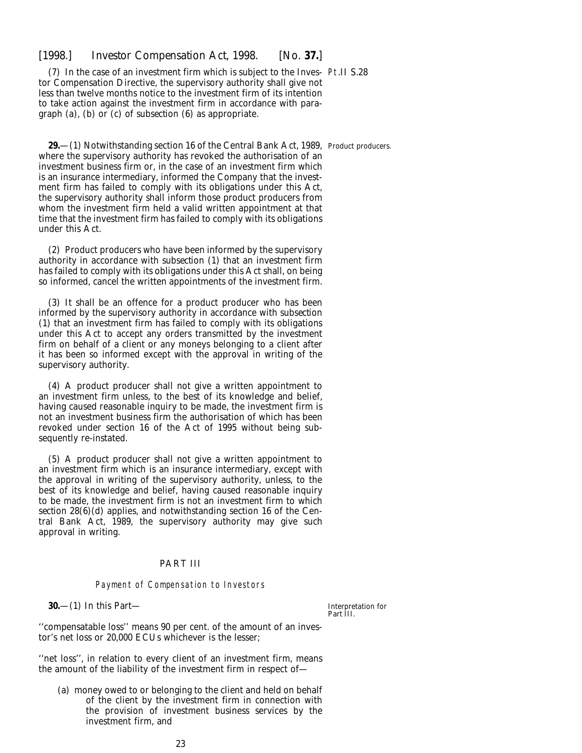(7) In the case of an investment firm which is subject to the Investor Compensation Directive, the supervisory authority shall give not less than twelve months notice to the investment firm of its intention to take action against the investment firm in accordance with paragraph (*a*), (*b*) or (*c*) of *subsection (6)* as appropriate.

Product producers.

**29.**—(1) Notwithstanding section 16 of the Central Bank Act, 1989, where the supervisory authority has revoked the authorisation of an investment business firm or, in the case of an investment firm which is an insurance intermediary, informed the Company that the investment firm has failed to comply with its obligations under this Act, the supervisory authority shall inform those product producers from whom the investment firm held a valid written appointment at that time that the investment firm has failed to comply with its obligations under this Act.

(2) Product producers who have been informed by the supervisory authority in accordance with *subsection (1)* that an investment firm has failed to comply with its obligations under this Act shall, on being so informed, cancel the written appointments of the investment firm.

(3) It shall be an offence for a product producer who has been informed by the supervisory authority in accordance with *subsection (1)* that an investment firm has failed to comply with its obligations under this Act to accept any orders transmitted by the investment firm on behalf of a client or any moneys belonging to a client after it has been so informed except with the approval in writing of the supervisory authority.

(4) A product producer shall not give a written appointment to an investment firm unless, to the best of its knowledge and belief, having caused reasonable inquiry to be made, the investment firm is not an investment business firm the authorisation of which has been revoked under section 16 of the Act of 1995 without being subsequently re-instated.

(5) A product producer shall not give a written appointment to an investment firm which is an insurance intermediary, except with the approval in writing of the supervisory authority, unless, to the best of its knowledge and belief, having caused reasonable inquiry to be made, the investment firm is not an investment firm to which *section 28(6)(d)* applies, and notwithstanding section 16 of the Central Bank Act, 1989, the supervisory authority may give such approval in writing.

## PART III

### *Payment of Compensation to Investors*

Interpretation for Part III.

**30.**—(1) In this Part—

''compensatable loss'' means 90 per cent. of the amount of an investor's net loss or 20,000 ECUs whichever is the lesser;

''net loss'', in relation to every client of an investment firm, means the amount of the liability of the investment firm in respect of—

(*a*) money owed to or belonging to the client and held on behalf of the client by the investment firm in connection with the provision of investment business services by the investment firm, and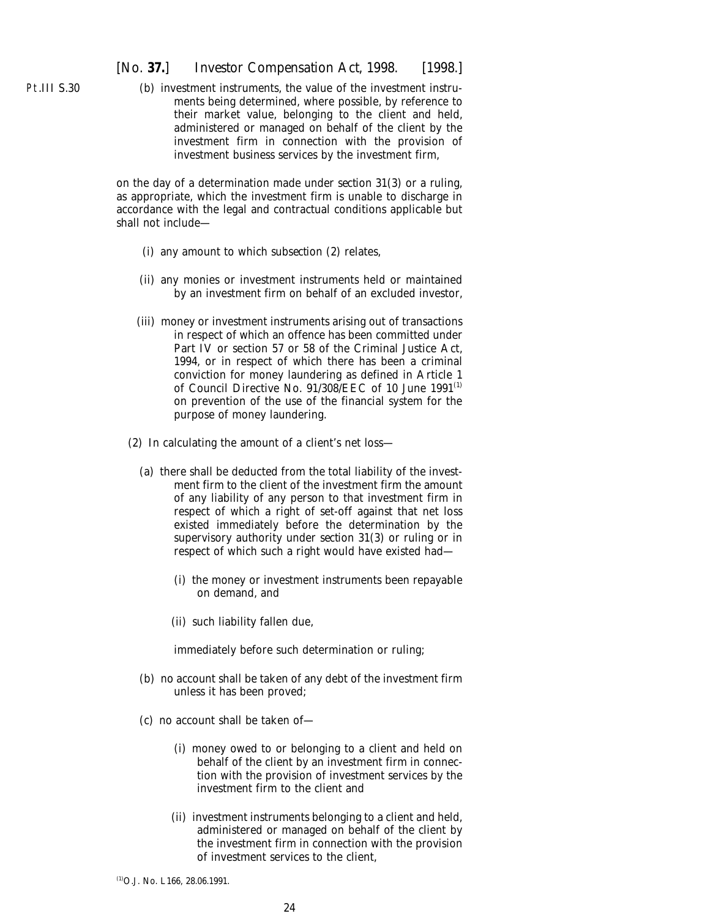Pt.III S.30

(*b*) investment instruments, the value of the investment instruments being determined, where possible, by reference to their market value, belonging to the client and held, administered or managed on behalf of the client by the investment firm in connection with the provision of investment business services by the investment firm,

on the day of a determination made under *section 31(3)* or a ruling, as appropriate, which the investment firm is unable to discharge in accordance with the legal and contractual conditions applicable but shall not include—

(i) any amount to which *subsection (2)* relates,

(ii) any monies or investment instruments held or maintained by an investment firm on behalf of an excluded investor,

(iii) money or investment instruments arising out of transactions in respect of which an offence has been committed under Part IV or section 57 or 58 of the Criminal Justice Act, 1994, or in respect of which there has been a criminal conviction for money laundering as defined in Article 1 of Council Directive No. 91/308/EEC of 10 June 1991[1] on prevention of the use of the financial system for the purpose of money laundering.

(2) In calculating the amount of a client's net loss—

(*a*) there shall be deducted from the total liability of the investment firm to the client of the investment firm the amount of any liability of any person to that investment firm in respect of which a right of set-off against that net loss existed immediately before the determination by the supervisory authority under *section 31(3)* or ruling or in respect of which such a right would have existed had—

(i) the money or investment instruments been repayable on demand, and

(ii) such liability fallen due,

immediately before such determination or ruling;

(*b*) no account shall be taken of any debt of the investment firm unless it has been proved;

(*c*) no account shall be taken of—

(i) money owed to or belonging to a client and held on behalf of the client by an investment firm in connection with the provision of investment services by the investment firm to the client and

(ii) investment instruments belonging to a client and held, administered or managed on behalf of the client by the investment firm in connection with the provision of investment services to the client,

[1] O.J. No. L166, 28.06.1991.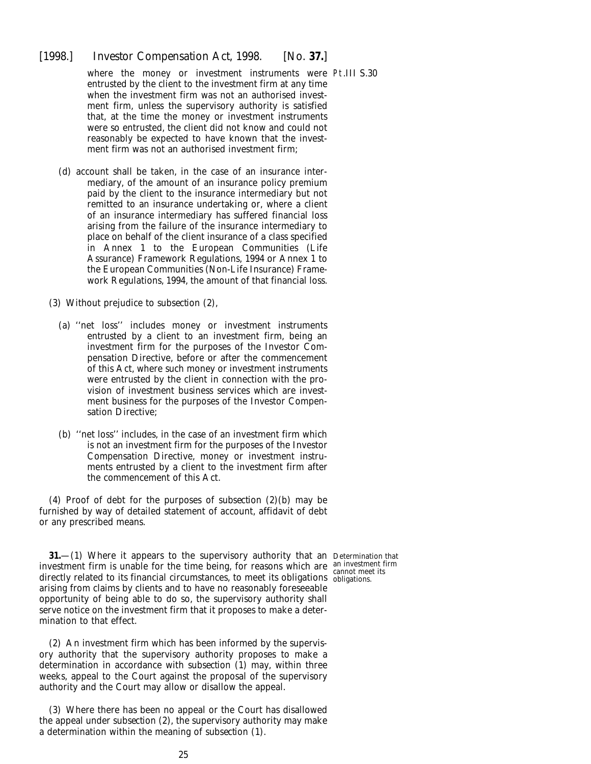where the money or investment instruments were entrusted by the client to the investment firm at any time when the investment firm was not an authorised investment firm, unless the supervisory authority is satisfied that, at the time the money or investment instruments were so entrusted, the client did not know and could not reasonably be expected to have known that the investment firm was not an authorised investment firm;

(*d*) account shall be taken, in the case of an insurance intermediary, of the amount of an insurance policy premium paid by the client to the insurance intermediary but not remitted to an insurance undertaking or, where a client of an insurance intermediary has suffered financial loss arising from the failure of the insurance intermediary to place on behalf of the client insurance of a class specified in Annex 1 to the European Communities (Life Assurance) Framework Regulations, 1994 or Annex 1 to the European Communities (Non-Life Insurance) Framework Regulations, 1994, the amount of that financial loss.

(3) Without prejudice to *subsection (2)*,

(*a*) ''net loss'' includes money or investment instruments entrusted by a client to an investment firm, being an investment firm for the purposes of the Investor Compensation Directive, before or after the commencement of this Act, where such money or investment instruments were entrusted by the client in connection with the provision of investment business services which are investment business for the purposes of the Investor Compensation Directive;

(*b*) ''net loss'' includes, in the case of an investment firm which is not an investment firm for the purposes of the Investor Compensation Directive, money or investment instruments entrusted by a client to the investment firm after the commencement of this Act.

(4) Proof of debt for the purposes of *subsection (2)(b)* may be furnished by way of detailed statement of account, affidavit of debt or any prescribed means.

Determination that an investment firm cannot meet its obligations.

**31.**—(1) Where it appears to the supervisory authority that an investment firm is unable for the time being, for reasons which are directly related to its financial circumstances, to meet its obligations arising from claims by clients and to have no reasonably foreseeable opportunity of being able to do so, the supervisory authority shall serve notice on the investment firm that it proposes to make a determination to that effect.

(2) An investment firm which has been informed by the supervisory authority that the supervisory authority proposes to make a determination in accordance with *subsection (1)* may, within three weeks, appeal to the Court against the proposal of the supervisory authority and the Court may allow or disallow the appeal.

(3) Where there has been no appeal or the Court has disallowed the appeal under *subsection (2)*, the supervisory authority may make a determination within the meaning of *subsection (1)*.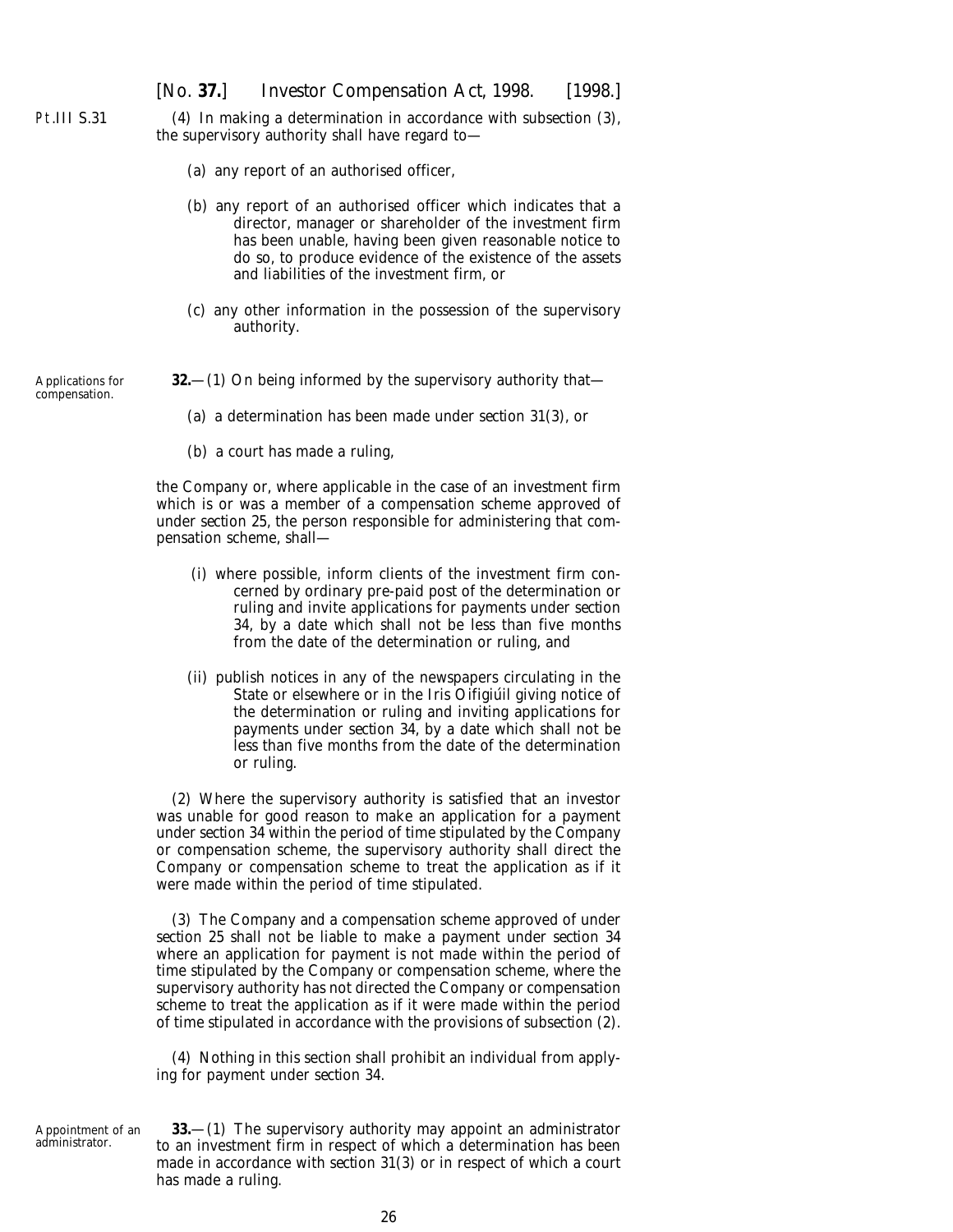(4) In making a determination in accordance with *subsection (3)*, the supervisory authority shall have regard to—

(*a*) any report of an authorised officer,

(*b*) any report of an authorised officer which indicates that a director, manager or shareholder of the investment firm has been unable, having been given reasonable notice to do so, to produce evidence of the existence of the assets and liabilities of the investment firm, or

(*c*) any other information in the possession of the supervisory authority.

Applications for compensation.

**32.**—(1) On being informed by the supervisory authority that—

(*a*) a determination has been made under *section 31(3)*, or

(*b*) a court has made a ruling,

the Company or, where applicable in the case of an investment firm which is or was a member of a compensation scheme approved of under *section 25*, the person responsible for administering that compensation scheme, shall—

(i) where possible, inform clients of the investment firm concerned by ordinary pre-paid post of the determination or ruling and invite applications for payments under *section 34*, by a date which shall not be less than five months from the date of the determination or ruling, and

(ii) publish notices in any of the newspapers circulating in the State or elsewhere or in the *Iris Oifigiúil* giving notice of the determination or ruling and inviting applications for payments under *section 34*, by a date which shall not be less than five months from the date of the determination or ruling.

(2) Where the supervisory authority is satisfied that an investor was unable for good reason to make an application for a payment under *section 34* within the period of time stipulated by the Company or compensation scheme, the supervisory authority shall direct the Company or compensation scheme to treat the application as if it were made within the period of time stipulated.

(3) The Company and a compensation scheme approved of under *section 25* shall not be liable to make a payment under *section 34* where an application for payment is not made within the period of time stipulated by the Company or compensation scheme, where the supervisory authority has not directed the Company or compensation scheme to treat the application as if it were made within the period of time stipulated in accordance with the provisions of *subsection (2)*.

(4) Nothing in this section shall prohibit an individual from applying for payment under *section 34*.

Appointment of an administrator.

**33.**—(1) The supervisory authority may appoint an administrator to an investment firm in respect of which a determination has been made in accordance with *section 31(3)* or in respect of which a court has made a ruling.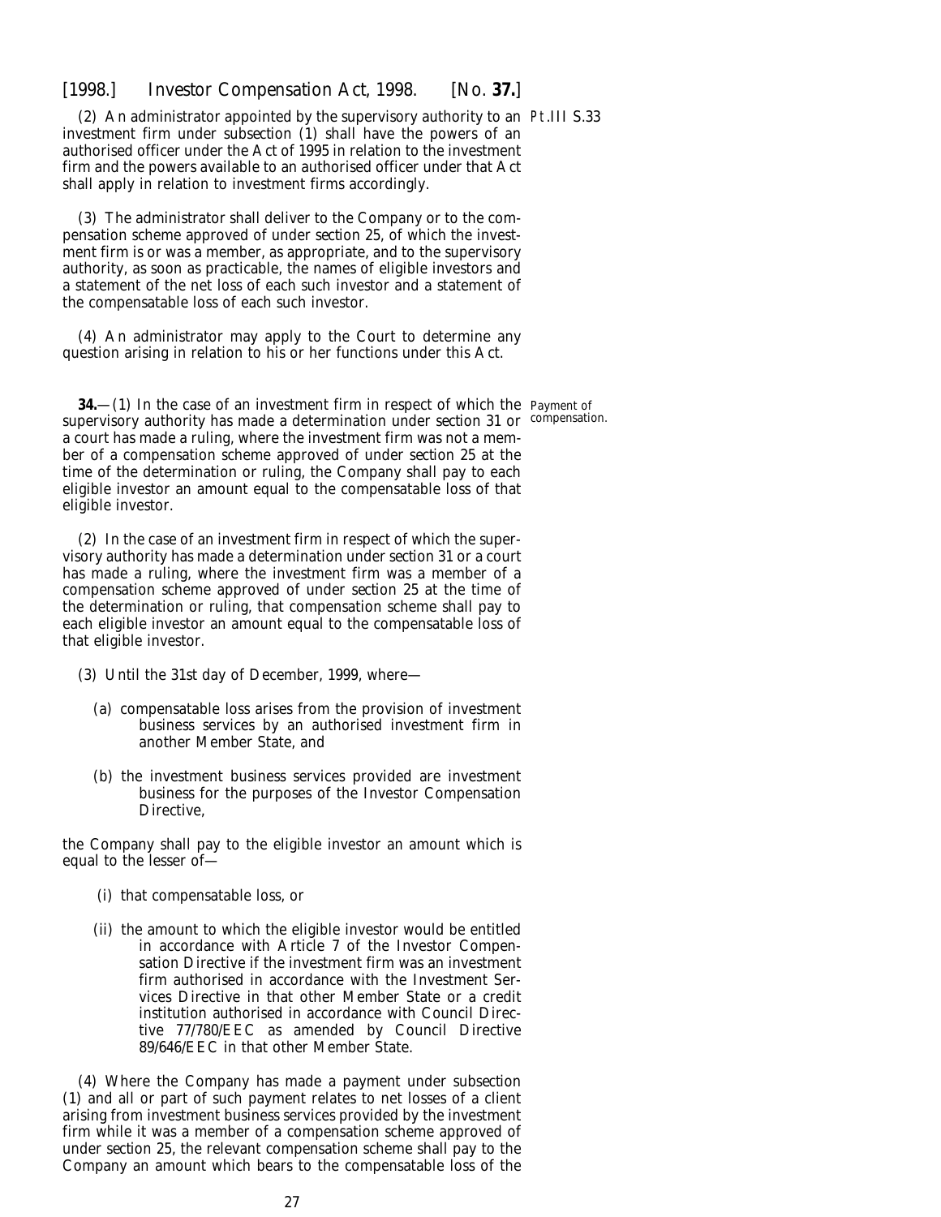(2) An administrator appointed by the supervisory authority to an investment firm under *subsection (1)* shall have the powers of an authorised officer under the Act of 1995 in relation to the investment firm and the powers available to an authorised officer under that Act shall apply in relation to investment firms accordingly.

(3) The administrator shall deliver to the Company or to the compensation scheme approved of under *section 25*, of which the investment firm is or was a member, as appropriate, and to the supervisory authority, as soon as practicable, the names of eligible investors and a statement of the net loss of each such investor and a statement of the compensatable loss of each such investor.

(4) An administrator may apply to the Court to determine any question arising in relation to his or her functions under this Act.

Payment of compensation.

**34.**—(1) In the case of an investment firm in respect of which the supervisory authority has made a determination under *section 31* or a court has made a ruling, where the investment firm was not a member of a compensation scheme approved of under *section 25* at the time of the determination or ruling, the Company shall pay to each eligible investor an amount equal to the compensatable loss of that eligible investor.

(2) In the case of an investment firm in respect of which the supervisory authority has made a determination under *section 31* or a court has made a ruling, where the investment firm was a member of a compensation scheme approved of under *section 25* at the time of the determination or ruling, that compensation scheme shall pay to each eligible investor an amount equal to the compensatable loss of that eligible investor.

(3) Until the 31st day of December, 1999, where—

(*a*) compensatable loss arises from the provision of investment business services by an authorised investment firm in another Member State, and

(*b*) the investment business services provided are investment business for the purposes of the Investor Compensation Directive,

the Company shall pay to the eligible investor an amount which is equal to the lesser of—

(i) that compensatable loss, or

(ii) the amount to which the eligible investor would be entitled in accordance with Article 7 of the Investor Compensation Directive if the investment firm was an investment firm authorised in accordance with the Investment Services Directive in that other Member State or a credit institution authorised in accordance with Council Directive 77/780/EEC as amended by Council Directive 89/646/EEC in that other Member State.

(4) Where the Company has made a payment under *subsection (1)* and all or part of such payment relates to net losses of a client arising from investment business services provided by the investment firm while it was a member of a compensation scheme approved of under *section 25*, the relevant compensation scheme shall pay to the Company an amount which bears to the compensatable loss of the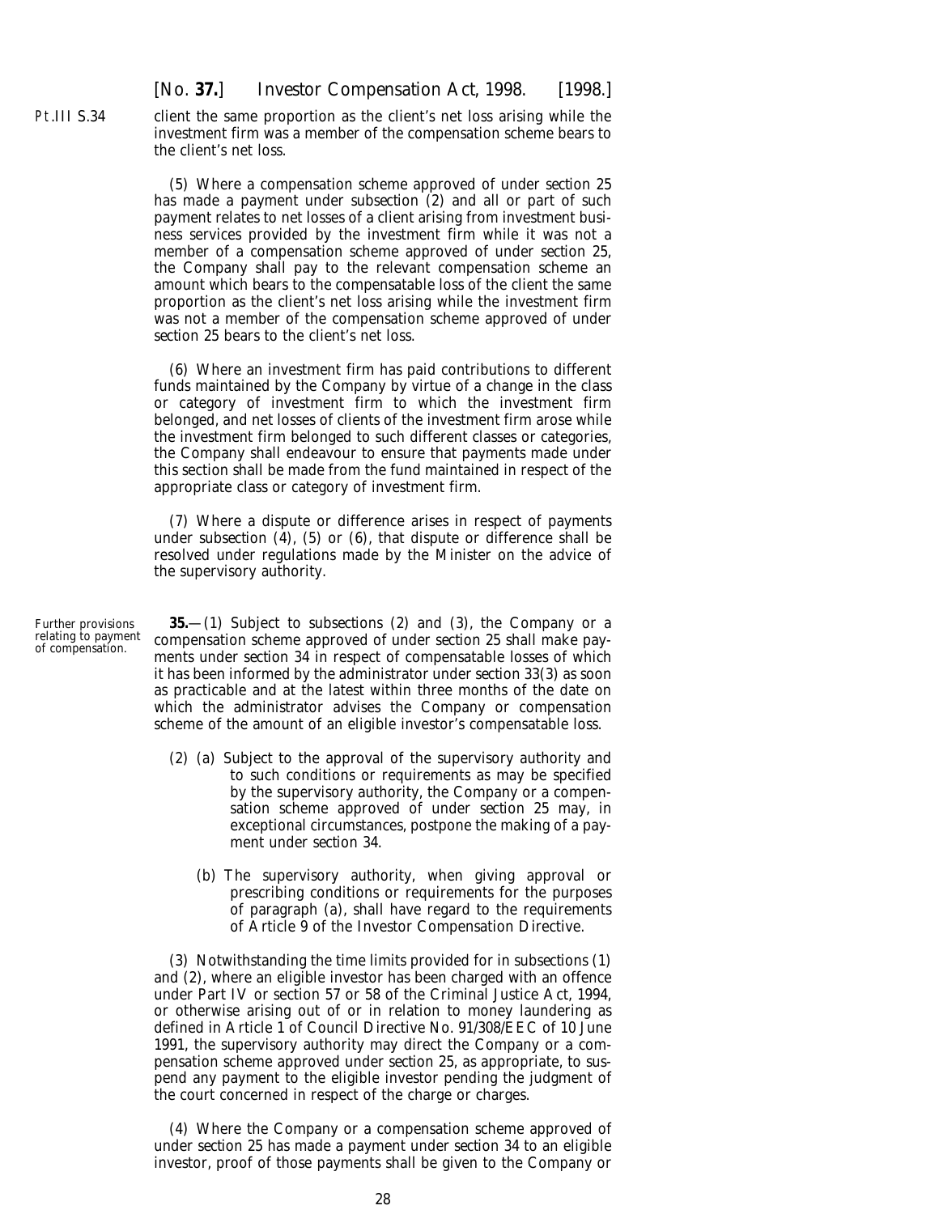client the same proportion as the client's net loss arising while the investment firm was a member of the compensation scheme bears to the client's net loss.

(5) Where a compensation scheme approved of under section 25 has made a payment under subsection (2) and all or part of such payment relates to net losses of a client arising from investment business services provided by the investment firm while it was not a member of a compensation scheme approved of under section 25, the Company shall pay to the relevant compensation scheme an amount which bears to the compensatable loss of the client the same proportion as the client's net loss arising while the investment firm was not a member of the compensation scheme approved of under section 25 bears to the client's net loss.

(6) Where an investment firm has paid contributions to different funds maintained by the Company by virtue of a change in the class or category of investment firm to which the investment firm belonged, and net losses of clients of the investment firm arose while the investment firm belonged to such different classes or categories, the Company shall endeavour to ensure that payments made under this section shall be made from the fund maintained in respect of the appropriate class or category of investment firm.

(7) Where a dispute or difference arises in respect of payments under subsection (4), (5) or (6), that dispute or difference shall be resolved under regulations made by the Minister on the advice of the supervisory authority.

*Further provisions relating to payment of compensation.*

**35.**—(1) Subject to subsections (2) and (3), the Company or a compensation scheme approved of under section 25 shall make payments under section 34 in respect of compensatable losses of which it has been informed by the administrator under section 33(3) as soon as practicable and at the latest within three months of the date on which the administrator advises the Company or compensation scheme of the amount of an eligible investor's compensatable loss.

(2) (*a*) Subject to the approval of the supervisory authority and to such conditions or requirements as may be specified by the supervisory authority, the Company or a compensation scheme approved of under section 25 may, in exceptional circumstances, postpone the making of a payment under section 34.

(*b*) The supervisory authority, when giving approval or prescribing conditions or requirements for the purposes of paragraph (*a*), shall have regard to the requirements of Article 9 of the Investor Compensation Directive.

(3) Notwithstanding the time limits provided for in subsections (1) and (2), where an eligible investor has been charged with an offence under Part IV or section 57 or 58 of the Criminal Justice Act, 1994, or otherwise arising out of or in relation to money laundering as defined in Article 1 of Council Directive No. 91/308/EEC of 10 June 1991, the supervisory authority may direct the Company or a compensation scheme approved under section 25, as appropriate, to suspend any payment to the eligible investor pending the judgment of the court concerned in respect of the charge or charges.

(4) Where the Company or a compensation scheme approved of under section 25 has made a payment under section 34 to an eligible investor, proof of those payments shall be given to the Company or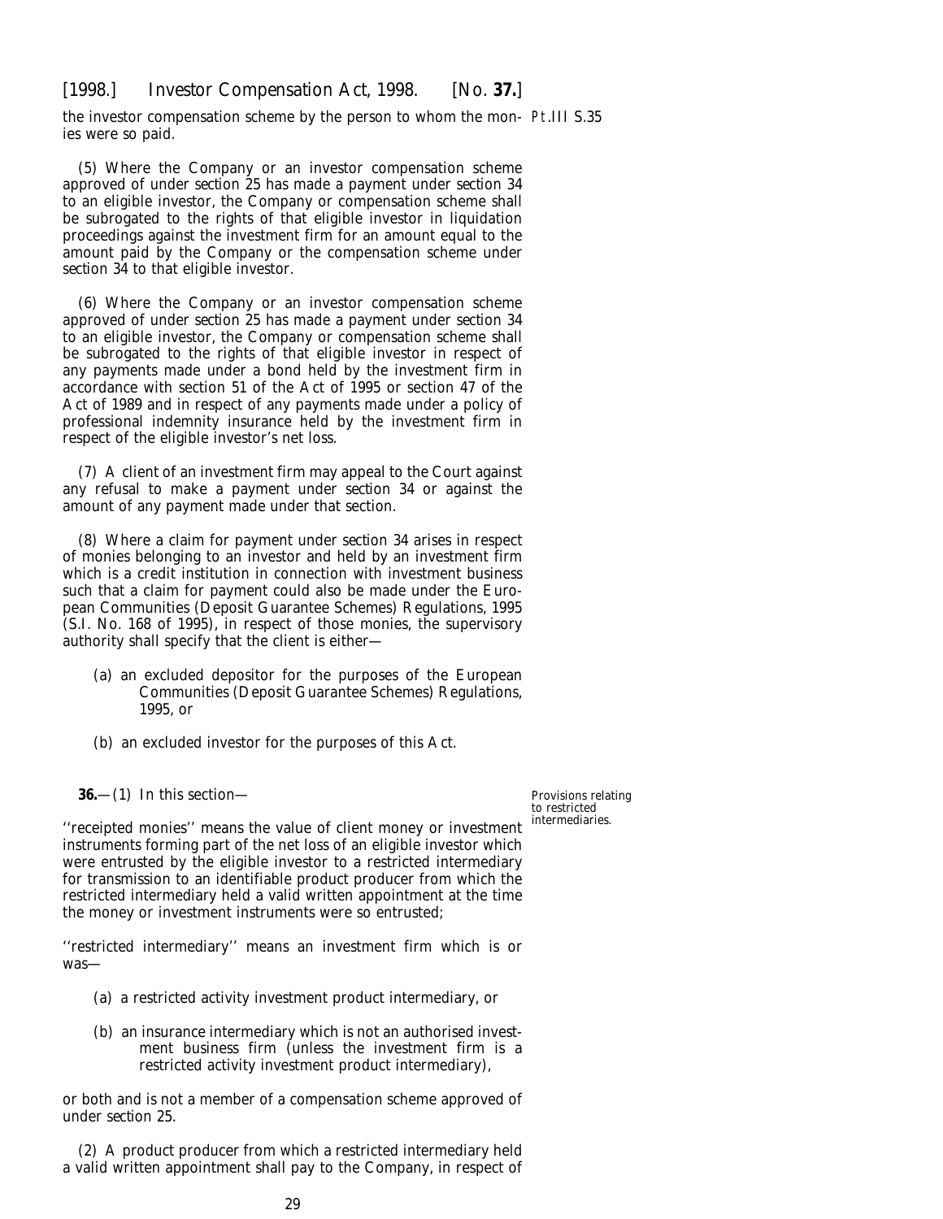the investor compensation scheme by the person to whom the monies were so paid.

(5) Where the Company or an investor compensation scheme approved of under *section 25* has made a payment under *section 34* to an eligible investor, the Company or compensation scheme shall be subrogated to the rights of that eligible investor in liquidation proceedings against the investment firm for an amount equal to the amount paid by the Company or the compensation scheme under *section 34* to that eligible investor.

(6) Where the Company or an investor compensation scheme approved of under *section 25* has made a payment under *section 34* to an eligible investor, the Company or compensation scheme shall be subrogated to the rights of that eligible investor in respect of any payments made under a bond held by the investment firm in accordance with section 51 of the Act of 1995 or section 47 of the Act of 1989 and in respect of any payments made under a policy of professional indemnity insurance held by the investment firm in respect of the eligible investor's net loss.

(7) A client of an investment firm may appeal to the Court against any refusal to make a payment under *section 34* or against the amount of any payment made under that section.

(8) Where a claim for payment under *section 34* arises in respect of monies belonging to an investor and held by an investment firm which is a credit institution in connection with investment business such that a claim for payment could also be made under the European Communities (Deposit Guarantee Schemes) Regulations, 1995 (S.I. No. 168 of 1995), in respect of those monies, the supervisory authority shall specify that the client is either—

(*a*) an excluded depositor for the purposes of the European Communities (Deposit Guarantee Schemes) Regulations, 1995, or

(*b*) an excluded investor for the purposes of this Act.

*Provisions relating to restricted intermediaries.*

**36.**—(1) In this section—

''receipted monies'' means the value of client money or investment instruments forming part of the net loss of an eligible investor which were entrusted by the eligible investor to a restricted intermediary for transmission to an identifiable product producer from which the restricted intermediary held a valid written appointment at the time the money or investment instruments were so entrusted;

''restricted intermediary'' means an investment firm which is or was—

(*a*) a restricted activity investment product intermediary, or

(*b*) an insurance intermediary which is not an authorised investment business firm (unless the investment firm is a restricted activity investment product intermediary),

or both and is not a member of a compensation scheme approved of under *section 25*.

(2) A product producer from which a restricted intermediary held a valid written appointment shall pay to the Company, in respect of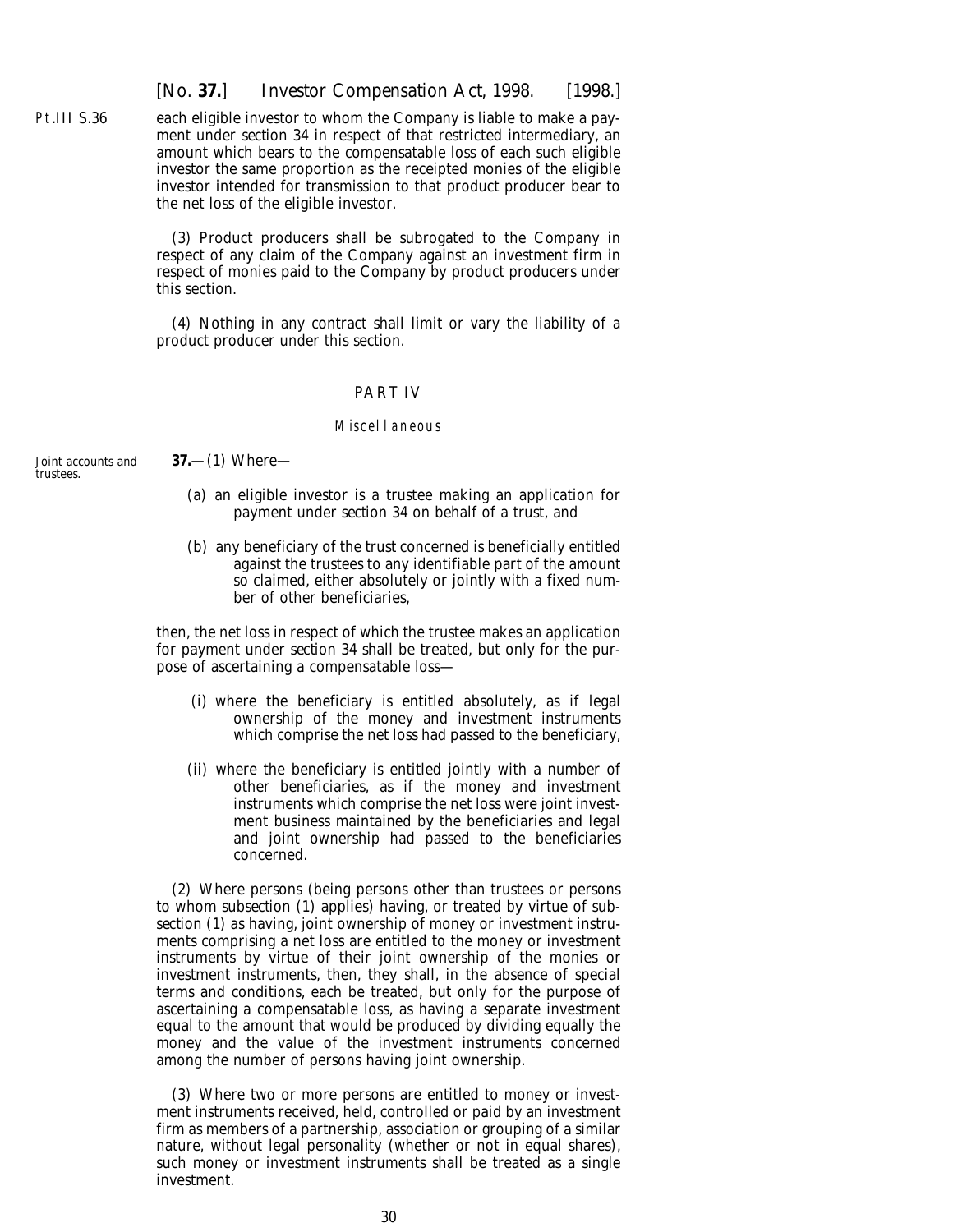each eligible investor to whom the Company is liable to make a payment under *section 34* in respect of that restricted intermediary, an amount which bears to the compensatable loss of each such eligible investor the same proportion as the receipted monies of the eligible investor intended for transmission to that product producer bear to the net loss of the eligible investor.

(3) Product producers shall be subrogated to the Company in respect of any claim of the Company against an investment firm in respect of monies paid to the Company by product producers under this section.

(4) Nothing in any contract shall limit or vary the liability of a product producer under this section.

## PART IV

### *Miscellaneous*

Joint accounts and trustees.

**37.**—(1) Where—

(*a*) an eligible investor is a trustee making an application for payment under *section 34* on behalf of a trust, and

(*b*) any beneficiary of the trust concerned is beneficially entitled against the trustees to any identifiable part of the amount so claimed, either absolutely or jointly with a fixed number of other beneficiaries,

then, the net loss in respect of which the trustee makes an application for payment under *section 34* shall be treated, but only for the purpose of ascertaining a compensatable loss—

(i) where the beneficiary is entitled absolutely, as if legal ownership of the money and investment instruments which comprise the net loss had passed to the beneficiary,

(ii) where the beneficiary is entitled jointly with a number of other beneficiaries, as if the money and investment instruments which comprise the net loss were joint investment business maintained by the beneficiaries and legal and joint ownership had passed to the beneficiaries concerned.

(2) Where persons (being persons other than trustees or persons to whom *subsection (1)* applies) having, or treated by virtue of *subsection (1)* as having, joint ownership of money or investment instruments comprising a net loss are entitled to the money or investment instruments by virtue of their joint ownership of the monies or investment instruments, then, they shall, in the absence of special terms and conditions, each be treated, but only for the purpose of ascertaining a compensatable loss, as having a separate investment equal to the amount that would be produced by dividing equally the money and the value of the investment instruments concerned among the number of persons having joint ownership.

(3) Where two or more persons are entitled to money or investment instruments received, held, controlled or paid by an investment firm as members of a partnership, association or grouping of a similar nature, without legal personality (whether or not in equal shares), such money or investment instruments shall be treated as a single investment.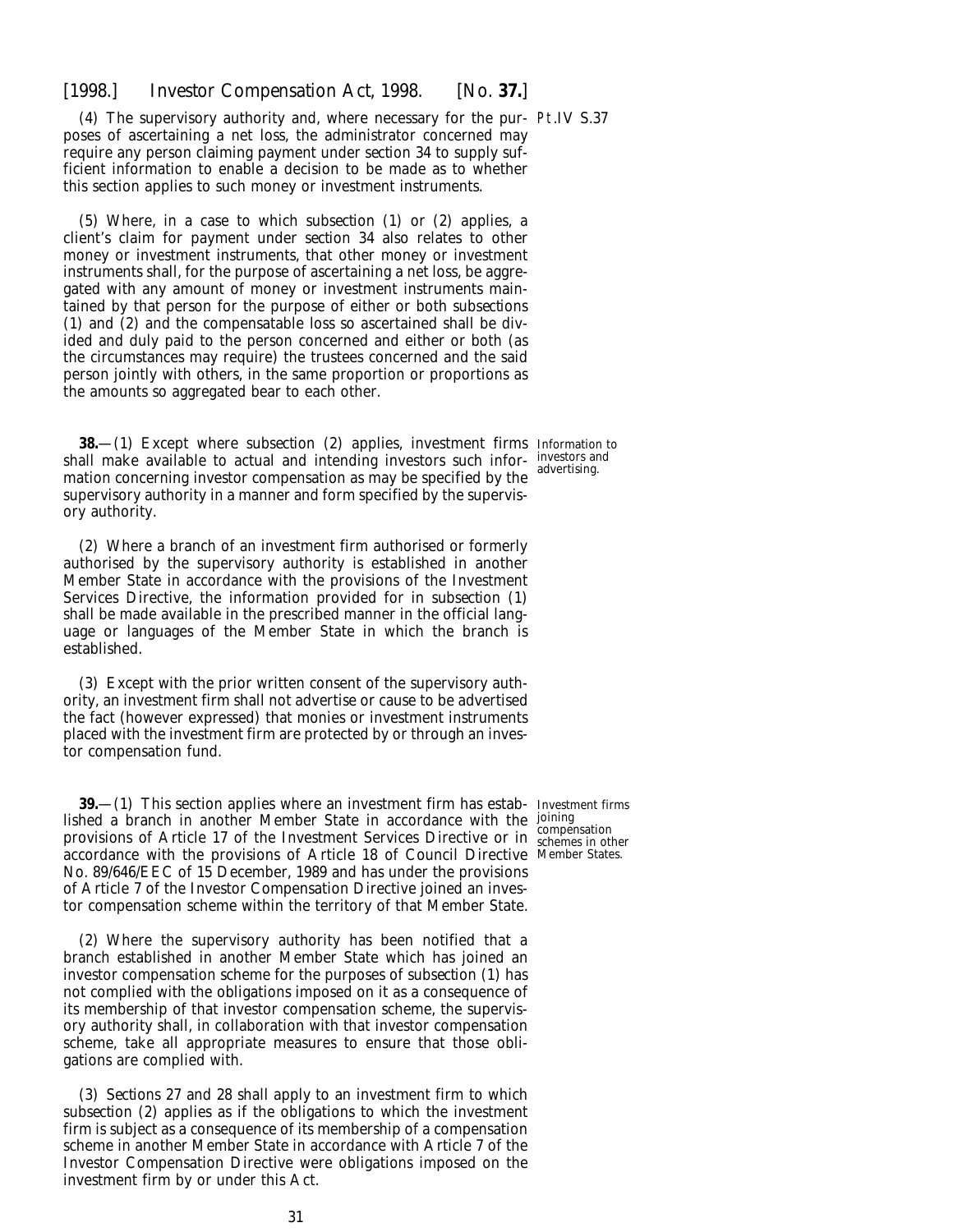(4) The supervisory authority and, where necessary for the purposes of ascertaining a net loss, the administrator concerned may require any person claiming payment under *section 34* to supply sufficient information to enable a decision to be made as to whether this section applies to such money or investment instruments.

(5) Where, in a case to which *subsection (1)* or *(2)* applies, a client's claim for payment under *section 34* also relates to other money or investment instruments, that other money or investment instruments shall, for the purpose of ascertaining a net loss, be aggregated with any amount of money or investment instruments maintained by that person for the purpose of either or both *subsections (1)* and *(2)* and the compensatable loss so ascertained shall be divided and duly paid to the person concerned and either or both (as the circumstances may require) the trustees concerned and the said person jointly with others, in the same proportion or proportions as the amounts so aggregated bear to each other.

*Information to investors and advertising.*

**38.**—(1) Except where *subsection (2)* applies, investment firms shall make available to actual and intending investors such information concerning investor compensation as may be specified by the supervisory authority in a manner and form specified by the supervisory authority.

(2) Where a branch of an investment firm authorised or formerly authorised by the supervisory authority is established in another Member State in accordance with the provisions of the Investment Services Directive, the information provided for in *subsection (1)* shall be made available in the prescribed manner in the official language or languages of the Member State in which the branch is established.

(3) Except with the prior written consent of the supervisory authority, an investment firm shall not advertise or cause to be advertised the fact (however expressed) that monies or investment instruments placed with the investment firm are protected by or through an investor compensation fund.

*Investment firms joining compensation schemes in other Member States.*

**39.**—(1) This section applies where an investment firm has established a branch in another Member State in accordance with the provisions of Article 17 of the Investment Services Directive or in accordance with the provisions of Article 18 of Council Directive No. 89/646/EEC of 15 December, 1989 and has under the provisions of Article 7 of the Investor Compensation Directive joined an investor compensation scheme within the territory of that Member State.

(2) Where the supervisory authority has been notified that a branch established in another Member State which has joined an investor compensation scheme for the purposes of *subsection (1)* has not complied with the obligations imposed on it as a consequence of its membership of that investor compensation scheme, the supervisory authority shall, in collaboration with that investor compensation scheme, take all appropriate measures to ensure that those obligations are complied with.

(3) *Sections 27* and *28* shall apply to an investment firm to which *subsection (2)* applies as if the obligations to which the investment firm is subject as a consequence of its membership of a compensation scheme in another Member State in accordance with Article 7 of the Investor Compensation Directive were obligations imposed on the investment firm by or under this Act.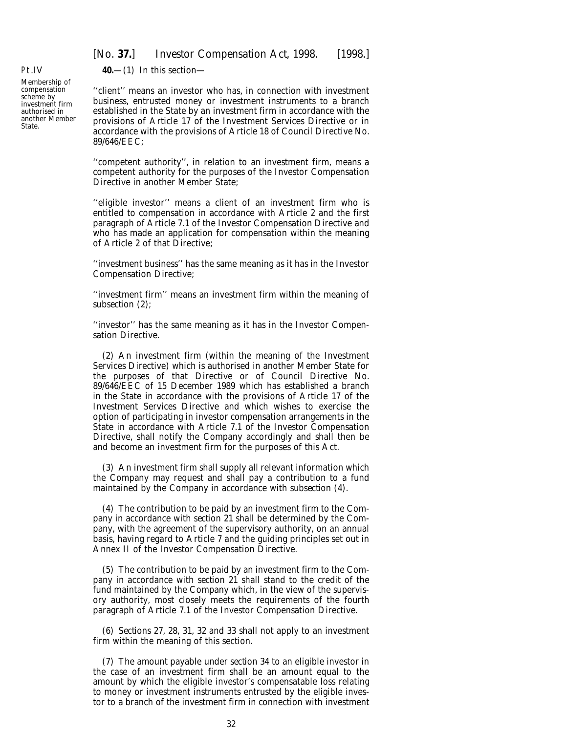Pt.IV

Membership of compensation scheme by investment firm authorised in another Member State.

**40.**—(1) In this section—

''client'' means an investor who has, in connection with investment business, entrusted money or investment instruments to a branch established in the State by an investment firm in accordance with the provisions of Article 17 of the Investment Services Directive or in accordance with the provisions of Article 18 of Council Directive No. 89/646/EEC;

''competent authority'', in relation to an investment firm, means a competent authority for the purposes of the Investor Compensation Directive in another Member State;

''eligible investor'' means a client of an investment firm who is entitled to compensation in accordance with Article 2 and the first paragraph of Article 7.1 of the Investor Compensation Directive and who has made an application for compensation within the meaning of Article 2 of that Directive;

''investment business'' has the same meaning as it has in the Investor Compensation Directive;

''investment firm'' means an investment firm within the meaning of *subsection (2)*;

''investor'' has the same meaning as it has in the Investor Compensation Directive.

(2) An investment firm (within the meaning of the Investment Services Directive) which is authorised in another Member State for the purposes of that Directive or of Council Directive No. 89/646/EEC of 15 December 1989 which has established a branch in the State in accordance with the provisions of Article 17 of the Investment Services Directive and which wishes to exercise the option of participating in investor compensation arrangements in the State in accordance with Article 7.1 of the Investor Compensation Directive, shall notify the Company accordingly and shall then be and become an investment firm for the purposes of this Act.

(3) An investment firm shall supply all relevant information which the Company may request and shall pay a contribution to a fund maintained by the Company in accordance with *subsection (4)*.

(4) The contribution to be paid by an investment firm to the Company in accordance with *section 21* shall be determined by the Company, with the agreement of the supervisory authority, on an annual basis, having regard to Article 7 and the guiding principles set out in Annex II of the Investor Compensation Directive.

(5) The contribution to be paid by an investment firm to the Company in accordance with *section 21* shall stand to the credit of the fund maintained by the Company which, in the view of the supervisory authority, most closely meets the requirements of the fourth paragraph of Article 7.1 of the Investor Compensation Directive.

(6) *Sections 27*, *28*, *31*, *32* and *33* shall not apply to an investment firm within the meaning of this section.

(7) The amount payable under *section 34* to an eligible investor in the case of an investment firm shall be an amount equal to the amount by which the eligible investor's compensatable loss relating to money or investment instruments entrusted by the eligible investor to a branch of the investment firm in connection with investment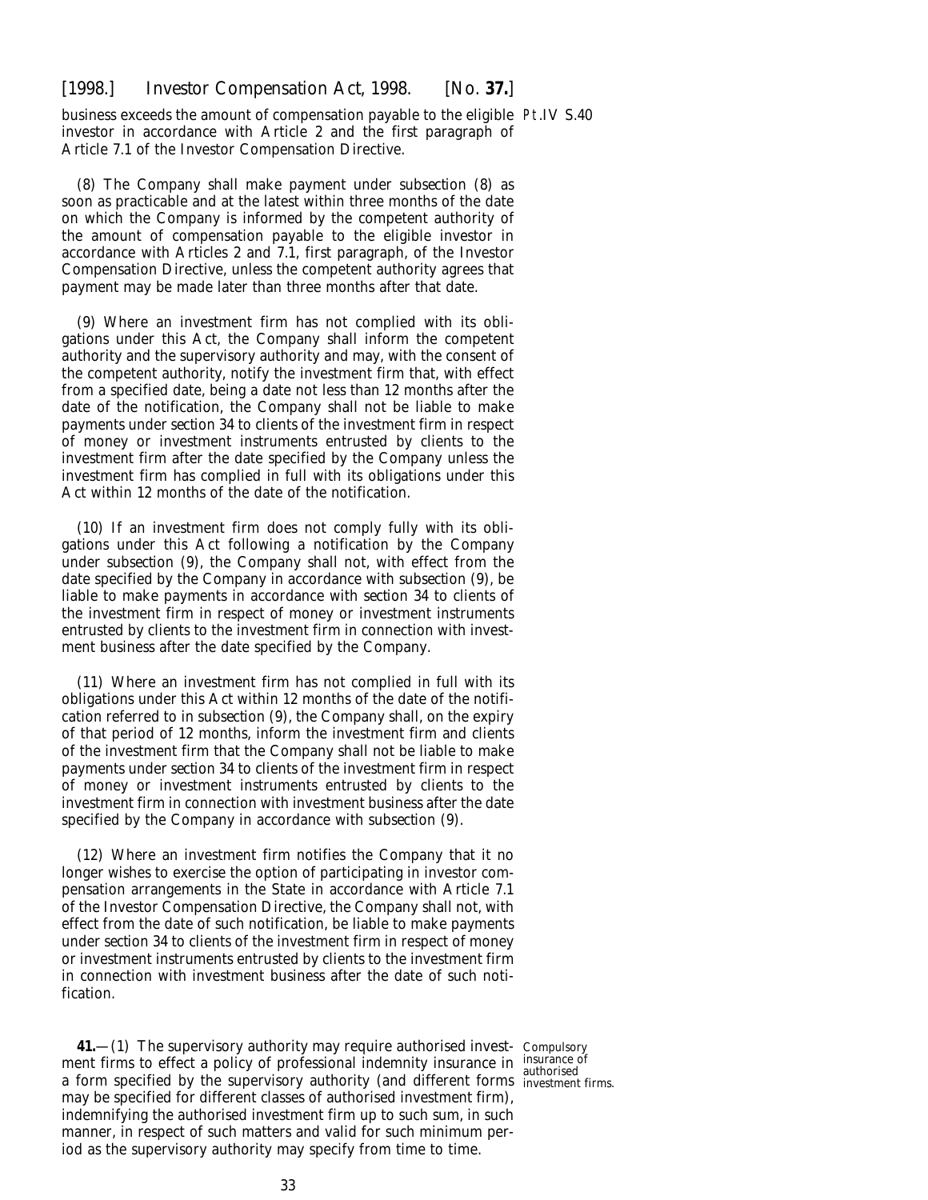business exceeds the amount of compensation payable to the eligible investor in accordance with Article 2 and the first paragraph of Article 7.1 of the Investor Compensation Directive.

(8) The Company shall make payment under *subsection (8)* as soon as practicable and at the latest within three months of the date on which the Company is informed by the competent authority of the amount of compensation payable to the eligible investor in accordance with Articles 2 and 7.1, first paragraph, of the Investor Compensation Directive, unless the competent authority agrees that payment may be made later than three months after that date.

(9) Where an investment firm has not complied with its obligations under this Act, the Company shall inform the competent authority and the supervisory authority and may, with the consent of the competent authority, notify the investment firm that, with effect from a specified date, being a date not less than 12 months after the date of the notification, the Company shall not be liable to make payments under *section 34* to clients of the investment firm in respect of money or investment instruments entrusted by clients to the investment firm after the date specified by the Company unless the investment firm has complied in full with its obligations under this Act within 12 months of the date of the notification.

(10) If an investment firm does not comply fully with its obligations under this Act following a notification by the Company under *subsection (9)*, the Company shall not, with effect from the date specified by the Company in accordance with *subsection (9)*, be liable to make payments in accordance with *section 34* to clients of the investment firm in respect of money or investment instruments entrusted by clients to the investment firm in connection with investment business after the date specified by the Company.

(11) Where an investment firm has not complied in full with its obligations under this Act within 12 months of the date of the notification referred to in *subsection (9)*, the Company shall, on the expiry of that period of 12 months, inform the investment firm and clients of the investment firm that the Company shall not be liable to make payments under *section 34* to clients of the investment firm in respect of money or investment instruments entrusted by clients to the investment firm in connection with investment business after the date specified by the Company in accordance with *subsection (9)*.

(12) Where an investment firm notifies the Company that it no longer wishes to exercise the option of participating in investor compensation arrangements in the State in accordance with Article 7.1 of the Investor Compensation Directive, the Company shall not, with effect from the date of such notification, be liable to make payments under *section 34* to clients of the investment firm in respect of money or investment instruments entrusted by clients to the investment firm in connection with investment business after the date of such notification.

Compulsory insurance of authorised investment firms.

**41.**—(1) The supervisory authority may require authorised investment firms to effect a policy of professional indemnity insurance in a form specified by the supervisory authority (and different forms may be specified for different classes of authorised investment firm), indemnifying the authorised investment firm up to such sum, in such manner, in respect of such matters and valid for such minimum period as the supervisory authority may specify from time to time.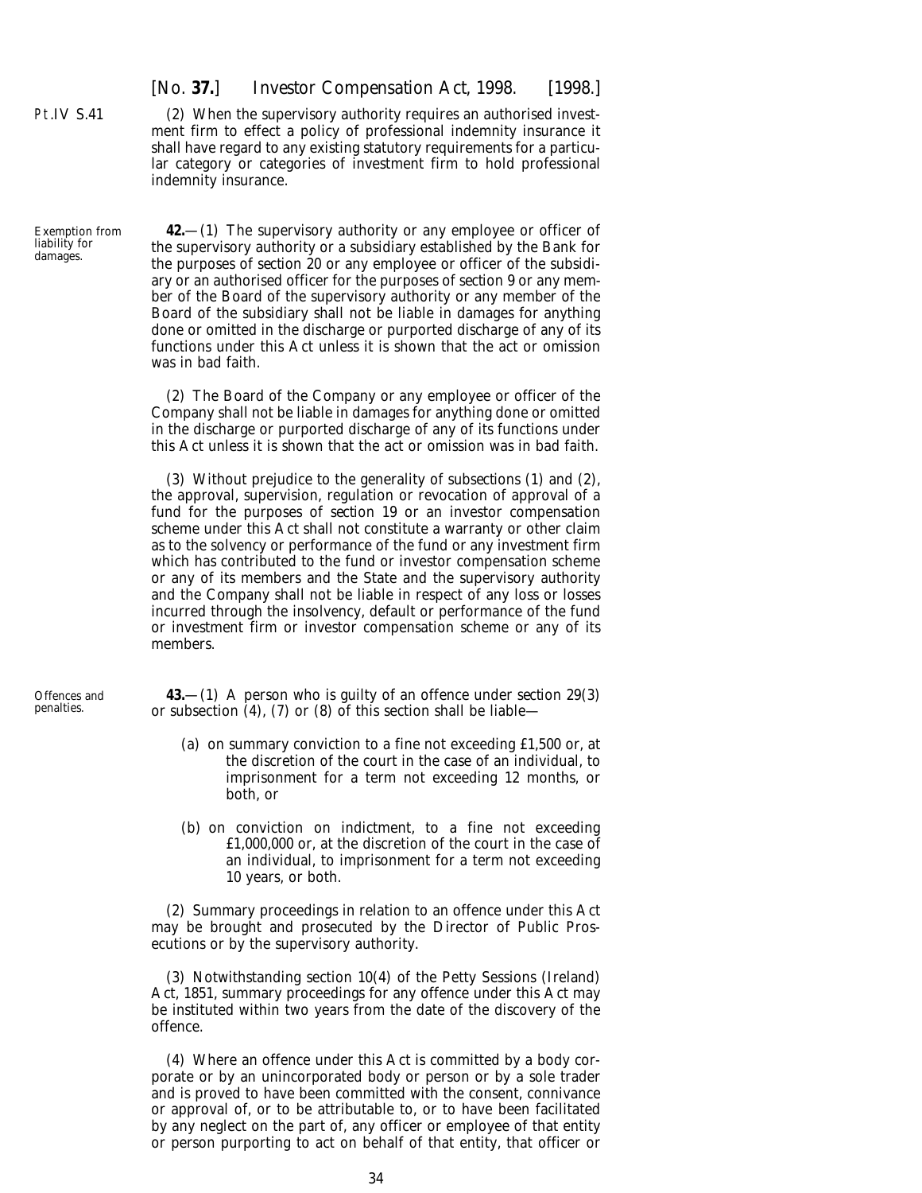(2) When the supervisory authority requires an authorised investment firm to effect a policy of professional indemnity insurance it shall have regard to any existing statutory requirements for a particular category or categories of investment firm to hold professional indemnity insurance.

Exemption from liability for damages.

**42.**—(1) The supervisory authority or any employee or officer of the supervisory authority or a subsidiary established by the Bank for the purposes of *section 20* or any employee or officer of the subsidiary or an authorised officer for the purposes of *section 9* or any member of the Board of the supervisory authority or any member of the Board of the subsidiary shall not be liable in damages for anything done or omitted in the discharge or purported discharge of any of its functions under this Act unless it is shown that the act or omission was in bad faith.

(2) The Board of the Company or any employee or officer of the Company shall not be liable in damages for anything done or omitted in the discharge or purported discharge of any of its functions under this Act unless it is shown that the act or omission was in bad faith.

(3) Without prejudice to the generality of *subsections (1)* and *(2)*, the approval, supervision, regulation or revocation of approval of a fund for the purposes of *section 19* or an investor compensation scheme under this Act shall not constitute a warranty or other claim as to the solvency or performance of the fund or any investment firm which has contributed to the fund or investor compensation scheme or any of its members and the State and the supervisory authority and the Company shall not be liable in respect of any loss or losses incurred through the insolvency, default or performance of the fund or investment firm or investor compensation scheme or any of its members.

Offences and penalties.

**43.**—(1) A person who is guilty of an offence under *section 29(3)* or *subsection (4)*, *(7)* or *(8)* of this section shall be liable—

(*a*) on summary conviction to a fine not exceeding £1,500 or, at the discretion of the court in the case of an individual, to imprisonment for a term not exceeding 12 months, or both, or

(*b*) on conviction on indictment, to a fine not exceeding £1,000,000 or, at the discretion of the court in the case of an individual, to imprisonment for a term not exceeding 10 years, or both.

(2) Summary proceedings in relation to an offence under this Act may be brought and prosecuted by the Director of Public Prosecutions or by the supervisory authority.

(3) Notwithstanding section 10(4) of the Petty Sessions (Ireland) Act, 1851, summary proceedings for any offence under this Act may be instituted within two years from the date of the discovery of the offence.

(4) Where an offence under this Act is committed by a body corporate or by an unincorporated body or person or by a sole trader and is proved to have been committed with the consent, connivance or approval of, or to be attributable to, or to have been facilitated by any neglect on the part of, any officer or employee of that entity or person purporting to act on behalf of that entity, that officer or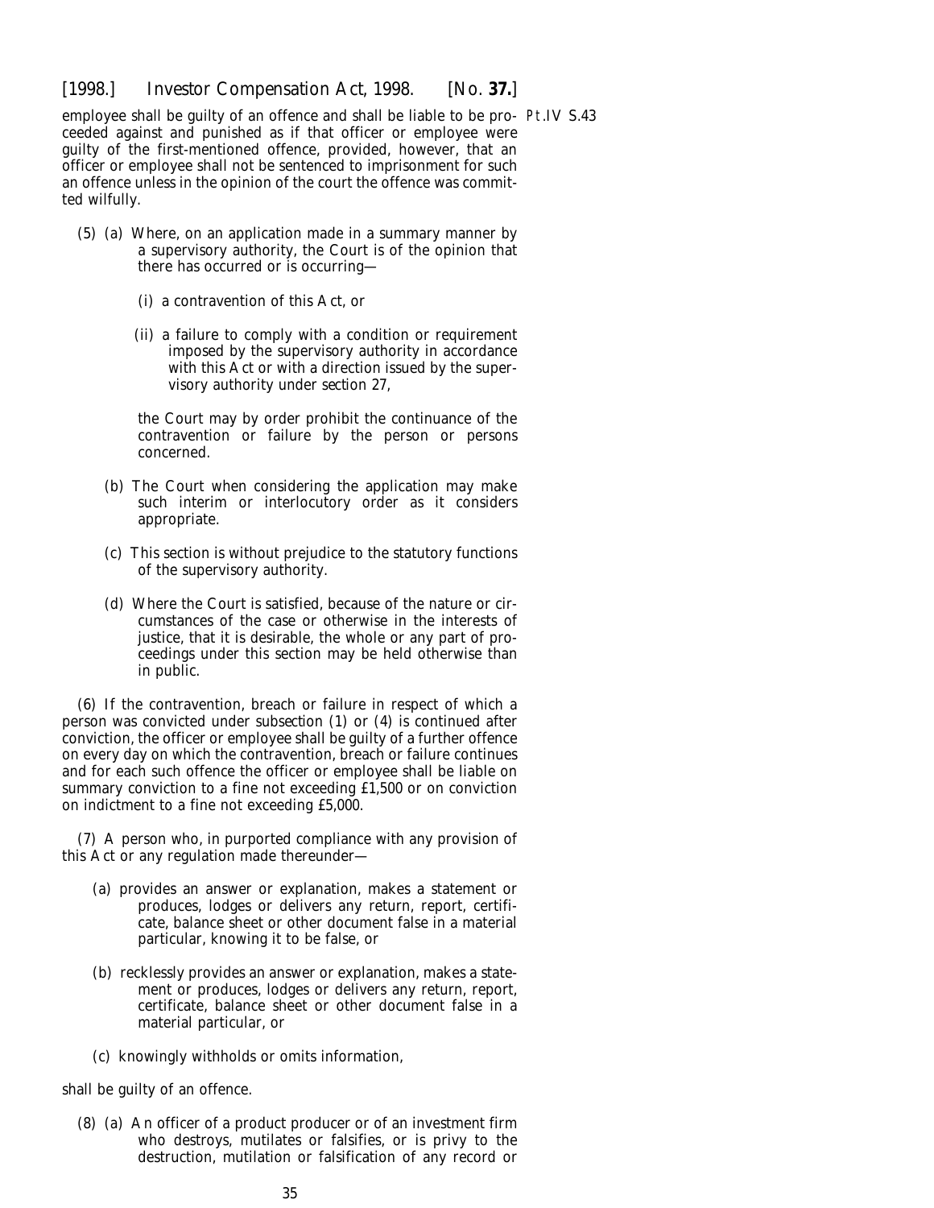employee shall be guilty of an offence and shall be liable to be proceeded against and punished as if that officer or employee were guilty of the first-mentioned offence, provided, however, that an officer or employee shall not be sentenced to imprisonment for such an offence unless in the opinion of the court the offence was committed wilfully.

(5) (a) Where, on an application made in a summary manner by a supervisory authority, the Court is of the opinion that there has occurred or is occurring—

(i) a contravention of this Act, or

(ii) a failure to comply with a condition or requirement imposed by the supervisory authority in accordance with this Act or with a direction issued by the supervisory authority under *section 27*,

the Court may by order prohibit the continuance of the contravention or failure by the person or persons concerned.

(b) The Court when considering the application may make such interim or interlocutory order as it considers appropriate.

(c) This section is without prejudice to the statutory functions of the supervisory authority.

(d) Where the Court is satisfied, because of the nature or circumstances of the case or otherwise in the interests of justice, that it is desirable, the whole or any part of proceedings under this section may be held otherwise than in public.

(6) If the contravention, breach or failure in respect of which a person was convicted under *subsection (1)* or *(4)* is continued after conviction, the officer or employee shall be guilty of a further offence on every day on which the contravention, breach or failure continues and for each such offence the officer or employee shall be liable on summary conviction to a fine not exceeding £1,500 or on conviction on indictment to a fine not exceeding £5,000.

(7) A person who, in purported compliance with any provision of this Act or any regulation made thereunder—

(a) provides an answer or explanation, makes a statement or produces, lodges or delivers any return, report, certificate, balance sheet or other document false in a material particular, knowing it to be false, or

(b) recklessly provides an answer or explanation, makes a statement or produces, lodges or delivers any return, report, certificate, balance sheet or other document false in a material particular, or

(c) knowingly withholds or omits information,

shall be guilty of an offence.

(8) (a) An officer of a product producer or of an investment firm who destroys, mutilates or falsifies, or is privy to the destruction, mutilation or falsification of any record or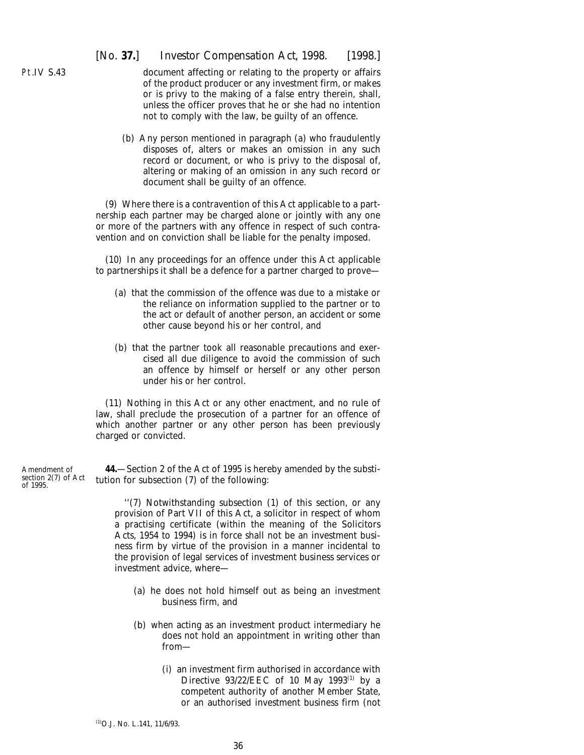document affecting or relating to the property or affairs of the product producer or any investment firm, or makes or is privy to the making of a false entry therein, shall, unless the officer proves that he or she had no intention not to comply with the law, be guilty of an offence.

(b) Any person mentioned in paragraph (a) who fraudulently disposes of, alters or makes an omission in any such record or document, or who is privy to the disposal of, altering or making of an omission in any such record or document shall be guilty of an offence.

(9) Where there is a contravention of this Act applicable to a partnership each partner may be charged alone or jointly with any one or more of the partners with any offence in respect of such contravention and on conviction shall be liable for the penalty imposed.

(10) In any proceedings for an offence under this Act applicable to partnerships it shall be a defence for a partner charged to prove—

(a) that the commission of the offence was due to a mistake or the reliance on information supplied to the partner or to the act or default of another person, an accident or some other cause beyond his or her control, and

(b) that the partner took all reasonable precautions and exercised all due diligence to avoid the commission of such an offence by himself or herself or any other person under his or her control.

(11) Nothing in this Act or any other enactment, and no rule of law, shall preclude the prosecution of a partner for an offence of which another partner or any other person has been previously charged or convicted.

Amendment of section 2(7) of Act of 1995.

**44.**—Section 2 of the Act of 1995 is hereby amended by the substitution for subsection (7) of the following:

''(7) Notwithstanding subsection (1) of this section, or any provision of Part VII of this Act, a solicitor in respect of whom a practising certificate (within the meaning of the Solicitors Acts, 1954 to 1994) is in force shall not be an investment business firm by virtue of the provision in a manner incidental to the provision of legal services of investment business services or investment advice, where—

(a) he does not hold himself out as being an investment business firm, and

(b) when acting as an investment product intermediary he does not hold an appointment in writing other than from—

(i) an investment firm authorised in accordance with Directive 93/22/EEC of 10 May 1993[1] by a competent authority of another Member State, or an authorised investment business firm (not

[1] O.J. No. L.141, 11/6/93.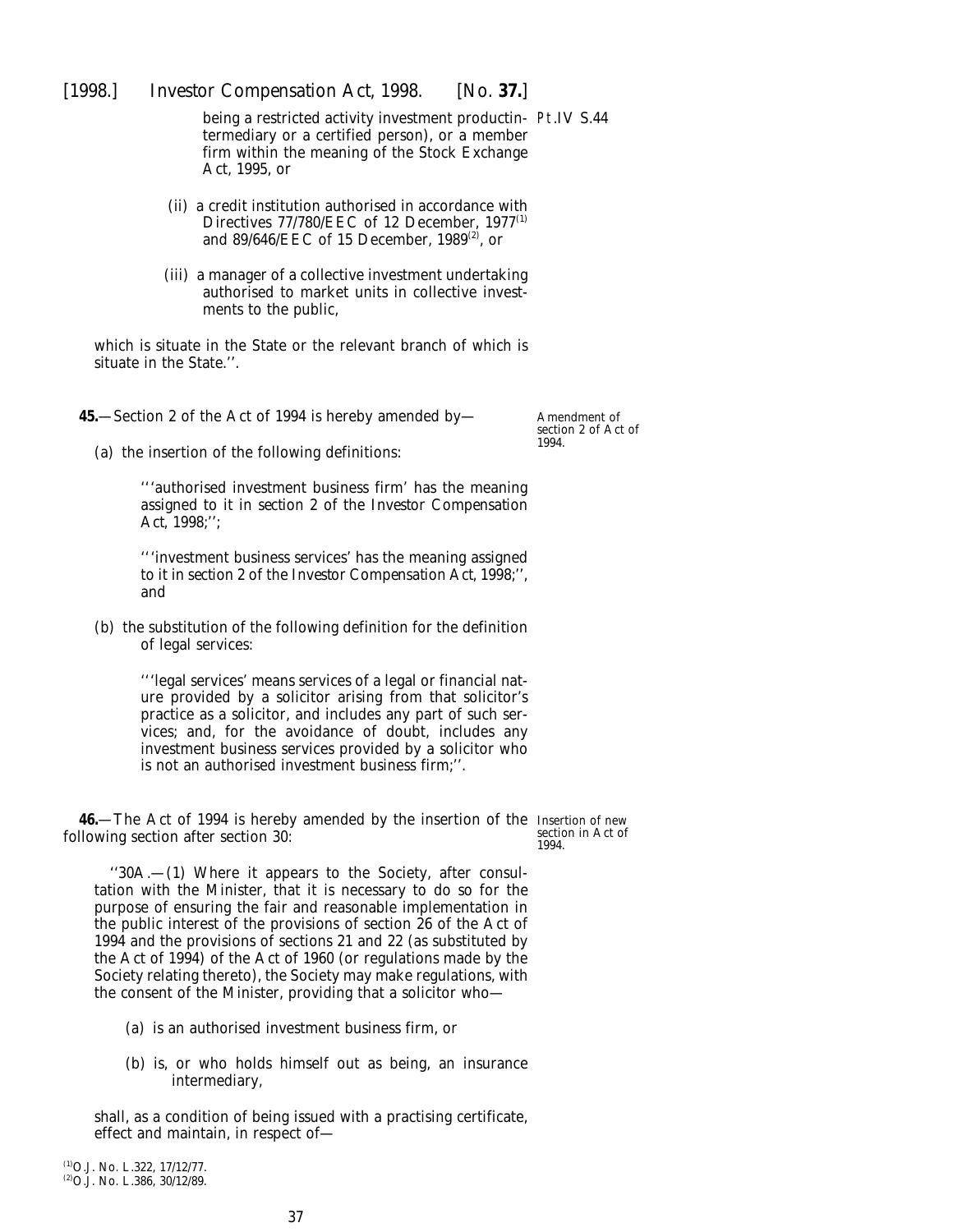being a restricted activity investment productintermediary or a certified person), or a member firm within the meaning of the Stock Exchange Act, 1995, or

(ii) a credit institution authorised in accordance with Directives 77/780/EEC of 12 December, 1977[1] and 89/646/EEC of 15 December, 1989[2], or

(iii) a manager of a collective investment undertaking authorised to market units in collective investments to the public,

which is situate in the State or the relevant branch of which is situate in the State.''.

**45.**—Section 2 of the Act of 1994 is hereby amended by—

Amendment of section 2 of Act of 1994.

(*a*) the insertion of the following definitions:

'''authorised investment business firm' has the meaning assigned to it in *section 2* of the Investor Compensation Act, 1998;'';

'''investment business services' has the meaning assigned to it in *section 2* of the Investor Compensation Act, 1998;'', and

(*b*) the substitution of the following definition for the definition of legal services:

'''legal services' means services of a legal or financial nature provided by a solicitor arising from that solicitor's practice as a solicitor, and includes any part of such services; and, for the avoidance of doubt, includes any investment business services provided by a solicitor who is not an authorised investment business firm;''.

**46.**—The Act of 1994 is hereby amended by the insertion of the following section after section 30:

Insertion of new section in Act of 1994.

''30A.—(1) Where it appears to the Society, after consultation with the Minister, that it is necessary to do so for the purpose of ensuring the fair and reasonable implementation in the public interest of the provisions of section 26 of the Act of 1994 and the provisions of sections 21 and 22 (as substituted by the Act of 1994) of the Act of 1960 (or regulations made by the Society relating thereto), the Society may make regulations, with the consent of the Minister, providing that a solicitor who—

(*a*) is an authorised investment business firm, or

(*b*) is, or who holds himself out as being, an insurance intermediary,

shall, as a condition of being issued with a practising certificate, effect and maintain, in respect of—

[1] O.J. No. L.322, 17/12/77.
[2] O.J. No. L.386, 30/12/89.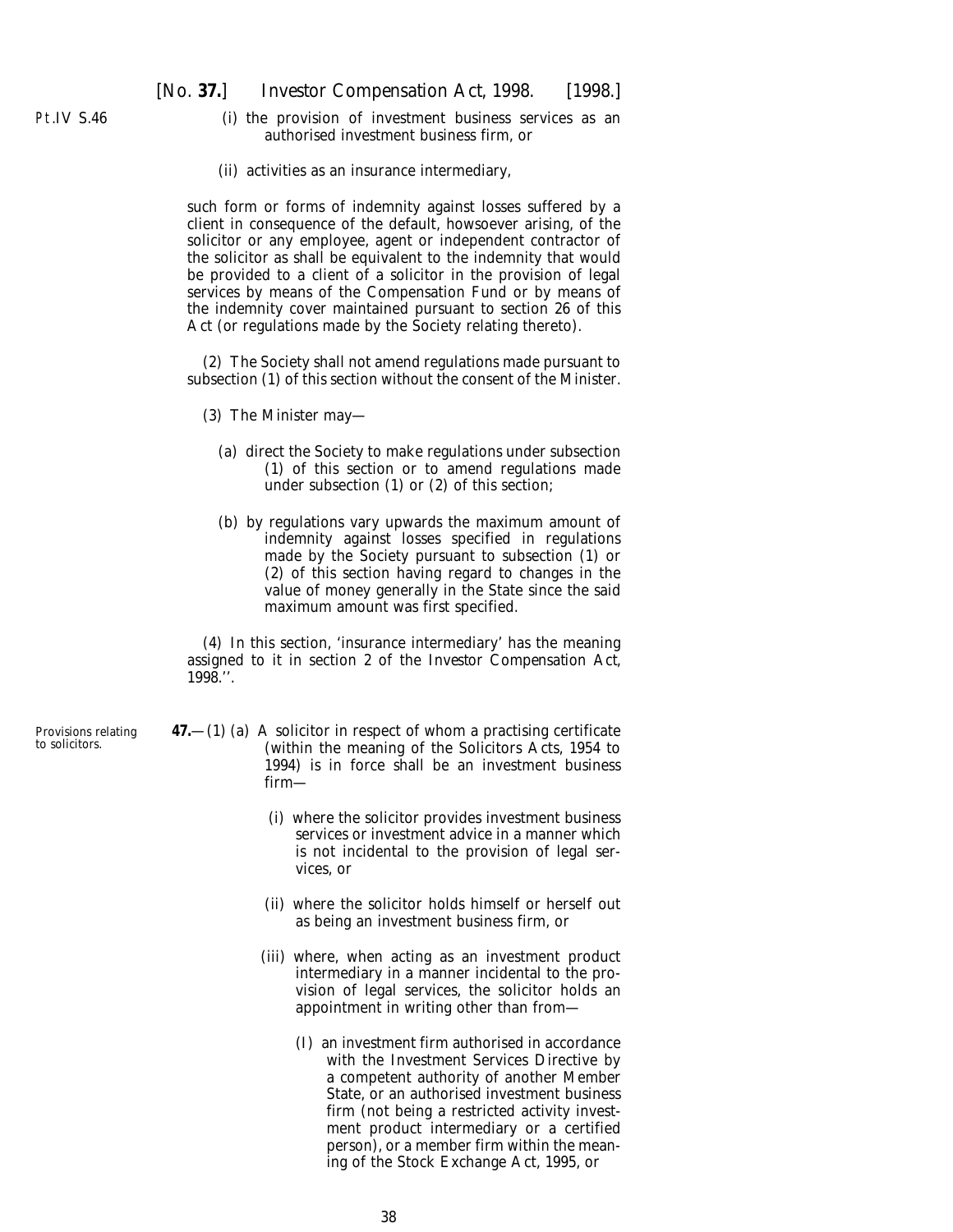(i) the provision of investment business services as an authorised investment business firm, or

(ii) activities as an insurance intermediary,

such form or forms of indemnity against losses suffered by a client in consequence of the default, howsoever arising, of the solicitor or any employee, agent or independent contractor of the solicitor as shall be equivalent to the indemnity that would be provided to a client of a solicitor in the provision of legal services by means of the Compensation Fund or by means of the indemnity cover maintained pursuant to section 26 of this Act (or regulations made by the Society relating thereto).

(2) The Society shall not amend regulations made pursuant to subsection (1) of this section without the consent of the Minister.

(3) The Minister may—

(a) direct the Society to make regulations under subsection (1) of this section or to amend regulations made under subsection (1) or (2) of this section;

(b) by regulations vary upwards the maximum amount of indemnity against losses specified in regulations made by the Society pursuant to subsection (1) or (2) of this section having regard to changes in the value of money generally in the State since the said maximum amount was first specified.

(4) In this section, 'insurance intermediary' has the meaning assigned to it in section 2 of the Investor Compensation Act, 1998.''.

*Provisions relating to solicitors.*

**47.**—(1) (a) A solicitor in respect of whom a practising certificate (within the meaning of the Solicitors Acts, 1954 to 1994) is in force shall be an investment business firm—

(i) where the solicitor provides investment business services or investment advice in a manner which is not incidental to the provision of legal services, or

(ii) where the solicitor holds himself or herself out as being an investment business firm, or

(iii) where, when acting as an investment product intermediary in a manner incidental to the provision of legal services, the solicitor holds an appointment in writing other than from—

(I) an investment firm authorised in accordance with the Investment Services Directive by a competent authority of another Member State, or an authorised investment business firm (not being a restricted activity investment product intermediary or a certified person), or a member firm within the meaning of the Stock Exchange Act, 1995, or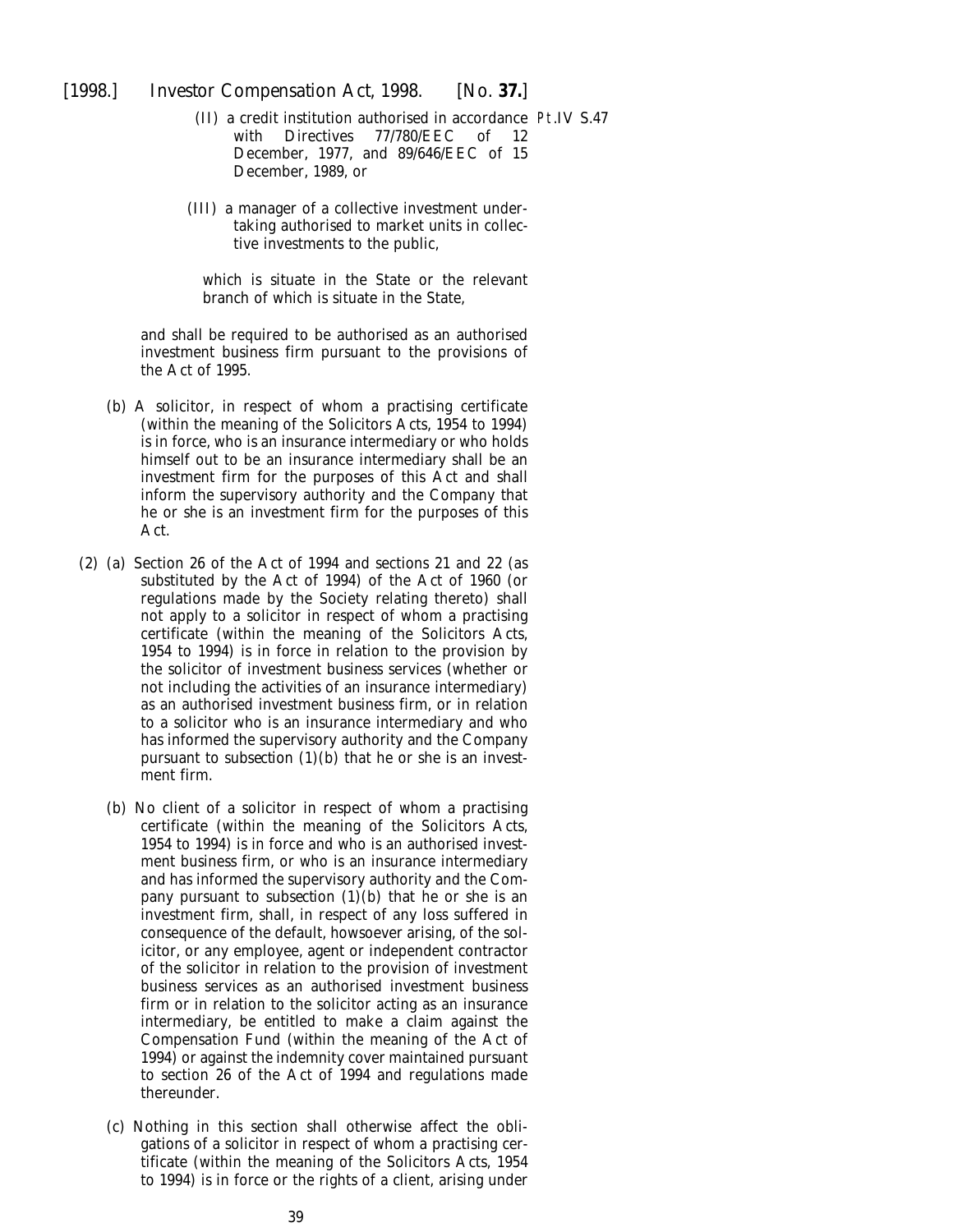(II) a credit institution authorised in accordance with Directives 77/780/EEC of 12 December, 1977, and 89/646/EEC of 15 December, 1989, or

(III) a manager of a collective investment undertaking authorised to market units in collective investments to the public,

which is situate in the State or the relevant branch of which is situate in the State,

and shall be required to be authorised as an authorised investment business firm pursuant to the provisions of the Act of 1995.

(*b*) A solicitor, in respect of whom a practising certificate (within the meaning of the Solicitors Acts, 1954 to 1994) is in force, who is an insurance intermediary or who holds himself out to be an insurance intermediary shall be an investment firm for the purposes of this Act and shall inform the supervisory authority and the Company that he or she is an investment firm for the purposes of this Act.

(2) (*a*) Section 26 of the Act of 1994 and sections 21 and 22 (as substituted by the Act of 1994) of the Act of 1960 (or regulations made by the Society relating thereto) shall not apply to a solicitor in respect of whom a practising certificate (within the meaning of the Solicitors Acts, 1954 to 1994) is in force in relation to the provision by the solicitor of investment business services (whether or not including the activities of an insurance intermediary) as an authorised investment business firm, or in relation to a solicitor who is an insurance intermediary and who has informed the supervisory authority and the Company pursuant to *subsection (1)(b)* that he or she is an investment firm.

(*b*) No client of a solicitor in respect of whom a practising certificate (within the meaning of the Solicitors Acts, 1954 to 1994) is in force and who is an authorised investment business firm, or who is an insurance intermediary and has informed the supervisory authority and the Company pursuant to *subsection (1)(b)* that he or she is an investment firm, shall, in respect of any loss suffered in consequence of the default, howsoever arising, of the solicitor, or any employee, agent or independent contractor of the solicitor in relation to the provision of investment business services as an authorised investment business firm or in relation to the solicitor acting as an insurance intermediary, be entitled to make a claim against the Compensation Fund (within the meaning of the Act of 1994) or against the indemnity cover maintained pursuant to section 26 of the Act of 1994 and regulations made thereunder.

(*c*) Nothing in this section shall otherwise affect the obligations of a solicitor in respect of whom a practising certificate (within the meaning of the Solicitors Acts, 1954 to 1994) is in force or the rights of a client, arising under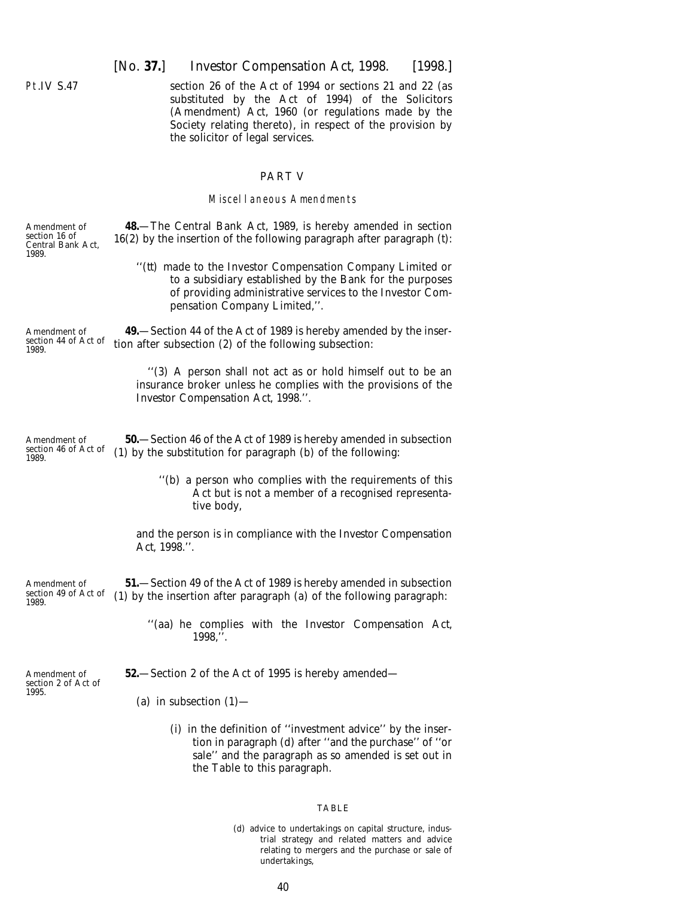section 26 of the Act of 1994 or sections 21 and 22 (as substituted by the Act of 1994) of the Solicitors (Amendment) Act, 1960 (or regulations made by the Society relating thereto), in respect of the provision by the solicitor of legal services.

## PART V

### *Miscellaneous Amendments*

Amendment of section 16 of Central Bank Act, 1989.

**48.**—The Central Bank Act, 1989, is hereby amended in section 16(2) by the insertion of the following paragraph after paragraph (*t*):

> ''(*tt*) made to the Investor Compensation Company Limited or to a subsidiary established by the Bank for the purposes of providing administrative services to the Investor Compensation Company Limited,''.

Amendment of section 44 of Act of 1989.

**49.**—Section 44 of the Act of 1989 is hereby amended by the insertion after subsection (2) of the following subsection:

> ''(3) A person shall not act as or hold himself out to be an insurance broker unless he complies with the provisions of the Investor Compensation Act, 1998.''.

Amendment of section 46 of Act of 1989.

**50.**—Section 46 of the Act of 1989 is hereby amended in subsection (1) by the substitution for paragraph (*b*) of the following:

> ''(*b*) a person who complies with the requirements of this Act but is not a member of a recognised representative body,
>
> and the person is in compliance with the Investor Compensation Act, 1998.''.

Amendment of section 49 of Act of 1989.

**51.**—Section 49 of the Act of 1989 is hereby amended in subsection (1) by the insertion after paragraph (*a*) of the following paragraph:

> ''(*aa*) he complies with the Investor Compensation Act, 1998,''.

Amendment of section 2 of Act of 1995.

**52.**—Section 2 of the Act of 1995 is hereby amended—

(*a*) in subsection (1)—

(i) in the definition of ''investment advice'' by the insertion in paragraph (*d*) after ''and the purchase'' of ''or sale'' and the paragraph as so amended is set out in the Table to this paragraph.

TABLE

> (*d*) advice to undertakings on capital structure, industrial strategy and related matters and advice relating to mergers and the purchase or sale of undertakings,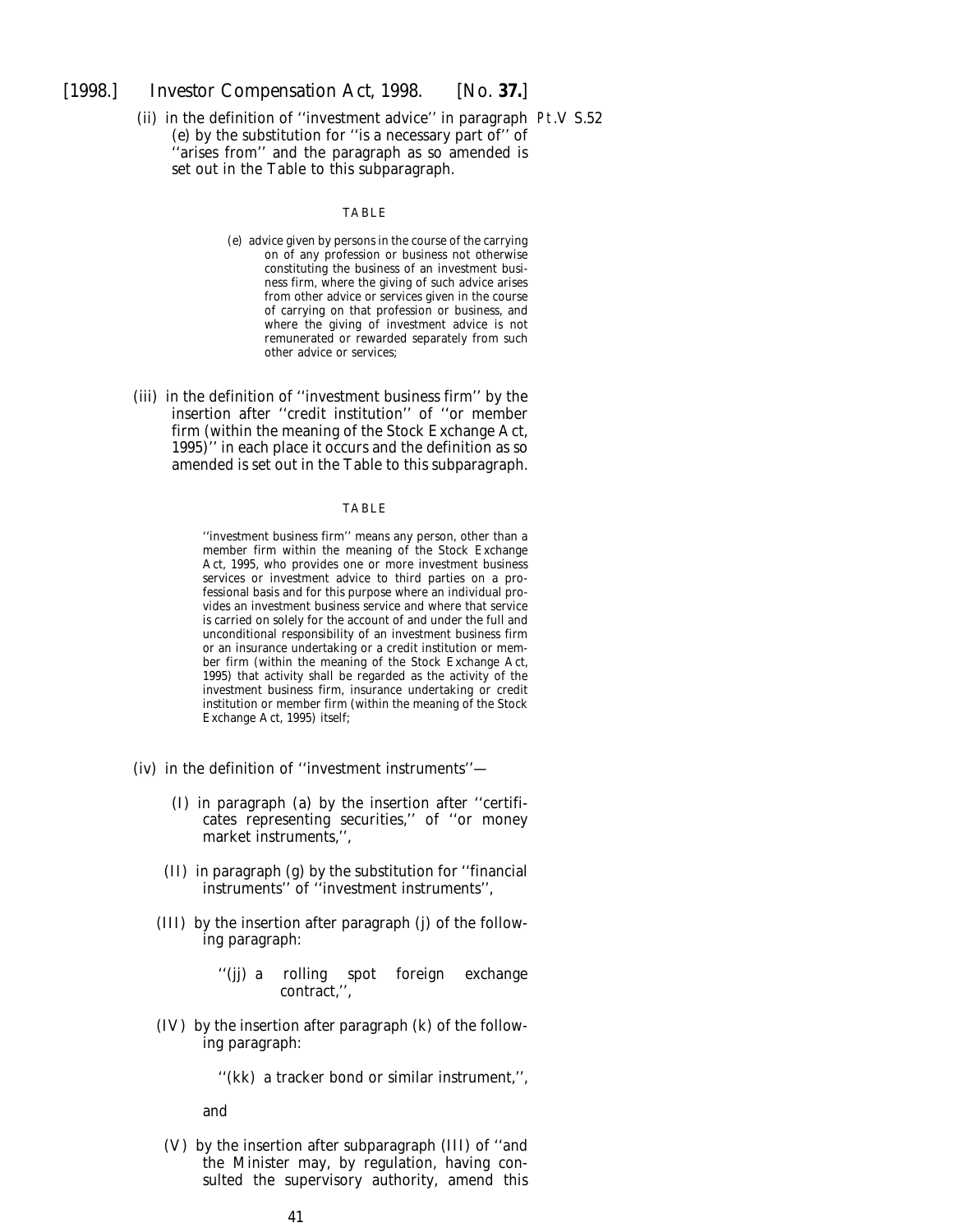(ii) in the definition of ''investment advice'' in paragraph (*e*) by the substitution for ''is a necessary part of'' of ''arises from'' and the paragraph as so amended is set out in the Table to this subparagraph.

Pt.V S.52

TABLE

> (*e*) advice given by persons in the course of the carrying on of any profession or business not otherwise constituting the business of an investment business firm, where the giving of such advice arises from other advice or services given in the course of carrying on that profession or business, and where the giving of investment advice is not remunerated or rewarded separately from such other advice or services;

(iii) in the definition of ''investment business firm'' by the insertion after ''credit institution'' of ''or member firm (within the meaning of the Stock Exchange Act, 1995)'' in each place it occurs and the definition as so amended is set out in the Table to this subparagraph.

TABLE

> ''investment business firm'' means any person, other than a member firm within the meaning of the Stock Exchange Act, 1995, who provides one or more investment business services or investment advice to third parties on a professional basis and for this purpose where an individual provides an investment business service and where that service is carried on solely for the account of and under the full and unconditional responsibility of an investment business firm or an insurance undertaking or a credit institution or member firm (within the meaning of the Stock Exchange Act, 1995) that activity shall be regarded as the activity of the investment business firm, insurance undertaking or credit institution or member firm (within the meaning of the Stock Exchange Act, 1995) itself;

(iv) in the definition of ''investment instruments''—

(I) in paragraph (*a*) by the insertion after ''certificates representing securities,'' of ''or money market instruments,'',

(II) in paragraph (*g*) by the substitution for ''financial instruments'' of ''investment instruments'',

(III) by the insertion after paragraph (*j*) of the following paragraph:

> ''(*jj*) a rolling spot foreign exchange contract,'',

(IV) by the insertion after paragraph (*k*) of the following paragraph:

> ''(*kk*) a tracker bond or similar instrument,'',

and

(V) by the insertion after subparagraph (III) of ''and the Minister may, by regulation, having consulted the supervisory authority, amend this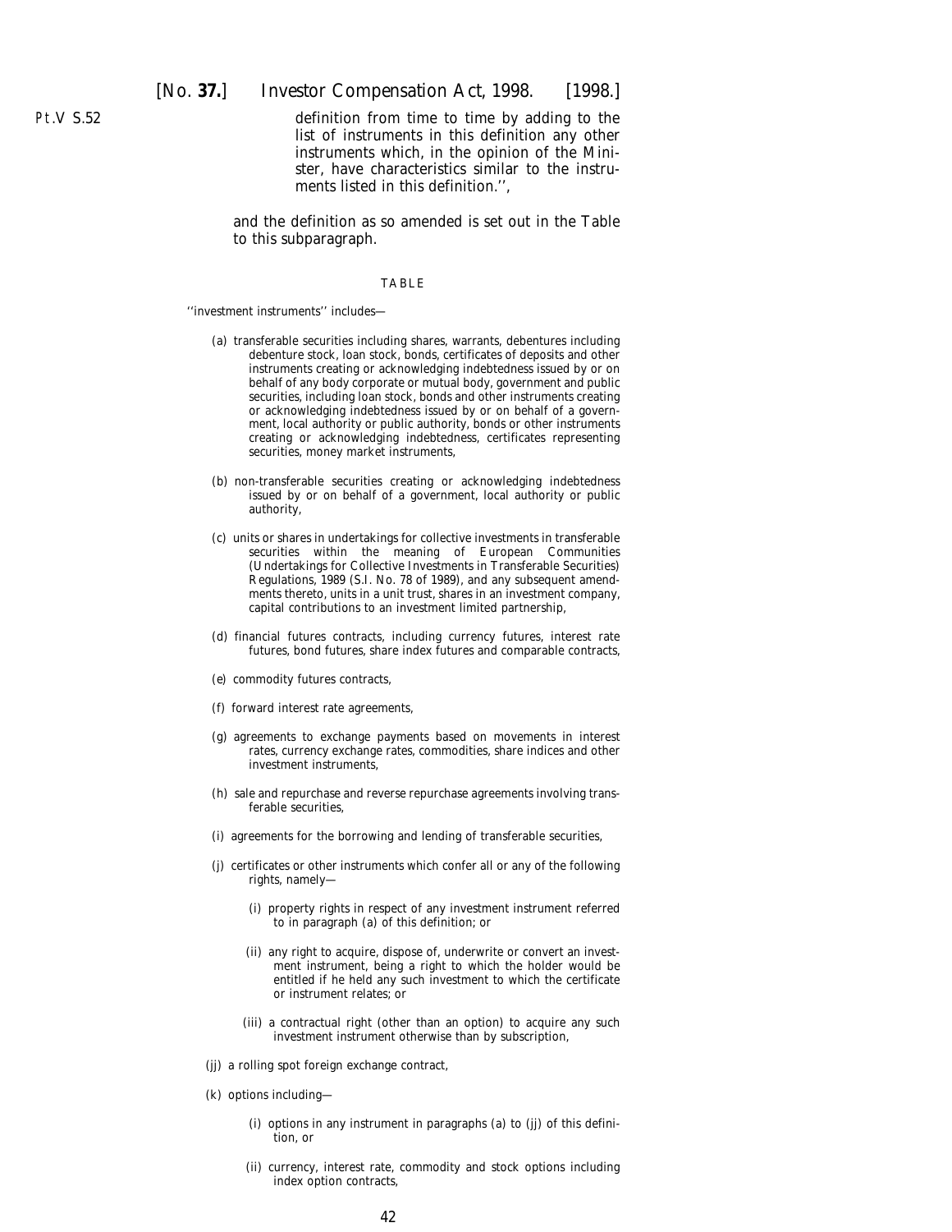definition from time to time by adding to the list of instruments in this definition any other instruments which, in the opinion of the Minister, have characteristics similar to the instruments listed in this definition.'',

and the definition as so amended is set out in the Table to this subparagraph.

TABLE

''investment instruments'' includes—

(a) transferable securities including shares, warrants, debentures including debenture stock, loan stock, bonds, certificates of deposits and other instruments creating or acknowledging indebtedness issued by or on behalf of any body corporate or mutual body, government and public securities, including loan stock, bonds and other instruments creating or acknowledging indebtedness issued by or on behalf of a government, local authority or public authority, bonds or other instruments creating or acknowledging indebtedness, certificates representing securities, money market instruments,

(b) non-transferable securities creating or acknowledging indebtedness issued by or on behalf of a government, local authority or public authority,

(c) units or shares in undertakings for collective investments in transferable securities within the meaning of European Communities (Undertakings for Collective Investments in Transferable Securities) Regulations, 1989 (S.I. No. 78 of 1989), and any subsequent amendments thereto, units in a unit trust, shares in an investment company, capital contributions to an investment limited partnership,

(d) financial futures contracts, including currency futures, interest rate futures, bond futures, share index futures and comparable contracts,

(e) commodity futures contracts,

(f) forward interest rate agreements,

(g) agreements to exchange payments based on movements in interest rates, currency exchange rates, commodities, share indices and other investment instruments,

(h) sale and repurchase and reverse repurchase agreements involving transferable securities,

(i) agreements for the borrowing and lending of transferable securities,

(j) certificates or other instruments which confer all or any of the following rights, namely—

(i) property rights in respect of any investment instrument referred to in paragraph (a) of this definition; or

(ii) any right to acquire, dispose of, underwrite or convert an investment instrument, being a right to which the holder would be entitled if he held any such investment to which the certificate or instrument relates; or

(iii) a contractual right (other than an option) to acquire any such investment instrument otherwise than by subscription,

(jj) a rolling spot foreign exchange contract,

(k) options including—

(i) options in any instrument in paragraphs (a) to (jj) of this definition, or

(ii) currency, interest rate, commodity and stock options including index option contracts,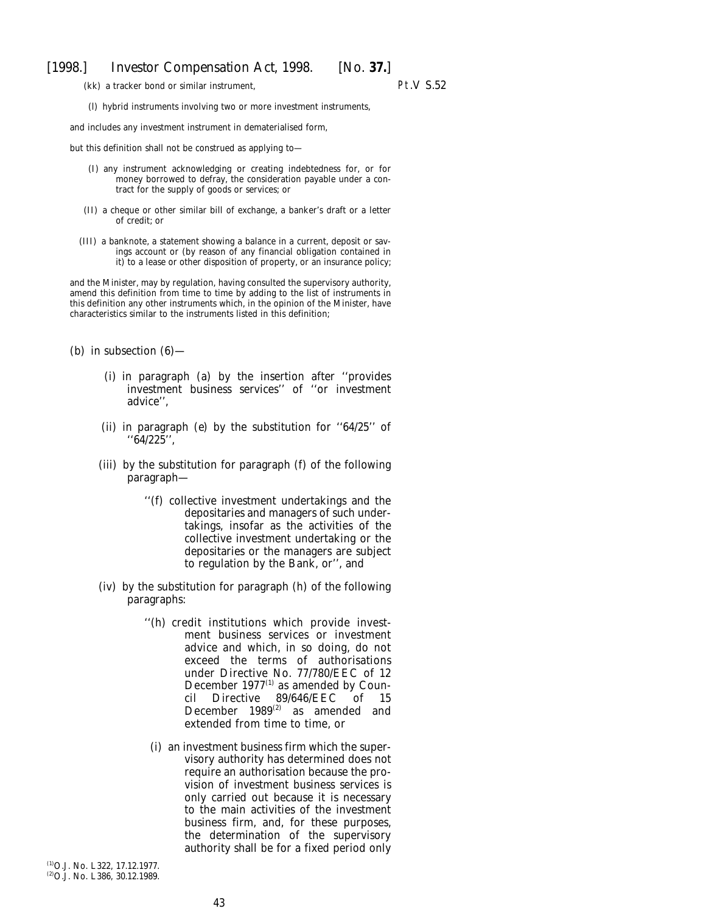(kk) a tracker bond or similar instrument,

(l) hybrid instruments involving two or more investment instruments,

and includes any investment instrument in dematerialised form,

but this definition shall not be construed as applying to—

(I) any instrument acknowledging or creating indebtedness for, or for money borrowed to defray, the consideration payable under a contract for the supply of goods or services; or

(II) a cheque or other similar bill of exchange, a banker's draft or a letter of credit; or

(III) a banknote, a statement showing a balance in a current, deposit or savings account or (by reason of any financial obligation contained in it) to a lease or other disposition of property, or an insurance policy;

and the Minister, may by regulation, having consulted the supervisory authority, amend this definition from time to time by adding to the list of instruments in this definition any other instruments which, in the opinion of the Minister, have characteristics similar to the instruments listed in this definition;

(b) in subsection (6)—

(i) in paragraph (a) by the insertion after ''provides investment business services'' of ''or investment advice'',

(ii) in paragraph (e) by the substitution for ''64/25'' of ''64/225'',

(iii) by the substitution for paragraph (f) of the following paragraph—

''(f) collective investment undertakings and the depositaries and managers of such undertakings, insofar as the activities of the collective investment undertaking or the depositaries or the managers are subject to regulation by the Bank, or'', and

(iv) by the substitution for paragraph (h) of the following paragraphs:

''(h) credit institutions which provide investment business services or investment advice and which, in so doing, do not exceed the terms of authorisations under Directive No. 77/780/EEC of 12 December 1977[1] as amended by Council Directive 89/646/EEC of 15 December 1989[2] as amended and extended from time to time, or

(i) an investment business firm which the supervisory authority has determined does not require an authorisation because the provision of investment business services is only carried out because it is necessary to the main activities of the investment business firm, and, for these purposes, the determination of the supervisory authority shall be for a fixed period only

[1] O.J. No. L322, 17.12.1977.

[2] O.J. No. L386, 30.12.1989.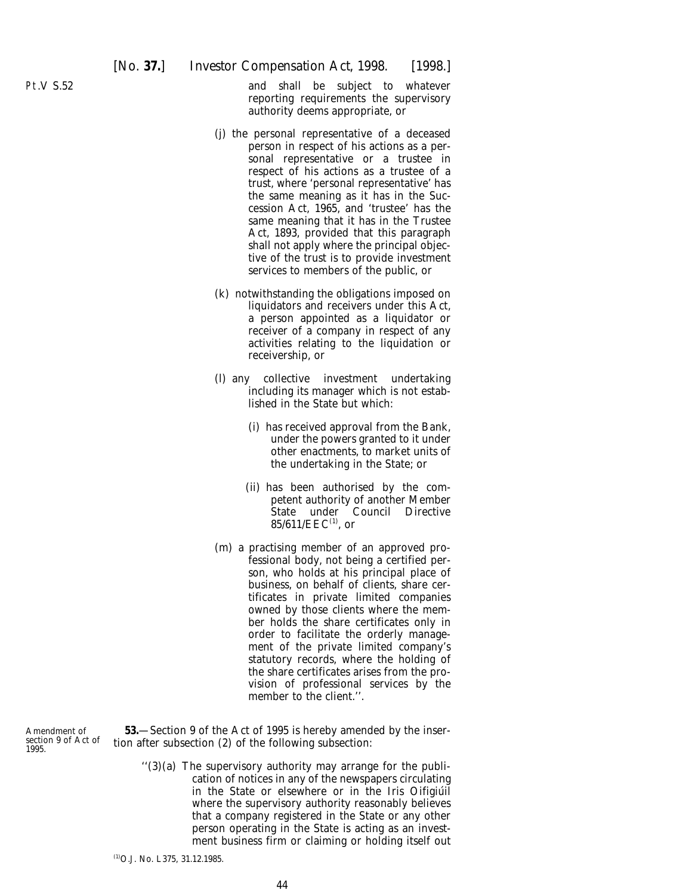Pt.V S.52

and shall be subject to whatever reporting requirements the supervisory authority deems appropriate, or

(*j*) the personal representative of a deceased person in respect of his actions as a personal representative or a trustee in respect of his actions as a trustee of a trust, where 'personal representative' has the same meaning as it has in the Succession Act, 1965, and 'trustee' has the same meaning that it has in the Trustee Act, 1893, provided that this paragraph shall not apply where the principal objective of the trust is to provide investment services to members of the public, or

(*k*) notwithstanding the obligations imposed on liquidators and receivers under this Act, a person appointed as a liquidator or receiver of a company in respect of any activities relating to the liquidation or receivership, or

(*l*) any collective investment undertaking including its manager which is not established in the State but which:

(i) has received approval from the Bank, under the powers granted to it under other enactments, to market units of the undertaking in the State; or

(ii) has been authorised by the competent authority of another Member State under Council Directive 85/611/EEC[1], or

(*m*) a practising member of an approved professional body, not being a certified person, who holds at his principal place of business, on behalf of clients, share certificates in private limited companies owned by those clients where the member holds the share certificates only in order to facilitate the orderly management of the private limited company's statutory records, where the holding of the share certificates arises from the provision of professional services by the member to the client.''.

Amendment of section 9 of Act of 1995.

**53.**—Section 9 of the Act of 1995 is hereby amended by the insertion after subsection (2) of the following subsection:

''(3)(*a*) The supervisory authority may arrange for the publication of notices in any of the newspapers circulating in the State or elsewhere or in the *Iris Oifigiúil* where the supervisory authority reasonably believes that a company registered in the State or any other person operating in the State is acting as an investment business firm or claiming or holding itself out

[1]O.J. No. L375, 31.12.1985.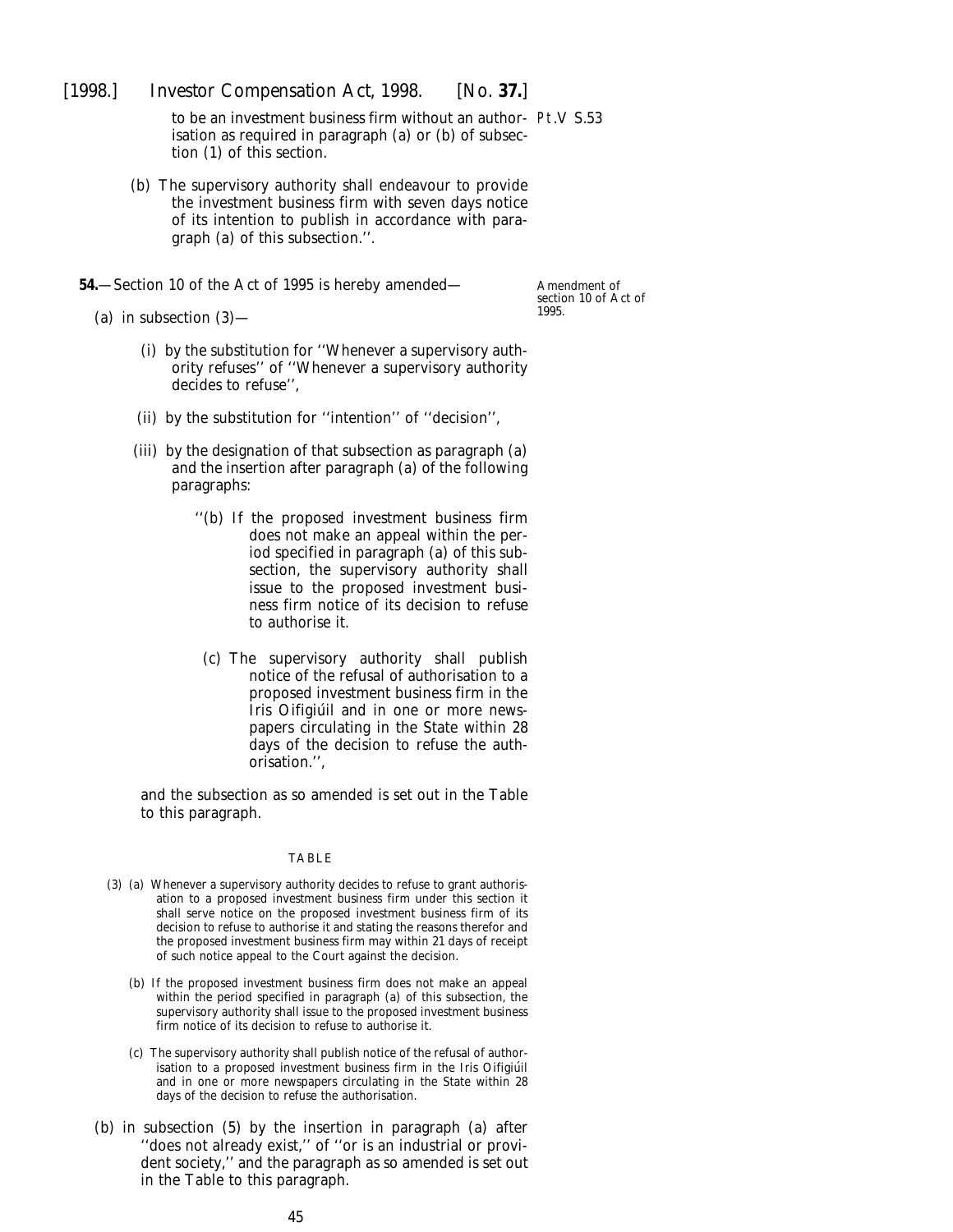to be an investment business firm without an authorisation as required in paragraph (*a*) or (*b*) of subsection (1) of this section.

(*b*) The supervisory authority shall endeavour to provide the investment business firm with seven days notice of its intention to publish in accordance with paragraph (*a*) of this subsection.''.

Pt.V S.53

**54.**—Section 10 of the Act of 1995 is hereby amended—

Amendment of section 10 of Act of 1995.

(*a*) in subsection (3)—

(i) by the substitution for ''Whenever a supervisory authority refuses'' of ''Whenever a supervisory authority decides to refuse'',

(ii) by the substitution for ''intention'' of ''decision'',

(iii) by the designation of that subsection as paragraph (*a*) and the insertion after paragraph (*a*) of the following paragraphs:

''(*b*) If the proposed investment business firm does not make an appeal within the period specified in paragraph (*a*) of this subsection, the supervisory authority shall issue to the proposed investment business firm notice of its decision to refuse to authorise it.

(*c*) The supervisory authority shall publish notice of the refusal of authorisation to a proposed investment business firm in the *Iris Oifigiúil* and in one or more newspapers circulating in the State within 28 days of the decision to refuse the authorisation.'',

and the subsection as so amended is set out in the Table to this paragraph.

TABLE

(3) (*a*) Whenever a supervisory authority decides to refuse to grant authorisation to a proposed investment business firm under this section it shall serve notice on the proposed investment business firm of its decision to refuse to authorise it and stating the reasons therefor and the proposed investment business firm may within 21 days of receipt of such notice appeal to the Court against the decision.

(*b*) If the proposed investment business firm does not make an appeal within the period specified in paragraph (*a*) of this subsection, the supervisory authority shall issue to the proposed investment business firm notice of its decision to refuse to authorise it.

(*c*) The supervisory authority shall publish notice of the refusal of authorisation to a proposed investment business firm in the *Iris Oifigiúil* and in one or more newspapers circulating in the State within 28 days of the decision to refuse the authorisation.

(*b*) in subsection (5) by the insertion in paragraph (*a*) after ''does not already exist,'' of ''or is an industrial or provident society,'' and the paragraph as so amended is set out in the Table to this paragraph.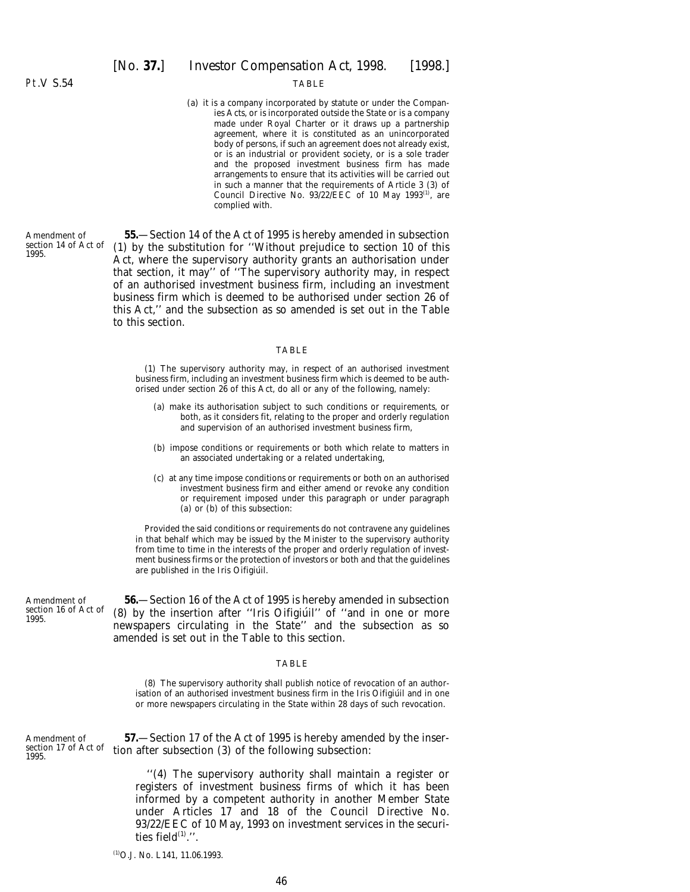Pt.V S.54

TABLE

(a) it is a company incorporated by statute or under the Companies Acts, or is incorporated outside the State or is a company made under Royal Charter or it draws up a partnership agreement, where it is constituted as an unincorporated body of persons, if such an agreement does not already exist, or is an industrial or provident society, or is a sole trader and the proposed investment business firm has made arrangements to ensure that its activities will be carried out in such a manner that the requirements of Article 3 (3) of Council Directive No. 93/22/EEC of 10 May 1993[(1)], are complied with.

Amendment of section 14 of Act of 1995.

**55.**—Section 14 of the Act of 1995 is hereby amended in subsection (1) by the substitution for ''Without prejudice to section 10 of this Act, where the supervisory authority grants an authorisation under that section, it may'' of ''The supervisory authority may, in respect of an authorised investment business firm, including an investment business firm which is deemed to be authorised under section 26 of this Act,'' and the subsection as so amended is set out in the Table to this section.

TABLE

(1) The supervisory authority may, in respect of an authorised investment business firm, including an investment business firm which is deemed to be authorised under section 26 of this Act, do all or any of the following, namely:

(a) make its authorisation subject to such conditions or requirements, or both, as it considers fit, relating to the proper and orderly regulation and supervision of an authorised investment business firm,

(b) impose conditions or requirements or both which relate to matters in an associated undertaking or a related undertaking,

(c) at any time impose conditions or requirements or both on an authorised investment business firm and either amend or revoke any condition or requirement imposed under this paragraph or under paragraph (a) or (b) of this subsection:

Provided the said conditions or requirements do not contravene any guidelines in that behalf which may be issued by the Minister to the supervisory authority from time to time in the interests of the proper and orderly regulation of investment business firms or the protection of investors or both and that the guidelines are published in the Iris Oifigiúil.

Amendment of section 16 of Act of 1995.

**56.**—Section 16 of the Act of 1995 is hereby amended in subsection (8) by the insertion after ''Iris Oifigiúil'' of ''and in one or more newspapers circulating in the State'' and the subsection as so amended is set out in the Table to this section.

TABLE

(8) The supervisory authority shall publish notice of revocation of an authorisation of an authorised investment business firm in the Iris Oifigiúil and in one or more newspapers circulating in the State within 28 days of such revocation.

Amendment of section 17 of Act of 1995.

**57.**—Section 17 of the Act of 1995 is hereby amended by the insertion after subsection (3) of the following subsection:

''(4) The supervisory authority shall maintain a register or registers of investment business firms of which it has been informed by a competent authority in another Member State under Articles 17 and 18 of the Council Directive No. 93/22/EEC of 10 May, 1993 on investment services in the securities field[(1)].''.

[(1)]O.J. No. L141, 11.06.1993.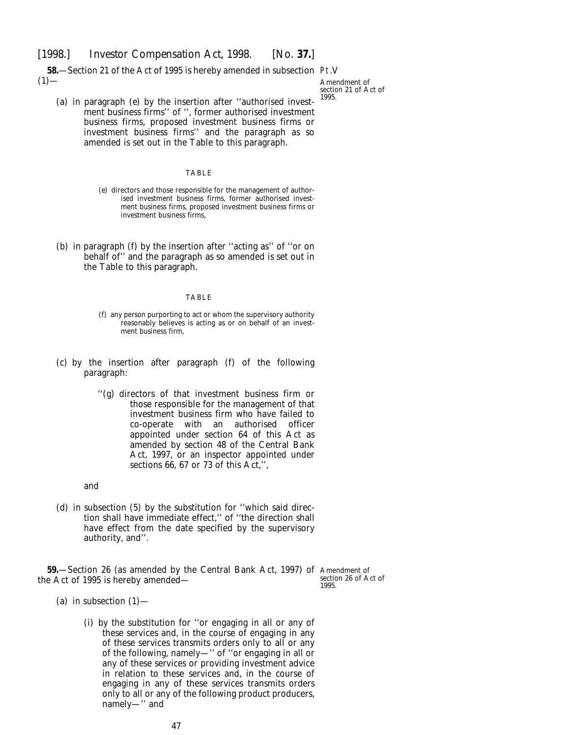**58.**—Section 21 of the Act of 1995 is hereby amended in subsection (1)—

Pt.V

Amendment of section 21 of Act of 1995.

(a) in paragraph (e) by the insertion after ''authorised investment business firms'' of '', former authorised investment business firms, proposed investment business firms or investment business firms'' and the paragraph as so amended is set out in the Table to this paragraph.

TABLE

(e) directors and those responsible for the management of authorised investment business firms, former authorised investment business firms, proposed investment business firms or investment business firms,

(b) in paragraph (f) by the insertion after ''acting as'' of ''or on behalf of'' and the paragraph as so amended is set out in the Table to this paragraph.

TABLE

(f) any person purporting to act or whom the supervisory authority reasonably believes is acting as or on behalf of an investment business firm,

(c) by the insertion after paragraph (f) of the following paragraph:

> ''(g) directors of that investment business firm or those responsible for the management of that investment business firm who have failed to co-operate with an authorised officer appointed under section 64 of this Act as amended by section 48 of the Central Bank Act, 1997, or an inspector appointed under sections 66, 67 or 73 of this Act,'',

and

(d) in subsection (5) by the substitution for ''which said direction shall have immediate effect,'' of ''the direction shall have effect from the date specified by the supervisory authority, and''.

**59.**—Section 26 (as amended by the Central Bank Act, 1997) of the Act of 1995 is hereby amended—

Amendment of section 26 of Act of 1995.

(a) in subsection (1)—

(i) by the substitution for ''or engaging in all or any of these services and, in the course of engaging in any of these services transmits orders only to all or any of the following, namely—'' of ''or engaging in all or any of these services or providing investment advice in relation to these services and, in the course of engaging in any of these services transmits orders only to all or any of the following product producers, namely—'' and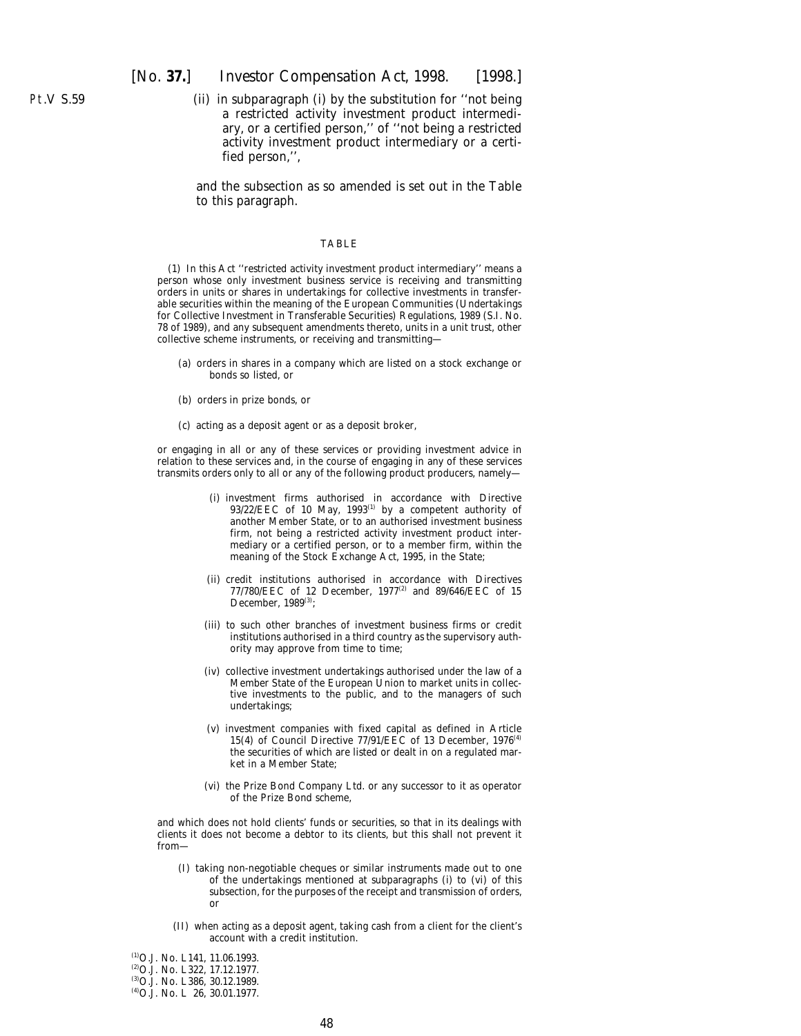(ii) in subparagraph (i) by the substitution for ''not being a restricted activity investment product intermediary, or a certified person,'' of ''not being a restricted activity investment product intermediary or a certified person,'',

and the subsection as so amended is set out in the Table to this paragraph.

TABLE

(1) In this Act ''restricted activity investment product intermediary'' means a person whose only investment business service is receiving and transmitting orders in units or shares in undertakings for collective investments in transferable securities within the meaning of the European Communities (Undertakings for Collective Investment in Transferable Securities) Regulations, 1989 (S.I. No. 78 of 1989), and any subsequent amendments thereto, units in a unit trust, other collective scheme instruments, or receiving and transmitting—

(a) orders in shares in a company which are listed on a stock exchange or bonds so listed, or

(b) orders in prize bonds, or

(c) acting as a deposit agent or as a deposit broker,

or engaging in all or any of these services or providing investment advice in relation to these services and, in the course of engaging in any of these services transmits orders only to all or any of the following product producers, namely—

(i) investment firms authorised in accordance with Directive 93/22/EEC of 10 May, 1993[1] by a competent authority of another Member State, or to an authorised investment business firm, not being a restricted activity investment product intermediary or a certified person, or to a member firm, within the meaning of the Stock Exchange Act, 1995, in the State;

(ii) credit institutions authorised in accordance with Directives 77/780/EEC of 12 December, 1977[2] and 89/646/EEC of 15 December, 1989[3];

(iii) to such other branches of investment business firms or credit institutions authorised in a third country as the supervisory authority may approve from time to time;

(iv) collective investment undertakings authorised under the law of a Member State of the European Union to market units in collective investments to the public, and to the managers of such undertakings;

(v) investment companies with fixed capital as defined in Article 15(4) of Council Directive 77/91/EEC of 13 December, 1976[4] the securities of which are listed or dealt in on a regulated market in a Member State;

(vi) the Prize Bond Company Ltd. or any successor to it as operator of the Prize Bond scheme,

and which does not hold clients' funds or securities, so that in its dealings with clients it does not become a debtor to its clients, but this shall not prevent it from—

(I) taking non-negotiable cheques or similar instruments made out to one of the undertakings mentioned at subparagraphs (i) to (vi) of this subsection, for the purposes of the receipt and transmission of orders, or

(II) when acting as a deposit agent, taking cash from a client for the client's account with a credit institution.

[1] O.J. No. L141, 11.06.1993.
[2] O.J. No. L322, 17.12.1977.
[3] O.J. No. L386, 30.12.1989.
[4] O.J. No. L 26, 30.01.1977.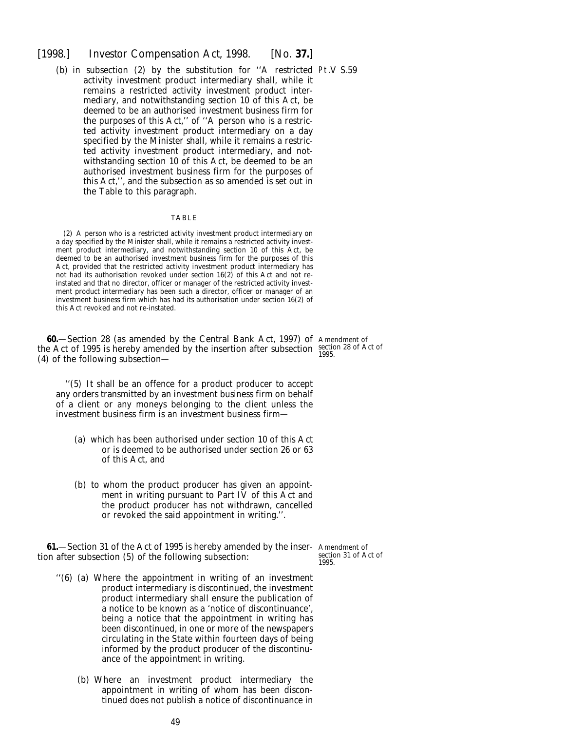(*b*) in subsection (2) by the substitution for ''A restricted activity investment product intermediary shall, while it remains a restricted activity investment product intermediary, and notwithstanding section 10 of this Act, be deemed to be an authorised investment business firm for the purposes of this Act,'' of ''A person who is a restricted activity investment product intermediary on a day specified by the Minister shall, while it remains a restricted activity investment product intermediary, and notwithstanding section 10 of this Act, be deemed to be an authorised investment business firm for the purposes of this Act,'', and the subsection as so amended is set out in the Table to this paragraph.

Pt.V S.59

TABLE

(2) A person who is a restricted activity investment product intermediary on a day specified by the Minister shall, while it remains a restricted activity investment product intermediary, and notwithstanding section 10 of this Act, be deemed to be an authorised investment business firm for the purposes of this Act, provided that the restricted activity investment product intermediary has not had its authorisation revoked under section 16(2) of this Act and not re-instated and that no director, officer or manager of the restricted activity investment product intermediary has been such a director, officer or manager of an investment business firm which has had its authorisation under section 16(2) of this Act revoked and not re-instated.

**60.**—Section 28 (as amended by the Central Bank Act, 1997) of the Act of 1995 is hereby amended by the insertion after subsection (4) of the following subsection—

Amendment of section 28 of Act of 1995.

''(5) It shall be an offence for a product producer to accept any orders transmitted by an investment business firm on behalf of a client or any moneys belonging to the client unless the investment business firm is an investment business firm—

(*a*) which has been authorised under section 10 of this Act or is deemed to be authorised under section 26 or 63 of this Act, and

(*b*) to whom the product producer has given an appointment in writing pursuant to Part IV of this Act and the product producer has not withdrawn, cancelled or revoked the said appointment in writing.''.

**61.**—Section 31 of the Act of 1995 is hereby amended by the insertion after subsection (5) of the following subsection:

Amendment of section 31 of Act of 1995.

''(6) (*a*) Where the appointment in writing of an investment product intermediary is discontinued, the investment product intermediary shall ensure the publication of a notice to be known as a 'notice of discontinuance', being a notice that the appointment in writing has been discontinued, in one or more of the newspapers circulating in the State within fourteen days of being informed by the product producer of the discontinuance of the appointment in writing.

(*b*) Where an investment product intermediary the appointment in writing of whom has been discontinued does not publish a notice of discontinuance in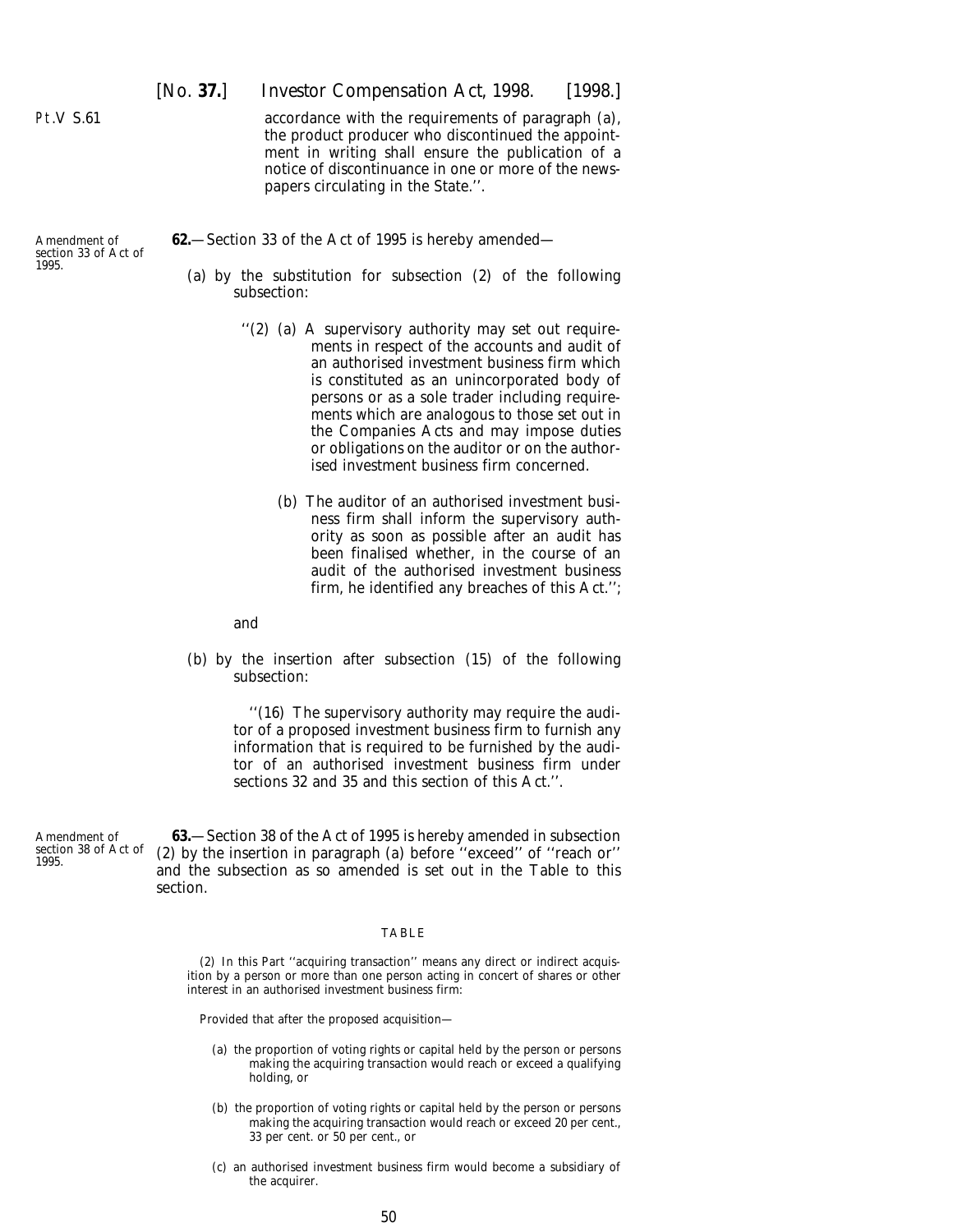accordance with the requirements of paragraph (*a*), the product producer who discontinued the appointment in writing shall ensure the publication of a notice of discontinuance in one or more of the newspapers circulating in the State.''.

Amendment of section 33 of Act of 1995.

**62.**—Section 33 of the Act of 1995 is hereby amended—

(*a*) by the substitution for subsection (2) of the following subsection:

''(2) (*a*) A supervisory authority may set out requirements in respect of the accounts and audit of an authorised investment business firm which is constituted as an unincorporated body of persons or as a sole trader including requirements which are analogous to those set out in the Companies Acts and may impose duties or obligations on the auditor or on the authorised investment business firm concerned.

(*b*) The auditor of an authorised investment business firm shall inform the supervisory authority as soon as possible after an audit has been finalised whether, in the course of an audit of the authorised investment business firm, he identified any breaches of this Act.'';

and

(*b*) by the insertion after subsection (15) of the following subsection:

''(16) The supervisory authority may require the auditor of a proposed investment business firm to furnish any information that is required to be furnished by the auditor of an authorised investment business firm under sections 32 and 35 and this section of this Act.''.

Amendment of section 38 of Act of 1995.

**63.**—Section 38 of the Act of 1995 is hereby amended in subsection (2) by the insertion in paragraph (*a*) before ''exceed'' of ''reach or'' and the subsection as so amended is set out in the Table to this section.

TABLE

(2) In this Part ''acquiring transaction'' means any direct or indirect acquisition by a person or more than one person acting in concert of shares or other interest in an authorised investment business firm:

Provided that after the proposed acquisition—

(*a*) the proportion of voting rights or capital held by the person or persons making the acquiring transaction would reach or exceed a qualifying holding, or

(*b*) the proportion of voting rights or capital held by the person or persons making the acquiring transaction would reach or exceed 20 per cent., 33 per cent. or 50 per cent., or

(*c*) an authorised investment business firm would become a subsidiary of the acquirer.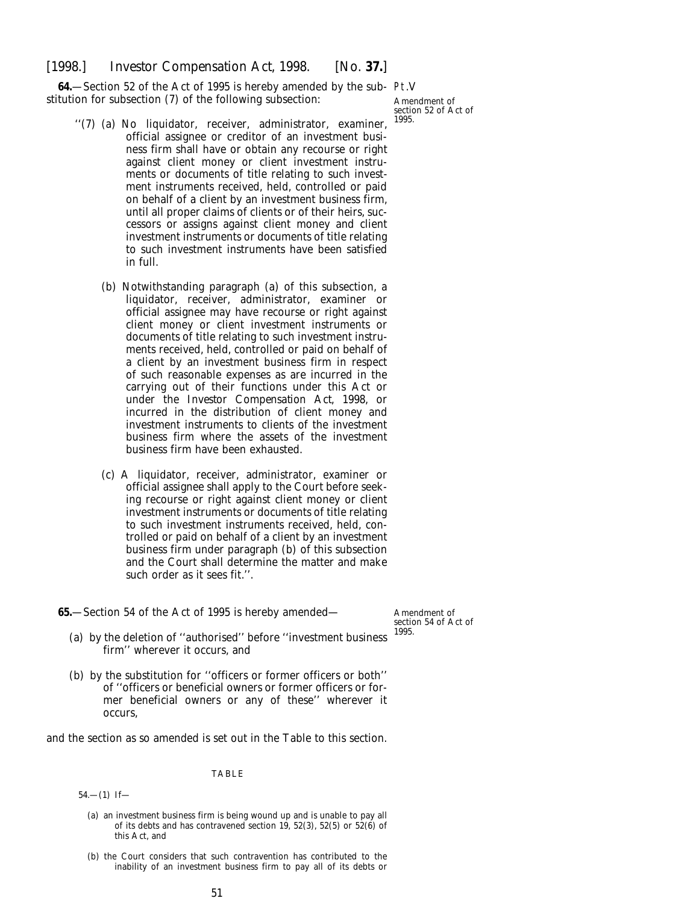**64.**—Section 52 of the Act of 1995 is hereby amended by the substitution for subsection (7) of the following subsection:

Pt.V

Amendment of section 52 of Act of 1995.

''(7) (*a*) No liquidator, receiver, administrator, examiner, official assignee or creditor of an investment business firm shall have or obtain any recourse or right against client money or client investment instruments or documents of title relating to such investment instruments received, held, controlled or paid on behalf of a client by an investment business firm, until all proper claims of clients or of their heirs, successors or assigns against client money and client investment instruments or documents of title relating to such investment instruments have been satisfied in full.

(*b*) Notwithstanding paragraph (*a*) of this subsection, a liquidator, receiver, administrator, examiner or official assignee may have recourse or right against client money or client investment instruments or documents of title relating to such investment instruments received, held, controlled or paid on behalf of a client by an investment business firm in respect of such reasonable expenses as are incurred in the carrying out of their functions under this Act or under the *Investor Compensation Act, 1998*, or incurred in the distribution of client money and investment instruments to clients of the investment business firm where the assets of the investment business firm have been exhausted.

(*c*) A liquidator, receiver, administrator, examiner or official assignee shall apply to the Court before seeking recourse or right against client money or client investment instruments or documents of title relating to such investment instruments received, held, controlled or paid on behalf of a client by an investment business firm under paragraph (*b*) of this subsection and the Court shall determine the matter and make such order as it sees fit.''.

**65.**—Section 54 of the Act of 1995 is hereby amended—

Amendment of section 54 of Act of 1995.

(*a*) by the deletion of ''authorised'' before ''investment business firm'' wherever it occurs, and

(*b*) by the substitution for ''officers or former officers or both'' of ''officers or beneficial owners or former officers or former beneficial owners or any of these'' wherever it occurs,

and the section as so amended is set out in the Table to this section.

TABLE

54.—(1) If—

(*a*) an investment business firm is being wound up and is unable to pay all of its debts and has contravened section 19, 52(3), 52(5) or 52(6) of this Act, and

(*b*) the Court considers that such contravention has contributed to the inability of an investment business firm to pay all of its debts or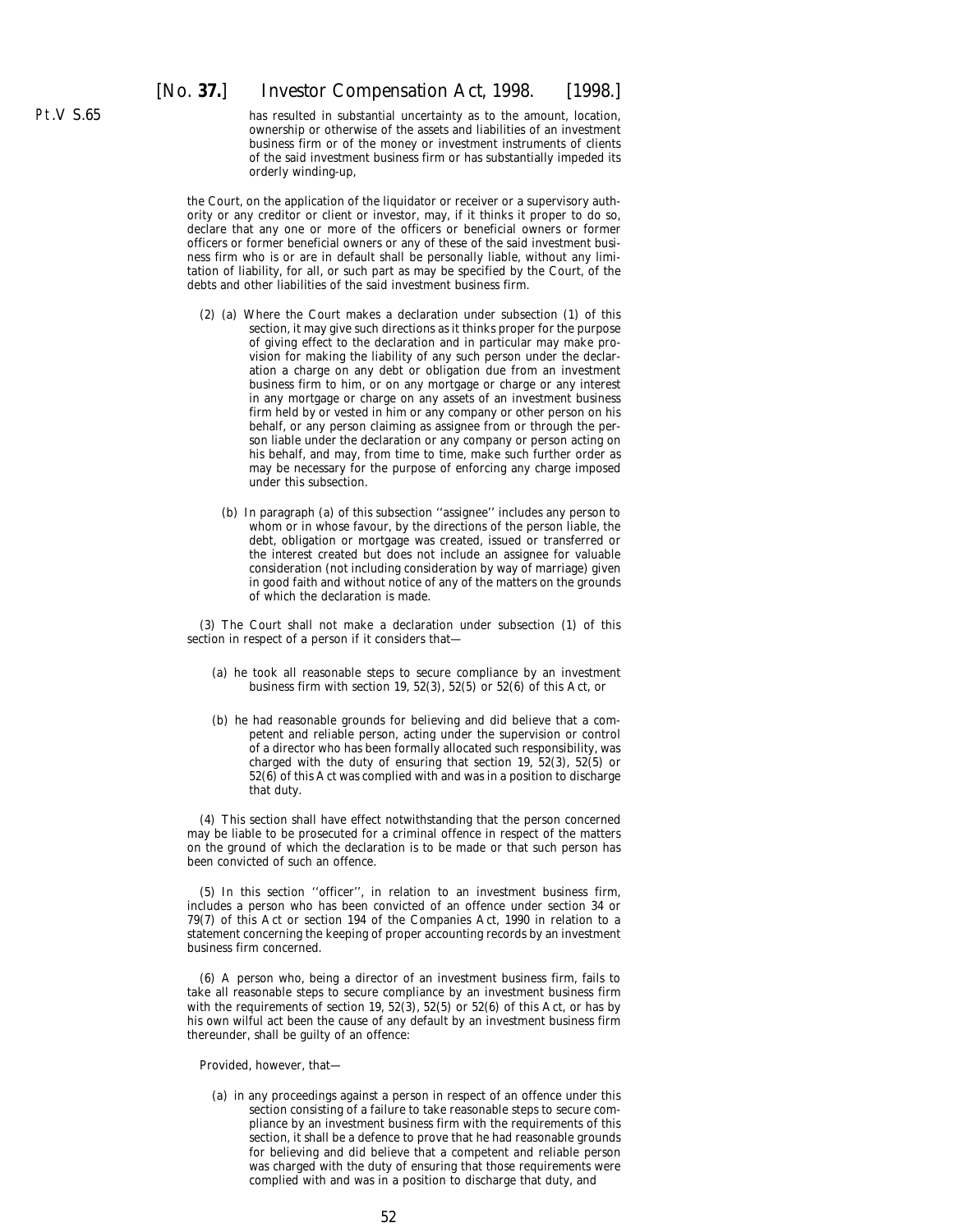has resulted in substantial uncertainty as to the amount, location, ownership or otherwise of the assets and liabilities of an investment business firm or of the money or investment instruments of clients of the said investment business firm or has substantially impeded its orderly winding-up,

the Court, on the application of the liquidator or receiver or a supervisory authority or any creditor or client or investor, may, if it thinks it proper to do so, declare that any one or more of the officers or beneficial owners or former officers or former beneficial owners or any of these of the said investment business firm who is or are in default shall be personally liable, without any limitation of liability, for all, or such part as may be specified by the Court, of the debts and other liabilities of the said investment business firm.

(2) (*a*) Where the Court makes a declaration under subsection (1) of this section, it may give such directions as it thinks proper for the purpose of giving effect to the declaration and in particular may make provision for making the liability of any such person under the declaration a charge on any debt or obligation due from an investment business firm to him, or on any mortgage or charge or any interest in any mortgage or charge on any assets of an investment business firm held by or vested in him or any company or other person on his behalf, or any person claiming as assignee from or through the person liable under the declaration or any company or person acting on his behalf, and may, from time to time, make such further order as may be necessary for the purpose of enforcing any charge imposed under this subsection.

(*b*) In paragraph (*a*) of this subsection ''assignee'' includes any person to whom or in whose favour, by the directions of the person liable, the debt, obligation or mortgage was created, issued or transferred or the interest created but does not include an assignee for valuable consideration (not including consideration by way of marriage) given in good faith and without notice of any of the matters on the grounds of which the declaration is made.

(3) The Court shall not make a declaration under subsection (1) of this section in respect of a person if it considers that—

(*a*) he took all reasonable steps to secure compliance by an investment business firm with section 19, 52(3), 52(5) or 52(6) of this Act, or

(*b*) he had reasonable grounds for believing and did believe that a competent and reliable person, acting under the supervision or control of a director who has been formally allocated such responsibility, was charged with the duty of ensuring that section 19, 52(3), 52(5) or 52(6) of this Act was complied with and was in a position to discharge that duty.

(4) This section shall have effect notwithstanding that the person concerned may be liable to be prosecuted for a criminal offence in respect of the matters on the ground of which the declaration is to be made or that such person has been convicted of such an offence.

(5) In this section ''officer'', in relation to an investment business firm, includes a person who has been convicted of an offence under section 34 or 79(7) of this Act or section 194 of the Companies Act, 1990 in relation to a statement concerning the keeping of proper accounting records by an investment business firm concerned.

(6) A person who, being a director of an investment business firm, fails to take all reasonable steps to secure compliance by an investment business firm with the requirements of section 19, 52(3), 52(5) or 52(6) of this Act, or has by his own wilful act been the cause of any default by an investment business firm thereunder, shall be guilty of an offence:

Provided, however, that—

(*a*) in any proceedings against a person in respect of an offence under this section consisting of a failure to take reasonable steps to secure compliance by an investment business firm with the requirements of this section, it shall be a defence to prove that he had reasonable grounds for believing and did believe that a competent and reliable person was charged with the duty of ensuring that those requirements were complied with and was in a position to discharge that duty, and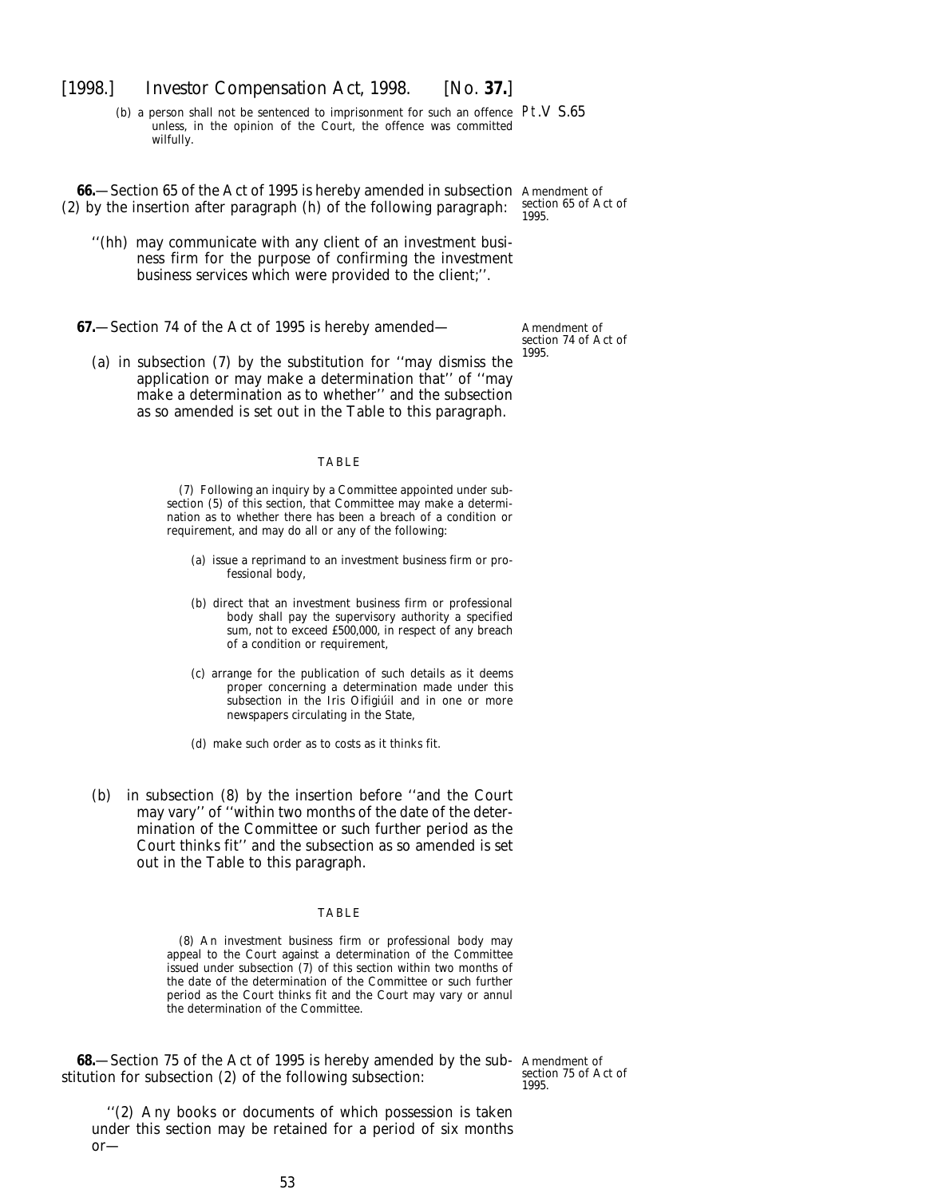(b) a person shall not be sentenced to imprisonment for such an offence unless, in the opinion of the Court, the offence was committed wilfully.

Pt.V S.65

**66.**—Section 65 of the Act of 1995 is hereby amended in subsection (2) by the insertion after paragraph (h) of the following paragraph:

Amendment of section 65 of Act of 1995.

''(hh) may communicate with any client of an investment business firm for the purpose of confirming the investment business services which were provided to the client;''.

**67.**—Section 74 of the Act of 1995 is hereby amended—

Amendment of section 74 of Act of 1995.

(a) in subsection (7) by the substitution for ''may dismiss the application or may make a determination that'' of ''may make a determination as to whether'' and the subsection as so amended is set out in the Table to this paragraph.

TABLE

(7) Following an inquiry by a Committee appointed under subsection (5) of this section, that Committee may make a determination as to whether there has been a breach of a condition or requirement, and may do all or any of the following:

(a) issue a reprimand to an investment business firm or professional body,

(b) direct that an investment business firm or professional body shall pay the supervisory authority a specified sum, not to exceed £500,000, in respect of any breach of a condition or requirement,

(c) arrange for the publication of such details as it deems proper concerning a determination made under this subsection in the *Iris Oifigiúil* and in one or more newspapers circulating in the State,

(d) make such order as to costs as it thinks fit.

(b) in subsection (8) by the insertion before ''and the Court may vary'' of ''within two months of the date of the determination of the Committee or such further period as the Court thinks fit'' and the subsection as so amended is set out in the Table to this paragraph.

TABLE

(8) An investment business firm or professional body may appeal to the Court against a determination of the Committee issued under subsection (7) of this section within two months of the date of the determination of the Committee or such further period as the Court thinks fit and the Court may vary or annul the determination of the Committee.

**68.**—Section 75 of the Act of 1995 is hereby amended by the substitution for subsection (2) of the following subsection:

Amendment of section 75 of Act of 1995.

''(2) Any books or documents of which possession is taken under this section may be retained for a period of six months or—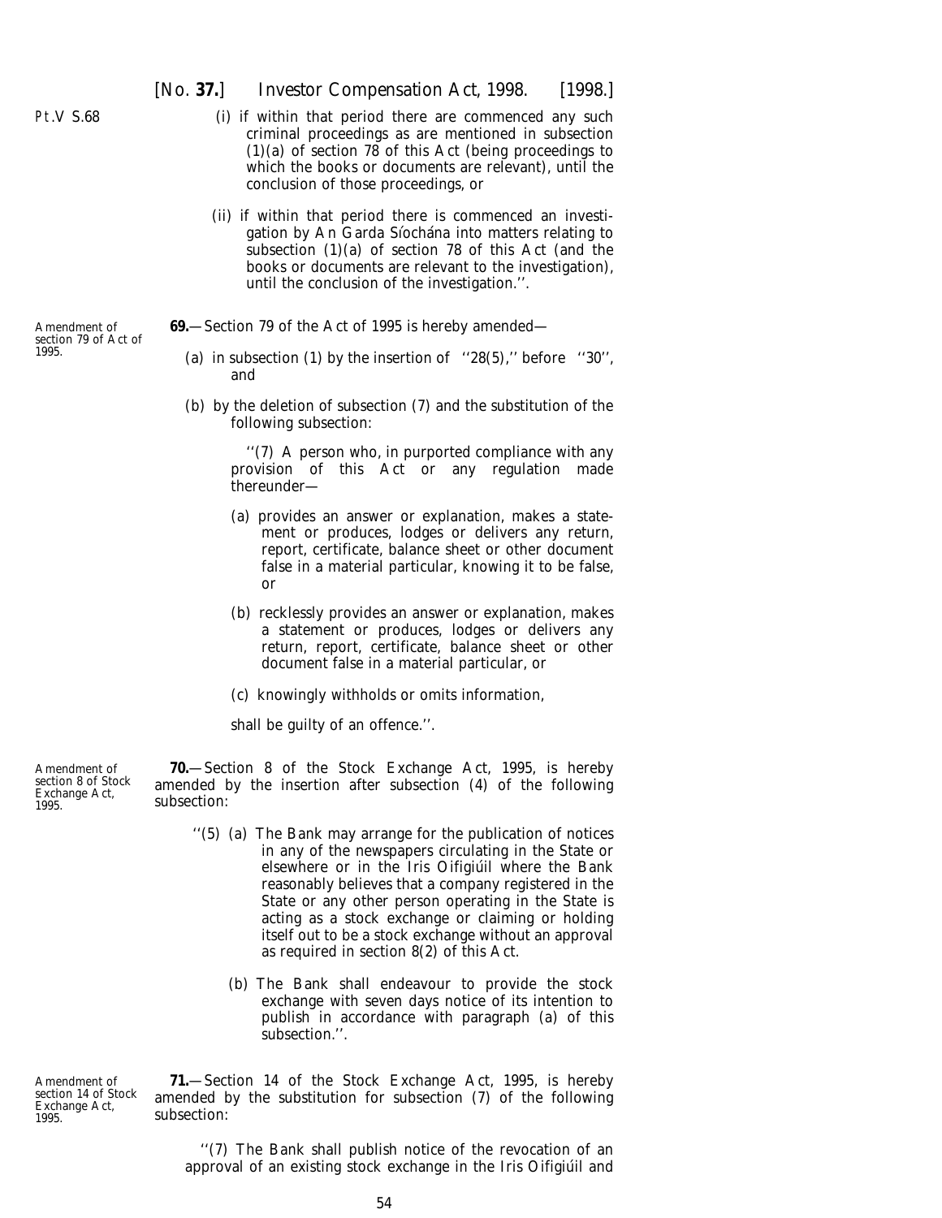Pt.V S.68

(i) if within that period there are commenced any such criminal proceedings as are mentioned in subsection (1)(*a*) of section 78 of this Act (being proceedings to which the books or documents are relevant), until the conclusion of those proceedings, or

(ii) if within that period there is commenced an investigation by An Garda Síochána into matters relating to subsection (1)(*a*) of section 78 of this Act (and the books or documents are relevant to the investigation), until the conclusion of the investigation.''.

Amendment of section 79 of Act of 1995.

**69.**—Section 79 of the Act of 1995 is hereby amended—

(*a*) in subsection (1) by the insertion of ''28(5),'' before ''30'', and

(*b*) by the deletion of subsection (7) and the substitution of the following subsection:

''(7) A person who, in purported compliance with any provision of this Act or any regulation made thereunder—

(*a*) provides an answer or explanation, makes a statement or produces, lodges or delivers any return, report, certificate, balance sheet or other document false in a material particular, knowing it to be false, or

(*b*) recklessly provides an answer or explanation, makes a statement or produces, lodges or delivers any return, report, certificate, balance sheet or other document false in a material particular, or

(*c*) knowingly withholds or omits information,

shall be guilty of an offence.''.

Amendment of section 8 of Stock Exchange Act, 1995.

**70.**—Section 8 of the Stock Exchange Act, 1995, is hereby amended by the insertion after subsection (4) of the following subsection:

''(5) (*a*) The Bank may arrange for the publication of notices in any of the newspapers circulating in the State or elsewhere or in the *Iris Oifigiúil* where the Bank reasonably believes that a company registered in the State or any other person operating in the State is acting as a stock exchange or claiming or holding itself out to be a stock exchange without an approval as required in section 8(2) of this Act.

(*b*) The Bank shall endeavour to provide the stock exchange with seven days notice of its intention to publish in accordance with paragraph (*a*) of this subsection.''.

Amendment of section 14 of Stock Exchange Act, 1995.

**71.**—Section 14 of the Stock Exchange Act, 1995, is hereby amended by the substitution for subsection (7) of the following subsection:

''(7) The Bank shall publish notice of the revocation of an approval of an existing stock exchange in the *Iris Oifigiúil* and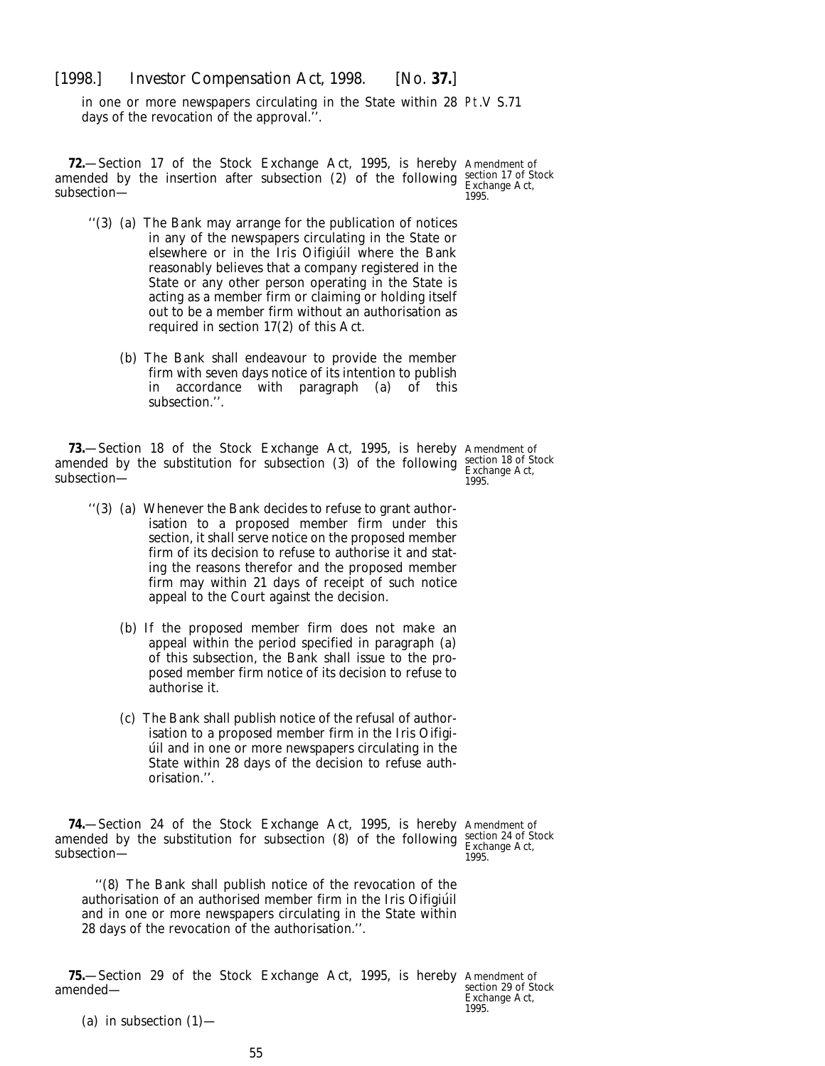in one or more newspapers circulating in the State within 28 days of the revocation of the approval.''.

Pt.V S.71

**72.**—Section 17 of the Stock Exchange Act, 1995, is hereby amended by the insertion after subsection (2) of the following subsection—

Amendment of section 17 of Stock Exchange Act, 1995.

''(3) (*a*) The Bank may arrange for the publication of notices in any of the newspapers circulating in the State or elsewhere or in the *Iris Oifigiúil* where the Bank reasonably believes that a company registered in the State or any other person operating in the State is acting as a member firm or claiming or holding itself out to be a member firm without an authorisation as required in section 17(2) of this Act.

(*b*) The Bank shall endeavour to provide the member firm with seven days notice of its intention to publish in accordance with paragraph (*a*) of this subsection.''.

**73.**—Section 18 of the Stock Exchange Act, 1995, is hereby amended by the substitution for subsection (3) of the following subsection—

Amendment of section 18 of Stock Exchange Act, 1995.

''(3) (*a*) Whenever the Bank decides to refuse to grant authorisation to a proposed member firm under this section, it shall serve notice on the proposed member firm of its decision to refuse to authorise it and stating the reasons therefor and the proposed member firm may within 21 days of receipt of such notice appeal to the Court against the decision.

(*b*) If the proposed member firm does not make an appeal within the period specified in paragraph (*a*) of this subsection, the Bank shall issue to the proposed member firm notice of its decision to refuse to authorise it.

(*c*) The Bank shall publish notice of the refusal of authorisation to a proposed member firm in the *Iris Oifigiúil* and in one or more newspapers circulating in the State within 28 days of the decision to refuse authorisation.''.

**74.**—Section 24 of the Stock Exchange Act, 1995, is hereby amended by the substitution for subsection (8) of the following subsection—

Amendment of section 24 of Stock Exchange Act, 1995.

''(8) The Bank shall publish notice of the revocation of the authorisation of an authorised member firm in the *Iris Oifigiúil* and in one or more newspapers circulating in the State within 28 days of the revocation of the authorisation.''.

**75.**—Section 29 of the Stock Exchange Act, 1995, is hereby amended—

Amendment of section 29 of Stock Exchange Act, 1995.

(*a*) in subsection (1)—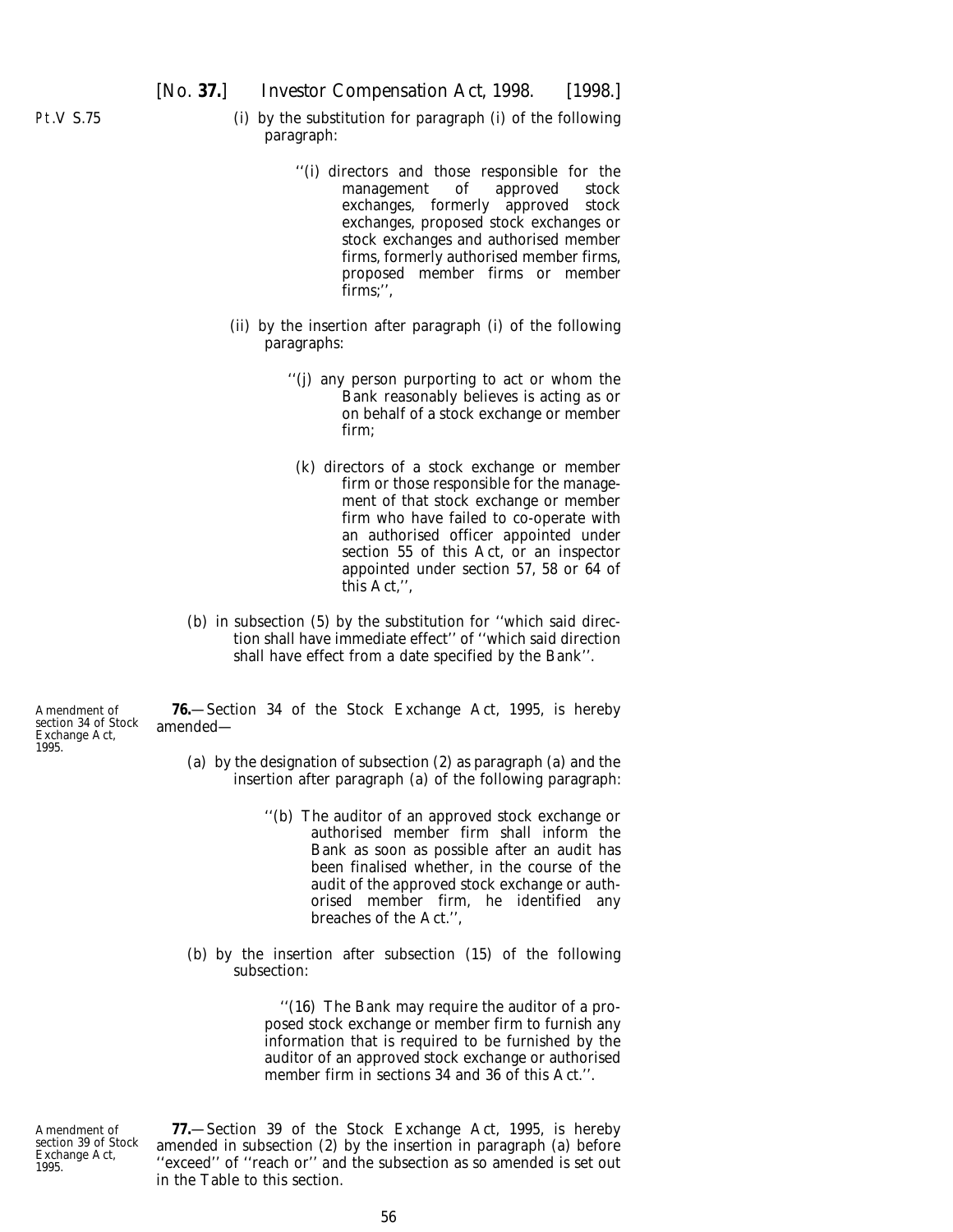(i) by the substitution for paragraph (i) of the following paragraph:

> ''(i) directors and those responsible for the management of approved stock exchanges, formerly approved stock exchanges, proposed stock exchanges or stock exchanges and authorised member firms, formerly authorised member firms, proposed member firms or member firms;'',

(ii) by the insertion after paragraph (i) of the following paragraphs:

> ''(j) any person purporting to act or whom the Bank reasonably believes is acting as or on behalf of a stock exchange or member firm;
>
> (k) directors of a stock exchange or member firm or those responsible for the management of that stock exchange or member firm who have failed to co-operate with an authorised officer appointed under section 55 of this Act, or an inspector appointed under section 57, 58 or 64 of this Act,'',

(b) in subsection (5) by the substitution for ''which said direction shall have immediate effect'' of ''which said direction shall have effect from a date specified by the Bank''.

Amendment of section 34 of Stock Exchange Act, 1995.

**76.**—Section 34 of the Stock Exchange Act, 1995, is hereby amended—

(a) by the designation of subsection (2) as paragraph (a) and the insertion after paragraph (a) of the following paragraph:

> ''(b) The auditor of an approved stock exchange or authorised member firm shall inform the Bank as soon as possible after an audit has been finalised whether, in the course of the audit of the approved stock exchange or authorised member firm, he identified any breaches of the Act.'',

(b) by the insertion after subsection (15) of the following subsection:

> ''(16) The Bank may require the auditor of a proposed stock exchange or member firm to furnish any information that is required to be furnished by the auditor of an approved stock exchange or authorised member firm in sections 34 and 36 of this Act.''.

Amendment of section 39 of Stock Exchange Act, 1995.

**77.**—Section 39 of the Stock Exchange Act, 1995, is hereby amended in subsection (2) by the insertion in paragraph (a) before ''exceed'' of ''reach or'' and the subsection as so amended is set out in the Table to this section.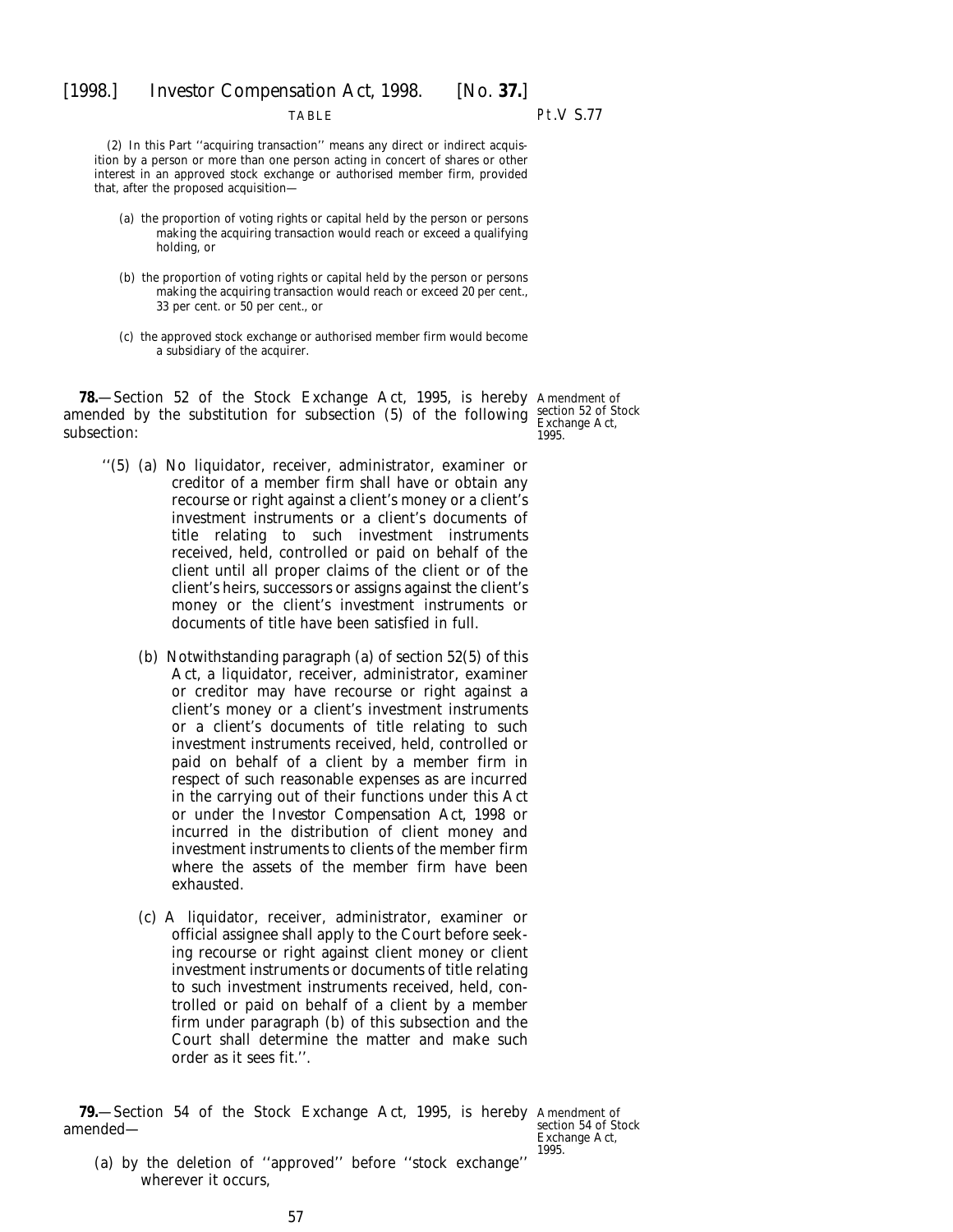(2) In this Part ''acquiring transaction'' means any direct or indirect acquisition by a person or more than one person acting in concert of shares or other interest in an approved stock exchange or authorised member firm, provided that, after the proposed acquisition—

(a) the proportion of voting rights or capital held by the person or persons making the acquiring transaction would reach or exceed a qualifying holding, or

(b) the proportion of voting rights or capital held by the person or persons making the acquiring transaction would reach or exceed 20 per cent., 33 per cent. or 50 per cent., or

(c) the approved stock exchange or authorised member firm would become a subsidiary of the acquirer.

**78.**—Section 52 of the Stock Exchange Act, 1995, is hereby amended by the substitution for subsection (5) of the following subsection:

Amendment of section 52 of Stock Exchange Act, 1995.

''(5) (a) No liquidator, receiver, administrator, examiner or creditor of a member firm shall have or obtain any recourse or right against a client's money or a client's investment instruments or a client's documents of title relating to such investment instruments received, held, controlled or paid on behalf of the client until all proper claims of the client or of the client's heirs, successors or assigns against the client's money or the client's investment instruments or documents of title have been satisfied in full.

(b) Notwithstanding paragraph (a) of section 52(5) of this Act, a liquidator, receiver, administrator, examiner or creditor may have recourse or right against a client's money or a client's investment instruments or a client's documents of title relating to such investment instruments received, held, controlled or paid on behalf of a client by a member firm in respect of such reasonable expenses as are incurred in the carrying out of their functions under this Act or under the Investor Compensation Act, 1998 or incurred in the distribution of client money and investment instruments to clients of the member firm where the assets of the member firm have been exhausted.

(c) A liquidator, receiver, administrator, examiner or official assignee shall apply to the Court before seeking recourse or right against client money or client investment instruments or documents of title relating to such investment instruments received, held, controlled or paid on behalf of a client by a member firm under paragraph (b) of this subsection and the Court shall determine the matter and make such order as it sees fit.''.

**79.**—Section 54 of the Stock Exchange Act, 1995, is hereby amended—

Amendment of section 54 of Stock Exchange Act, 1995.

(a) by the deletion of ''approved'' before ''stock exchange'' wherever it occurs,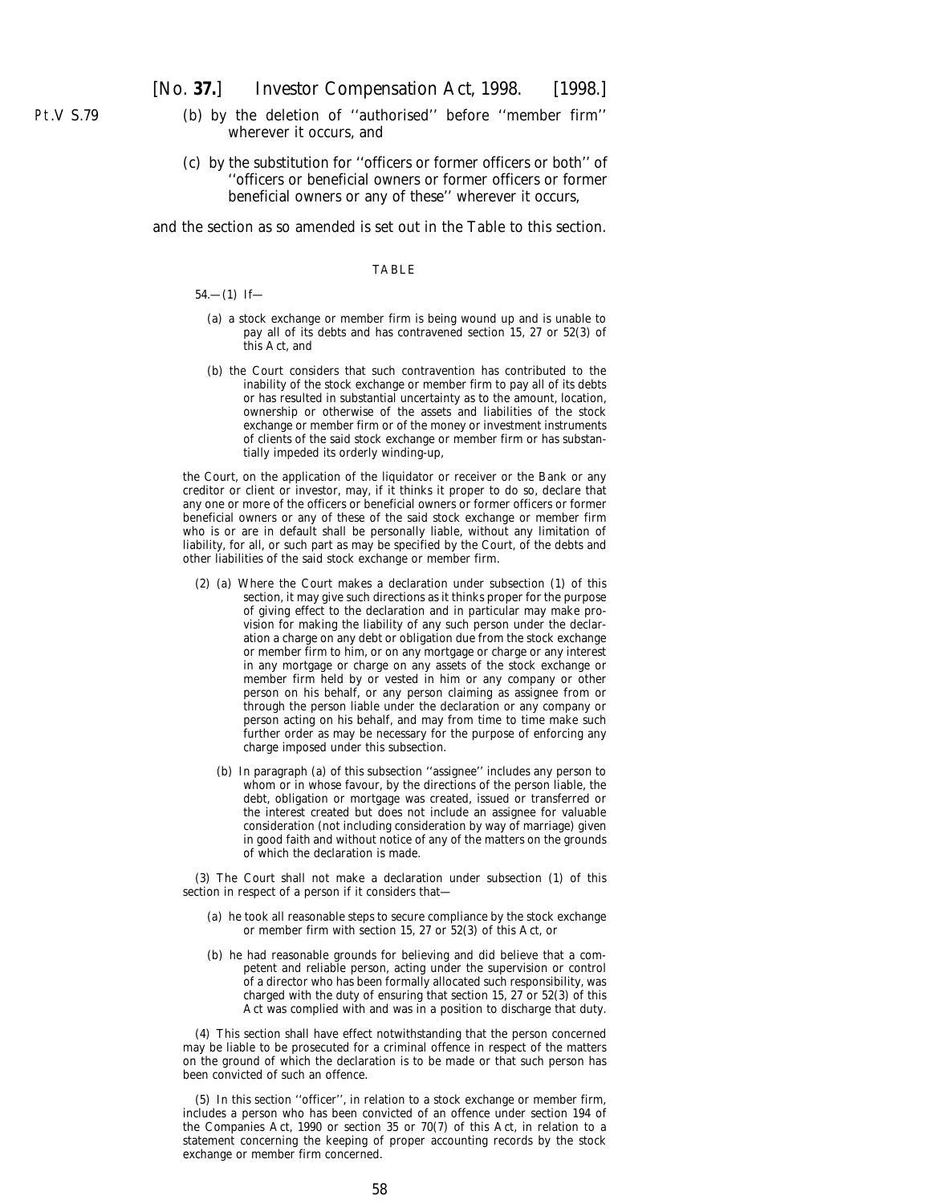Pt.V S.79

(*b*) by the deletion of ''authorised'' before ''member firm'' wherever it occurs, and

(*c*) by the substitution for ''officers or former officers or both'' of ''officers or beneficial owners or former officers or former beneficial owners or any of these'' wherever it occurs,

and the section as so amended is set out in the Table to this section.

TABLE

54.—(1) If—

(*a*) a stock exchange or member firm is being wound up and is unable to pay all of its debts and has contravened section 15, 27 or 52(3) of this Act, and

(*b*) the Court considers that such contravention has contributed to the inability of the stock exchange or member firm to pay all of its debts or has resulted in substantial uncertainty as to the amount, location, ownership or otherwise of the assets and liabilities of the stock exchange or member firm or of the money or investment instruments of clients of the said stock exchange or member firm or has substantially impeded its orderly winding-up,

the Court, on the application of the liquidator or receiver or the Bank or any creditor or client or investor, may, if it thinks it proper to do so, declare that any one or more of the officers or beneficial owners or former officers or former beneficial owners or any of these of the said stock exchange or member firm who is or are in default shall be personally liable, without any limitation of liability, for all, or such part as may be specified by the Court, of the debts and other liabilities of the said stock exchange or member firm.

(2) (*a*) Where the Court makes a declaration under subsection (1) of this section, it may give such directions as it thinks proper for the purpose of giving effect to the declaration and in particular may make provision for making the liability of any such person under the declaration a charge on any debt or obligation due from the stock exchange or member firm to him, or on any mortgage or charge or any interest in any mortgage or charge on any assets of the stock exchange or member firm held by or vested in him or any company or other person on his behalf, or any person claiming as assignee from or through the person liable under the declaration or any company or person acting on his behalf, and may from time to time make such further order as may be necessary for the purpose of enforcing any charge imposed under this subsection.

(*b*) In paragraph (*a*) of this subsection ''assignee'' includes any person to whom or in whose favour, by the directions of the person liable, the debt, obligation or mortgage was created, issued or transferred or the interest created but does not include an assignee for valuable consideration (not including consideration by way of marriage) given in good faith and without notice of any of the matters on the grounds of which the declaration is made.

(3) The Court shall not make a declaration under subsection (1) of this section in respect of a person if it considers that—

(*a*) he took all reasonable steps to secure compliance by the stock exchange or member firm with section 15, 27 or 52(3) of this Act, or

(*b*) he had reasonable grounds for believing and did believe that a competent and reliable person, acting under the supervision or control of a director who has been formally allocated such responsibility, was charged with the duty of ensuring that section 15, 27 or 52(3) of this Act was complied with and was in a position to discharge that duty.

(4) This section shall have effect notwithstanding that the person concerned may be liable to be prosecuted for a criminal offence in respect of the matters on the ground of which the declaration is to be made or that such person has been convicted of such an offence.

(5) In this section ''officer'', in relation to a stock exchange or member firm, includes a person who has been convicted of an offence under section 194 of the Companies Act, 1990 or section 35 or 70(7) of this Act, in relation to a statement concerning the keeping of proper accounting records by the stock exchange or member firm concerned.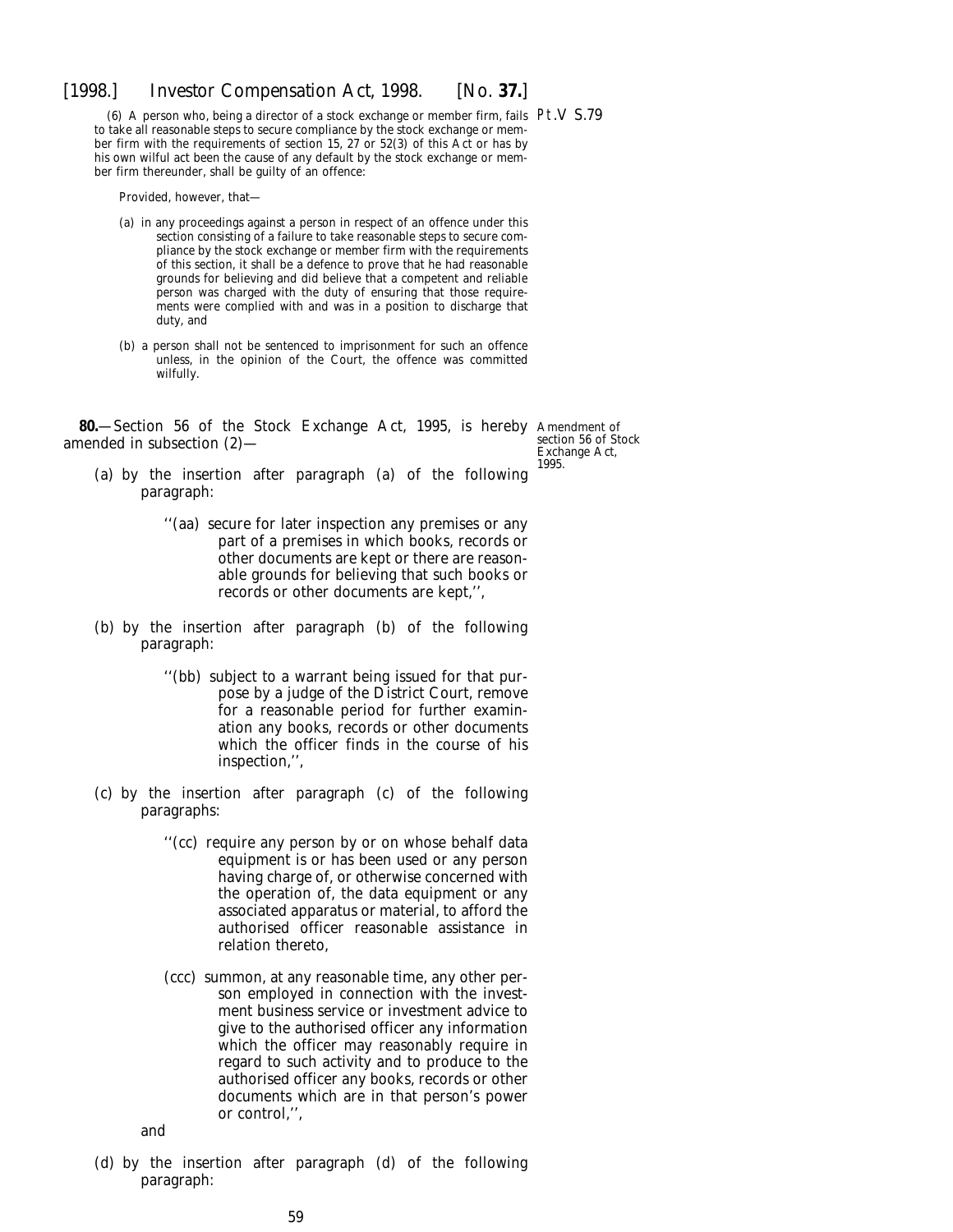(6) A person who, being a director of a stock exchange or member firm, fails to take all reasonable steps to secure compliance by the stock exchange or member firm with the requirements of section 15, 27 or 52(3) of this Act or has by his own wilful act been the cause of any default by the stock exchange or member firm thereunder, shall be guilty of an offence:

Provided, however, that—

(*a*) in any proceedings against a person in respect of an offence under this section consisting of a failure to take reasonable steps to secure compliance by the stock exchange or member firm with the requirements of this section, it shall be a defence to prove that he had reasonable grounds for believing and did believe that a competent and reliable person was charged with the duty of ensuring that those requirements were complied with and was in a position to discharge that duty, and

(*b*) a person shall not be sentenced to imprisonment for such an offence unless, in the opinion of the Court, the offence was committed wilfully.

Amendment of section 56 of Stock Exchange Act, 1995.

**80.**—Section 56 of the Stock Exchange Act, 1995, is hereby amended in subsection (2)—

(*a*) by the insertion after paragraph (*a*) of the following paragraph:

> ''(*aa*) secure for later inspection any premises or any part of a premises in which books, records or other documents are kept or there are reasonable grounds for believing that such books or records or other documents are kept,'',

(*b*) by the insertion after paragraph (*b*) of the following paragraph:

> ''(*bb*) subject to a warrant being issued for that purpose by a judge of the District Court, remove for a reasonable period for further examination any books, records or other documents which the officer finds in the course of his inspection,'',

(*c*) by the insertion after paragraph (*c*) of the following paragraphs:

> ''(*cc*) require any person by or on whose behalf data equipment is or has been used or any person having charge of, or otherwise concerned with the operation of, the data equipment or any associated apparatus or material, to afford the authorised officer reasonable assistance in relation thereto,
>
> (*ccc*) summon, at any reasonable time, any other person employed in connection with the investment business service or investment advice to give to the authorised officer any information which the officer may reasonably require in regard to such activity and to produce to the authorised officer any books, records or other documents which are in that person's power or control,'',

and

(*d*) by the insertion after paragraph (*d*) of the following paragraph: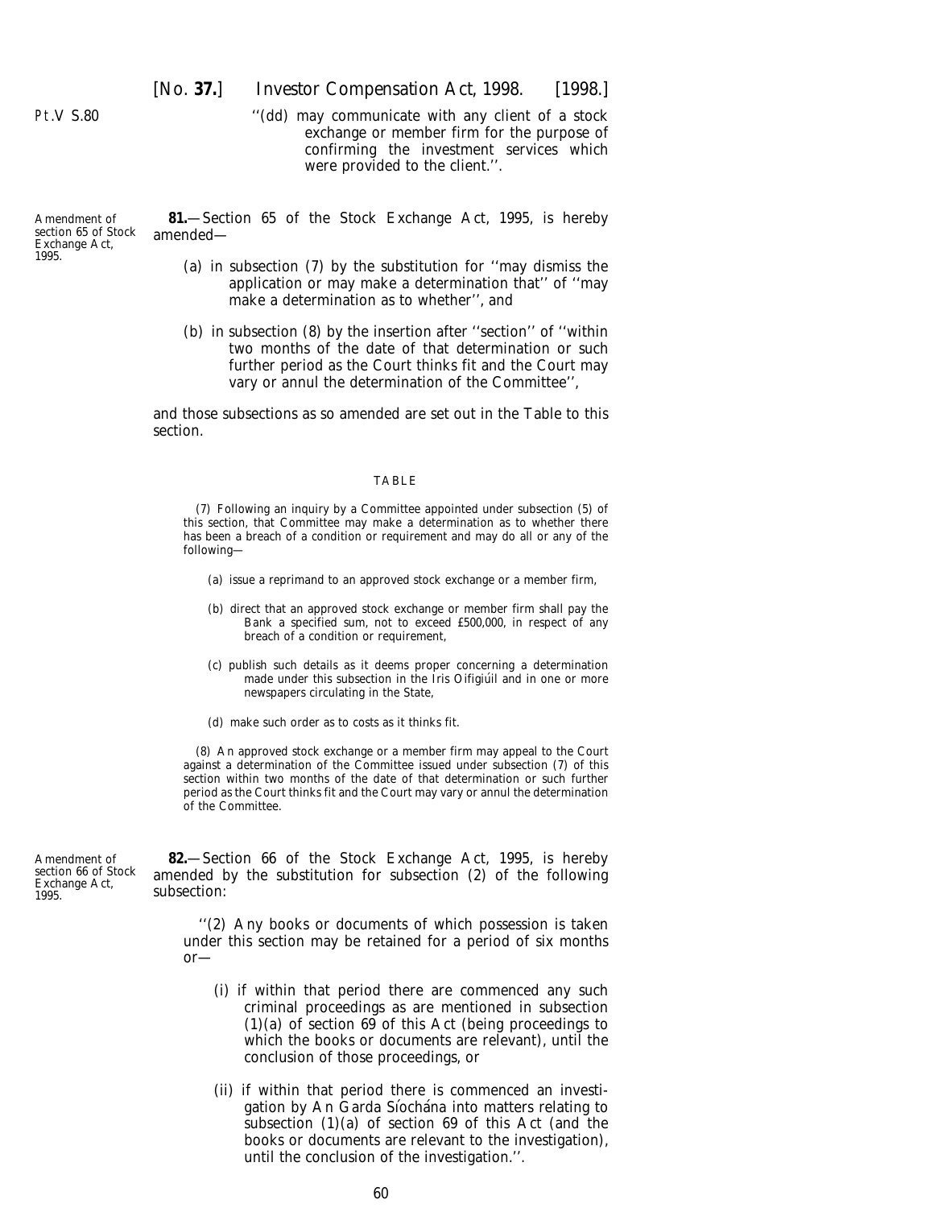''(*dd*) may communicate with any client of a stock exchange or member firm for the purpose of confirming the investment services which were provided to the client.''.

Amendment of section 65 of Stock Exchange Act, 1995.

**81.**—Section 65 of the Stock Exchange Act, 1995, is hereby amended—

(*a*) in subsection (7) by the substitution for ''may dismiss the application or may make a determination that'' of ''may make a determination as to whether'', and

(*b*) in subsection (8) by the insertion after ''section'' of ''within two months of the date of that determination or such further period as the Court thinks fit and the Court may vary or annul the determination of the Committee'',

and those subsections as so amended are set out in the Table to this section.

TABLE

(7) Following an inquiry by a Committee appointed under subsection (5) of this section, that Committee may make a determination as to whether there has been a breach of a condition or requirement and may do all or any of the following—

(*a*) issue a reprimand to an approved stock exchange or a member firm,

(*b*) direct that an approved stock exchange or member firm shall pay the Bank a specified sum, not to exceed £500,000, in respect of any breach of a condition or requirement,

(*c*) publish such details as it deems proper concerning a determination made under this subsection in the *Iris Oifigiúil* and in one or more newspapers circulating in the State,

(*d*) make such order as to costs as it thinks fit.

(8) An approved stock exchange or a member firm may appeal to the Court against a determination of the Committee issued under subsection (7) of this section within two months of the date of that determination or such further period as the Court thinks fit and the Court may vary or annul the determination of the Committee.

Amendment of section 66 of Stock Exchange Act, 1995.

**82.**—Section 66 of the Stock Exchange Act, 1995, is hereby amended by the substitution for subsection (2) of the following subsection:

''(2) Any books or documents of which possession is taken under this section may be retained for a period of six months or—

(i) if within that period there are commenced any such criminal proceedings as are mentioned in subsection (1)(*a*) of section 69 of this Act (being proceedings to which the books or documents are relevant), until the conclusion of those proceedings, or

(ii) if within that period there is commenced an investigation by An Garda Síochána into matters relating to subsection (1)(*a*) of section 69 of this Act (and the books or documents are relevant to the investigation), until the conclusion of the investigation.''.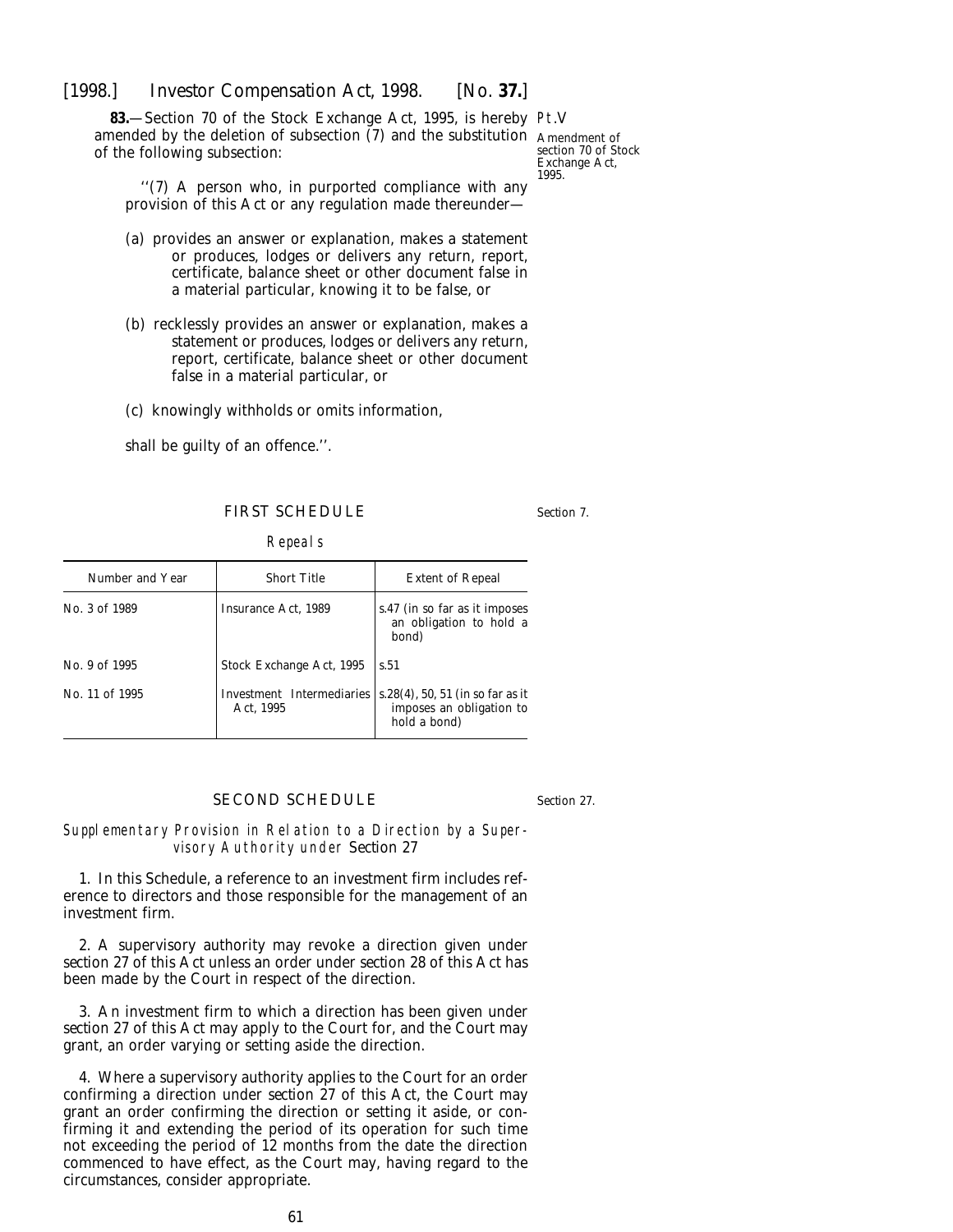**83.**—Section 70 of the Stock Exchange Act, 1995, is hereby amended by the deletion of subsection (7) and the substitution of the following subsection:

Pt.V

Amendment of section 70 of Stock Exchange Act, 1995.

''(7) A person who, in purported compliance with any provision of this Act or any regulation made thereunder—

(a) provides an answer or explanation, makes a statement or produces, lodges or delivers any return, report, certificate, balance sheet or other document false in a material particular, knowing it to be false, or

(b) recklessly provides an answer or explanation, makes a statement or produces, lodges or delivers any return, report, certificate, balance sheet or other document false in a material particular, or

(c) knowingly withholds or omits information,

shall be guilty of an offence.''.

## FIRST SCHEDULE

Section 7.

*Repeals*

| Number and Year | Short Title | Extent of Repeal |
| --- | --- | --- |
| No. 3 of 1989 | Insurance Act, 1989 | s.47 (in so far as it imposes an obligation to hold a bond) |
| No. 9 of 1995 | Stock Exchange Act, 1995 | s.51 |
| No. 11 of 1995 | Investment Intermediaries Act, 1995 | s.28(4), 50, 51 (in so far as it imposes an obligation to hold a bond) |

## SECOND SCHEDULE

Section 27.

*Supplementary Provision in Relation to a Direction by a Supervisory Authority under Section 27*

1. In this Schedule, a reference to an investment firm includes reference to directors and those responsible for the management of an investment firm.

2. A supervisory authority may revoke a direction given under section 27 of this Act unless an order under section 28 of this Act has been made by the Court in respect of the direction.

3. An investment firm to which a direction has been given under section 27 of this Act may apply to the Court for, and the Court may grant, an order varying or setting aside the direction.

4. Where a supervisory authority applies to the Court for an order confirming a direction under section 27 of this Act, the Court may grant an order confirming the direction or setting it aside, or confirming it and extending the period of its operation for such time not exceeding the period of 12 months from the date the direction commenced to have effect, as the Court may, having regard to the circumstances, consider appropriate.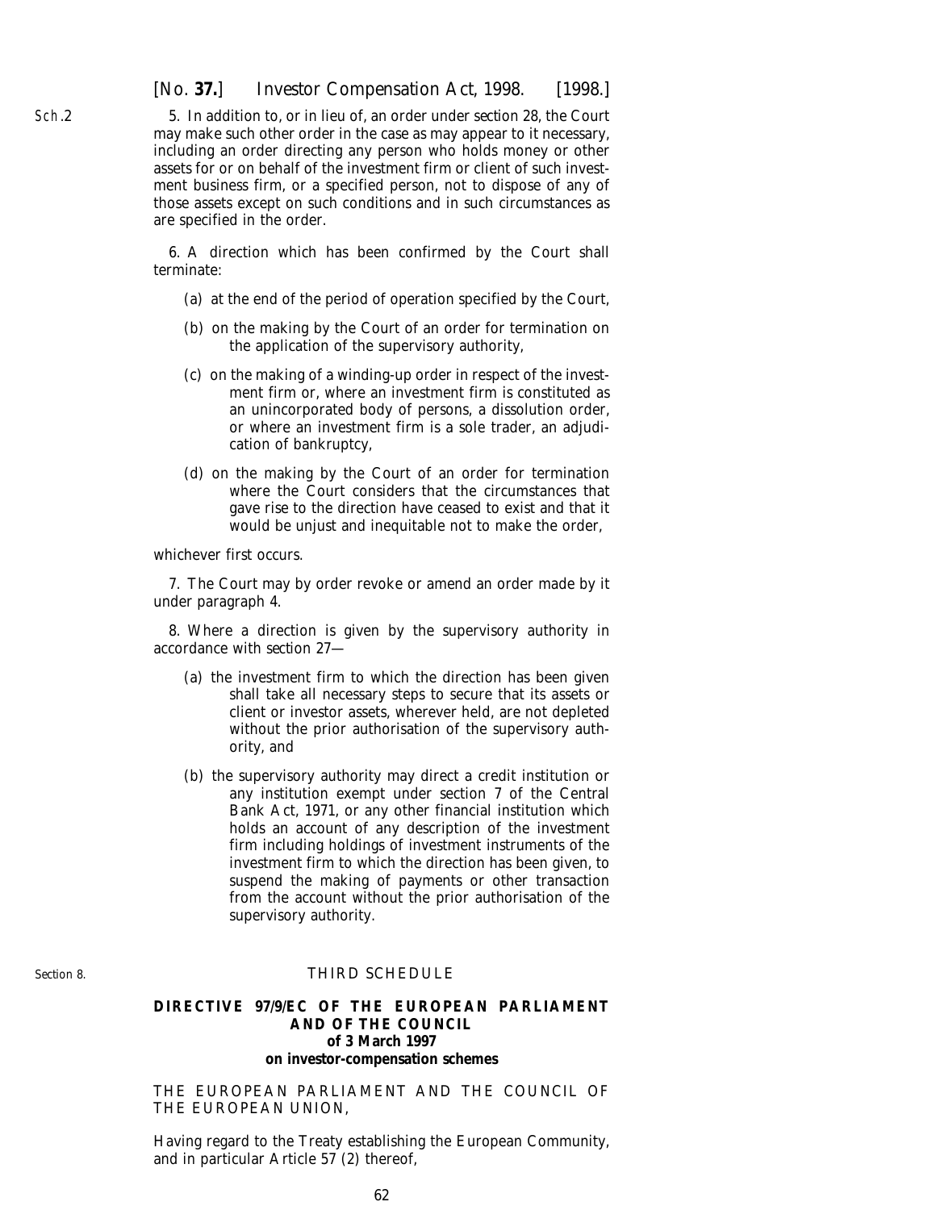Sch.2

5. In addition to, or in lieu of, an order under *section 28*, the Court may make such other order in the case as may appear to it necessary, including an order directing any person who holds money or other assets for or on behalf of the investment firm or client of such investment business firm, or a specified person, not to dispose of any of those assets except on such conditions and in such circumstances as are specified in the order.

6. A direction which has been confirmed by the Court shall terminate:

(*a*) at the end of the period of operation specified by the Court,

(*b*) on the making by the Court of an order for termination on the application of the supervisory authority,

(*c*) on the making of a winding-up order in respect of the investment firm or, where an investment firm is constituted as an unincorporated body of persons, a dissolution order, or where an investment firm is a sole trader, an adjudication of bankruptcy,

(*d*) on the making by the Court of an order for termination where the Court considers that the circumstances that gave rise to the direction have ceased to exist and that it would be unjust and inequitable not to make the order,

whichever first occurs.

7. The Court may by order revoke or amend an order made by it under *paragraph 4*.

8. Where a direction is given by the supervisory authority in accordance with *section 27*—

(*a*) the investment firm to which the direction has been given shall take all necessary steps to secure that its assets or client or investor assets, wherever held, are not depleted without the prior authorisation of the supervisory authority, and

(*b*) the supervisory authority may direct a credit institution or any institution exempt under section 7 of the Central Bank Act, 1971, or any other financial institution which holds an account of any description of the investment firm including holdings of investment instruments of the investment firm to which the direction has been given, to suspend the making of payments or other transaction from the account without the prior authorisation of the supervisory authority.

Section 8.

## THIRD SCHEDULE

**DIRECTIVE 97/9/EC OF THE EUROPEAN PARLIAMENT AND OF THE COUNCIL**
**of 3 March 1997**
**on investor-compensation schemes**

THE EUROPEAN PARLIAMENT AND THE COUNCIL OF THE EUROPEAN UNION,

Having regard to the Treaty establishing the European Community, and in particular Article 57 (2) thereof,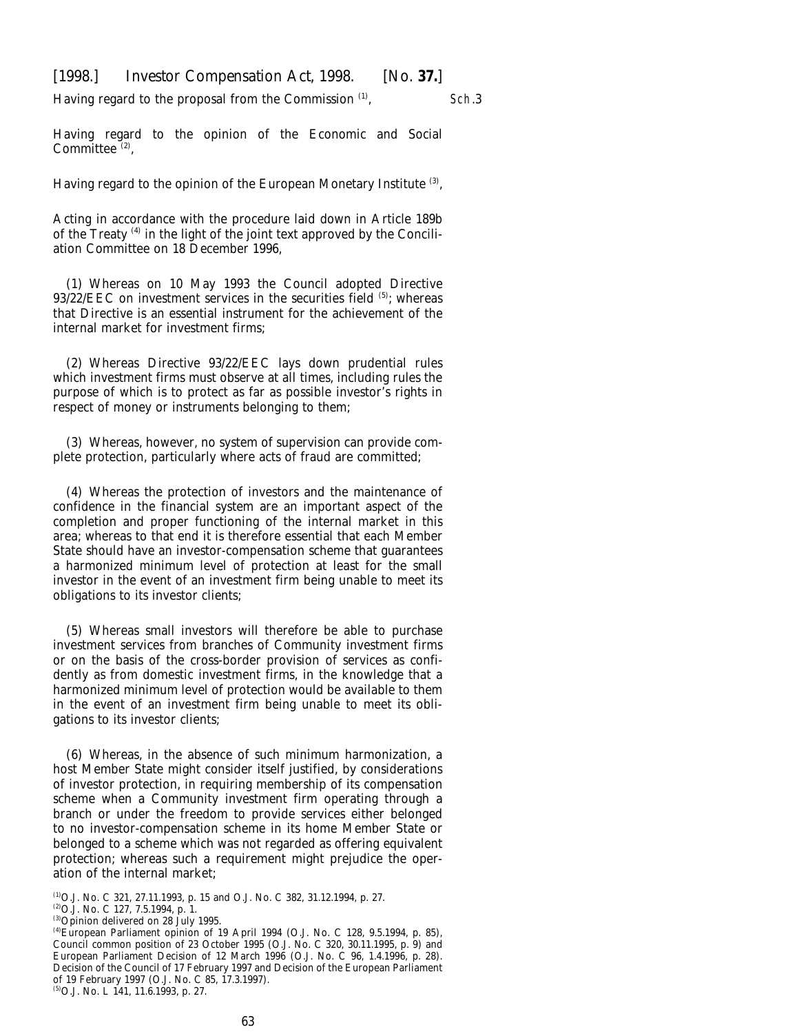Having regard to the proposal from the Commission [1],

Sch.3

Having regard to the opinion of the Economic and Social Committee [2],

Having regard to the opinion of the European Monetary Institute [3],

Acting in accordance with the procedure laid down in Article 189b of the Treaty [4] in the light of the joint text approved by the Conciliation Committee on 18 December 1996,

(1) Whereas on 10 May 1993 the Council adopted Directive 93/22/EEC on investment services in the securities field [5]; whereas that Directive is an essential instrument for the achievement of the internal market for investment firms;

(2) Whereas Directive 93/22/EEC lays down prudential rules which investment firms must observe at all times, including rules the purpose of which is to protect as far as possible investor's rights in respect of money or instruments belonging to them;

(3) Whereas, however, no system of supervision can provide complete protection, particularly where acts of fraud are committed;

(4) Whereas the protection of investors and the maintenance of confidence in the financial system are an important aspect of the completion and proper functioning of the internal market in this area; whereas to that end it is therefore essential that each Member State should have an investor-compensation scheme that guarantees a harmonized minimum level of protection at least for the small investor in the event of an investment firm being unable to meet its obligations to its investor clients;

(5) Whereas small investors will therefore be able to purchase investment services from branches of Community investment firms or on the basis of the cross-border provision of services as confidently as from domestic investment firms, in the knowledge that a harmonized minimum level of protection would be available to them in the event of an investment firm being unable to meet its obligations to its investor clients;

(6) Whereas, in the absence of such minimum harmonization, a host Member State might consider itself justified, by considerations of investor protection, in requiring membership of its compensation scheme when a Community investment firm operating through a branch or under the freedom to provide services either belonged to no investor-compensation scheme in its home Member State or belonged to a scheme which was not regarded as offering equivalent protection; whereas such a requirement might prejudice the operation of the internal market;

[1] O.J. No. C 321, 27.11.1993, p. 15 and O.J. No. C 382, 31.12.1994, p. 27.

[2] O.J. No. C 127, 7.5.1994, p. 1.

[3] Opinion delivered on 28 July 1995.

[4] European Parliament opinion of 19 April 1994 (O.J. No. C 128, 9.5.1994, p. 85), Council common position of 23 October 1995 (O.J. No. C 320, 30.11.1995, p. 9) and European Parliament Decision of 12 March 1996 (O.J. No. C 96, 1.4.1996, p. 28). Decision of the Council of 17 February 1997 and Decision of the European Parliament of 19 February 1997 (O.J. No. C 85, 17.3.1997).

[5] O.J. No. L 141, 11.6.1993, p. 27.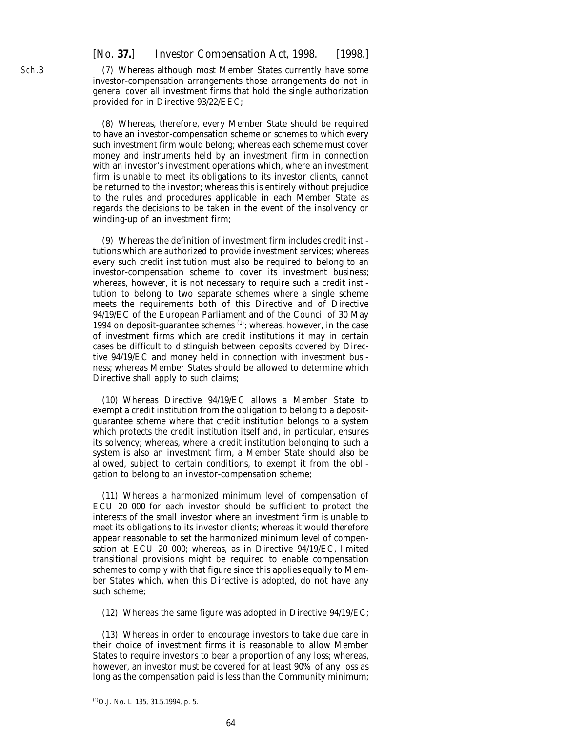(7) Whereas although most Member States currently have some investor-compensation arrangements those arrangements do not in general cover all investment firms that hold the single authorization provided for in Directive 93/22/EEC;

(8) Whereas, therefore, every Member State should be required to have an investor-compensation scheme or schemes to which every such investment firm would belong; whereas each scheme must cover money and instruments held by an investment firm in connection with an investor's investment operations which, where an investment firm is unable to meet its obligations to its investor clients, cannot be returned to the investor; whereas this is entirely without prejudice to the rules and procedures applicable in each Member State as regards the decisions to be taken in the event of the insolvency or winding-up of an investment firm;

(9) Whereas the definition of investment firm includes credit institutions which are authorized to provide investment services; whereas every such credit institution must also be required to belong to an investor-compensation scheme to cover its investment business; whereas, however, it is not necessary to require such a credit institution to belong to two separate schemes where a single scheme meets the requirements both of this Directive and of Directive 94/19/EC of the European Parliament and of the Council of 30 May 1994 on deposit-guarantee schemes [(1)]; whereas, however, in the case of investment firms which are credit institutions it may in certain cases be difficult to distinguish between deposits covered by Directive 94/19/EC and money held in connection with investment business; whereas Member States should be allowed to determine which Directive shall apply to such claims;

(10) Whereas Directive 94/19/EC allows a Member State to exempt a credit institution from the obligation to belong to a deposit-guarantee scheme where that credit institution belongs to a system which protects the credit institution itself and, in particular, ensures its solvency; whereas, where a credit institution belonging to such a system is also an investment firm, a Member State should also be allowed, subject to certain conditions, to exempt it from the obligation to belong to an investor-compensation scheme;

(11) Whereas a harmonized minimum level of compensation of ECU 20 000 for each investor should be sufficient to protect the interests of the small investor where an investment firm is unable to meet its obligations to its investor clients; whereas it would therefore appear reasonable to set the harmonized minimum level of compensation at ECU 20 000; whereas, as in Directive 94/19/EC, limited transitional provisions might be required to enable compensation schemes to comply with that figure since this applies equally to Member States which, when this Directive is adopted, do not have any such scheme;

(12) Whereas the same figure was adopted in Directive 94/19/EC;

(13) Whereas in order to encourage investors to take due care in their choice of investment firms it is reasonable to allow Member States to require investors to bear a proportion of any loss; whereas, however, an investor must be covered for at least 90% of any loss as long as the compensation paid is less than the Community minimum;

[(1)] O.J. No. L 135, 31.5.1994, p. 5.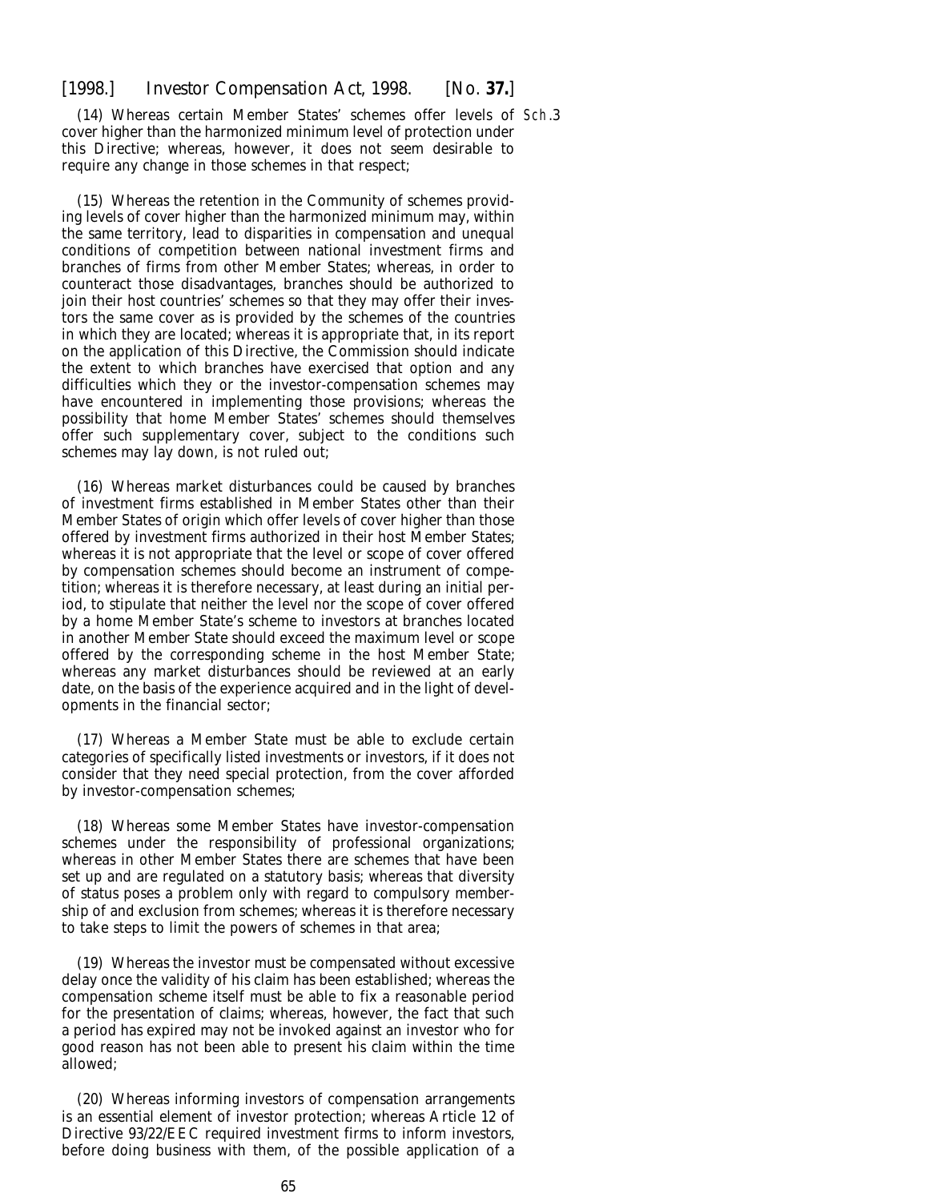(14) Whereas certain Member States' schemes offer levels of cover higher than the harmonized minimum level of protection under this Directive; whereas, however, it does not seem desirable to require any change in those schemes in that respect;

(15) Whereas the retention in the Community of schemes providing levels of cover higher than the harmonized minimum may, within the same territory, lead to disparities in compensation and unequal conditions of competition between national investment firms and branches of firms from other Member States; whereas, in order to counteract those disadvantages, branches should be authorized to join their host countries' schemes so that they may offer their investors the same cover as is provided by the schemes of the countries in which they are located; whereas it is appropriate that, in its report on the application of this Directive, the Commission should indicate the extent to which branches have exercised that option and any difficulties which they or the investor-compensation schemes may have encountered in implementing those provisions; whereas the possibility that home Member States' schemes should themselves offer such supplementary cover, subject to the conditions such schemes may lay down, is not ruled out;

(16) Whereas market disturbances could be caused by branches of investment firms established in Member States other than their Member States of origin which offer levels of cover higher than those offered by investment firms authorized in their host Member States; whereas it is not appropriate that the level or scope of cover offered by compensation schemes should become an instrument of competition; whereas it is therefore necessary, at least during an initial period, to stipulate that neither the level nor the scope of cover offered by a home Member State's scheme to investors at branches located in another Member State should exceed the maximum level or scope offered by the corresponding scheme in the host Member State; whereas any market disturbances should be reviewed at an early date, on the basis of the experience acquired and in the light of developments in the financial sector;

(17) Whereas a Member State must be able to exclude certain categories of specifically listed investments or investors, if it does not consider that they need special protection, from the cover afforded by investor-compensation schemes;

(18) Whereas some Member States have investor-compensation schemes under the responsibility of professional organizations; whereas in other Member States there are schemes that have been set up and are regulated on a statutory basis; whereas that diversity of status poses a problem only with regard to compulsory membership of and exclusion from schemes; whereas it is therefore necessary to take steps to limit the powers of schemes in that area;

(19) Whereas the investor must be compensated without excessive delay once the validity of his claim has been established; whereas the compensation scheme itself must be able to fix a reasonable period for the presentation of claims; whereas, however, the fact that such a period has expired may not be invoked against an investor who for good reason has not been able to present his claim within the time allowed;

(20) Whereas informing investors of compensation arrangements is an essential element of investor protection; whereas Article 12 of Directive 93/22/EEC required investment firms to inform investors, before doing business with them, of the possible application of a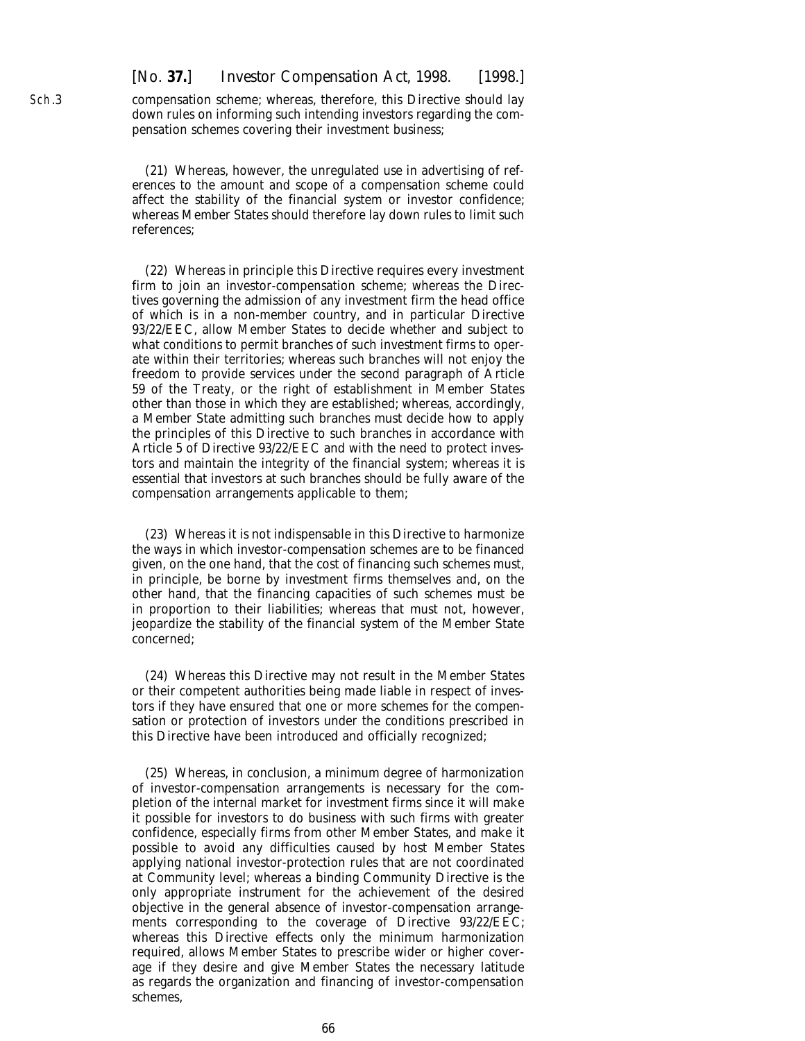compensation scheme; whereas, therefore, this Directive should lay down rules on informing such intending investors regarding the compensation schemes covering their investment business;

(21) Whereas, however, the unregulated use in advertising of references to the amount and scope of a compensation scheme could affect the stability of the financial system or investor confidence; whereas Member States should therefore lay down rules to limit such references;

(22) Whereas in principle this Directive requires every investment firm to join an investor-compensation scheme; whereas the Directives governing the admission of any investment firm the head office of which is in a non-member country, and in particular Directive 93/22/EEC, allow Member States to decide whether and subject to what conditions to permit branches of such investment firms to operate within their territories; whereas such branches will not enjoy the freedom to provide services under the second paragraph of Article 59 of the Treaty, or the right of establishment in Member States other than those in which they are established; whereas, accordingly, a Member State admitting such branches must decide how to apply the principles of this Directive to such branches in accordance with Article 5 of Directive 93/22/EEC and with the need to protect investors and maintain the integrity of the financial system; whereas it is essential that investors at such branches should be fully aware of the compensation arrangements applicable to them;

(23) Whereas it is not indispensable in this Directive to harmonize the ways in which investor-compensation schemes are to be financed given, on the one hand, that the cost of financing such schemes must, in principle, be borne by investment firms themselves and, on the other hand, that the financing capacities of such schemes must be in proportion to their liabilities; whereas that must not, however, jeopardize the stability of the financial system of the Member State concerned;

(24) Whereas this Directive may not result in the Member States or their competent authorities being made liable in respect of investors if they have ensured that one or more schemes for the compensation or protection of investors under the conditions prescribed in this Directive have been introduced and officially recognized;

(25) Whereas, in conclusion, a minimum degree of harmonization of investor-compensation arrangements is necessary for the completion of the internal market for investment firms since it will make it possible for investors to do business with such firms with greater confidence, especially firms from other Member States, and make it possible to avoid any difficulties caused by host Member States applying national investor-protection rules that are not coordinated at Community level; whereas a binding Community Directive is the only appropriate instrument for the achievement of the desired objective in the general absence of investor-compensation arrangements corresponding to the coverage of Directive 93/22/EEC; whereas this Directive effects only the minimum harmonization required, allows Member States to prescribe wider or higher coverage if they desire and give Member States the necessary latitude as regards the organization and financing of investor-compensation schemes,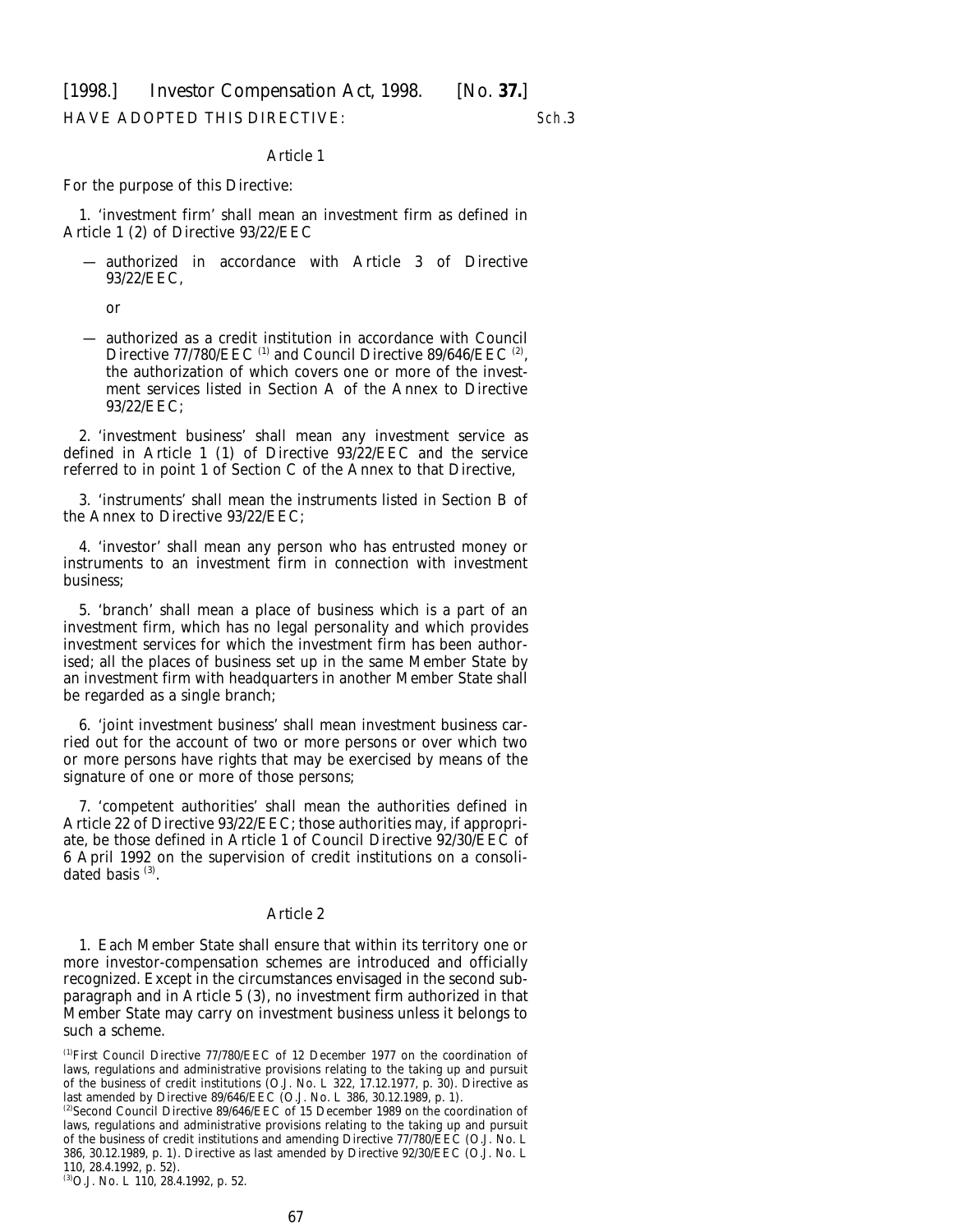HAVE ADOPTED THIS DIRECTIVE:

Article 1

For the purpose of this Directive:

1. 'investment firm' shall mean an investment firm as defined in Article 1 (2) of Directive 93/22/EEC

— authorized in accordance with Article 3 of Directive 93/22/EEC,

or

— authorized as a credit institution in accordance with Council Directive 77/780/EEC [(1)] and Council Directive 89/646/EEC [(2)], the authorization of which covers one or more of the investment services listed in Section A of the Annex to Directive 93/22/EEC;

2. 'investment business' shall mean any investment service as defined in Article 1 (1) of Directive 93/22/EEC and the service referred to in point 1 of Section C of the Annex to that Directive,

3. 'instruments' shall mean the instruments listed in Section B of the Annex to Directive 93/22/EEC;

4. 'investor' shall mean any person who has entrusted money or instruments to an investment firm in connection with investment business;

5. 'branch' shall mean a place of business which is a part of an investment firm, which has no legal personality and which provides investment services for which the investment firm has been authorised; all the places of business set up in the same Member State by an investment firm with headquarters in another Member State shall be regarded as a single branch;

6. 'joint investment business' shall mean investment business carried out for the account of two or more persons or over which two or more persons have rights that may be exercised by means of the signature of one or more of those persons;

7. 'competent authorities' shall mean the authorities defined in Article 22 of Directive 93/22/EEC; those authorities may, if appropriate, be those defined in Article 1 of Council Directive 92/30/EEC of 6 April 1992 on the supervision of credit institutions on a consolidated basis [(3)].

Article 2

1. Each Member State shall ensure that within its territory one or more investor-compensation schemes are introduced and officially recognized. Except in the circumstances envisaged in the second subparagraph and in Article 5 (3), no investment firm authorized in that Member State may carry on investment business unless it belongs to such a scheme.

[(1)]First Council Directive 77/780/EEC of 12 December 1977 on the coordination of laws, regulations and administrative provisions relating to the taking up and pursuit of the business of credit institutions (O.J. No. L 322, 17.12.1977, p. 30). Directive as last amended by Directive 89/646/EEC (O.J. No. L 386, 30.12.1989, p. 1).

[(2)]Second Council Directive 89/646/EEC of 15 December 1989 on the coordination of laws, regulations and administrative provisions relating to the taking up and pursuit of the business of credit institutions and amending Directive 77/780/EEC (O.J. No. L 386, 30.12.1989, p. 1). Directive as last amended by Directive 92/30/EEC (O.J. No. L 110, 28.4.1992, p. 52).

[(3)]O.J. No. L 110, 28.4.1992, p. 52.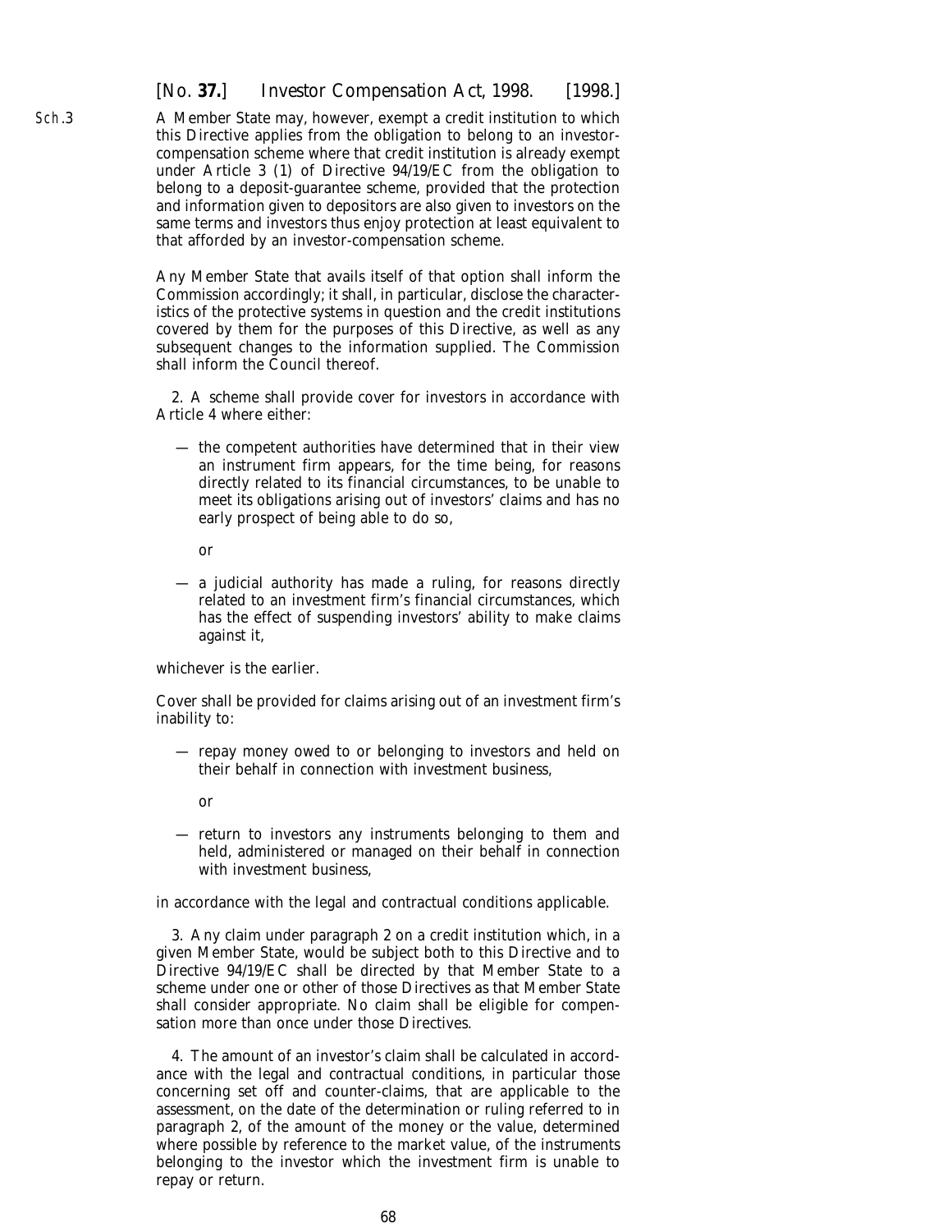A Member State may, however, exempt a credit institution to which this Directive applies from the obligation to belong to an investor-compensation scheme where that credit institution is already exempt under Article 3 (1) of Directive 94/19/EC from the obligation to belong to a deposit-guarantee scheme, provided that the protection and information given to depositors are also given to investors on the same terms and investors thus enjoy protection at least equivalent to that afforded by an investor-compensation scheme.

Any Member State that avails itself of that option shall inform the Commission accordingly; it shall, in particular, disclose the characteristics of the protective systems in question and the credit institutions covered by them for the purposes of this Directive, as well as any subsequent changes to the information supplied. The Commission shall inform the Council thereof.

2. A scheme shall provide cover for investors in accordance with Article 4 where either:

— the competent authorities have determined that in their view an instrument firm appears, for the time being, for reasons directly related to its financial circumstances, to be unable to meet its obligations arising out of investors' claims and has no early prospect of being able to do so,

or

— a judicial authority has made a ruling, for reasons directly related to an investment firm's financial circumstances, which has the effect of suspending investors' ability to make claims against it,

whichever is the earlier.

Cover shall be provided for claims arising out of an investment firm's inability to:

— repay money owed to or belonging to investors and held on their behalf in connection with investment business,

or

— return to investors any instruments belonging to them and held, administered or managed on their behalf in connection with investment business,

in accordance with the legal and contractual conditions applicable.

3. Any claim under paragraph 2 on a credit institution which, in a given Member State, would be subject both to this Directive and to Directive 94/19/EC shall be directed by that Member State to a scheme under one or other of those Directives as that Member State shall consider appropriate. No claim shall be eligible for compensation more than once under those Directives.

4. The amount of an investor's claim shall be calculated in accordance with the legal and contractual conditions, in particular those concerning set off and counter-claims, that are applicable to the assessment, on the date of the determination or ruling referred to in paragraph 2, of the amount of the money or the value, determined where possible by reference to the market value, of the instruments belonging to the investor which the investment firm is unable to repay or return.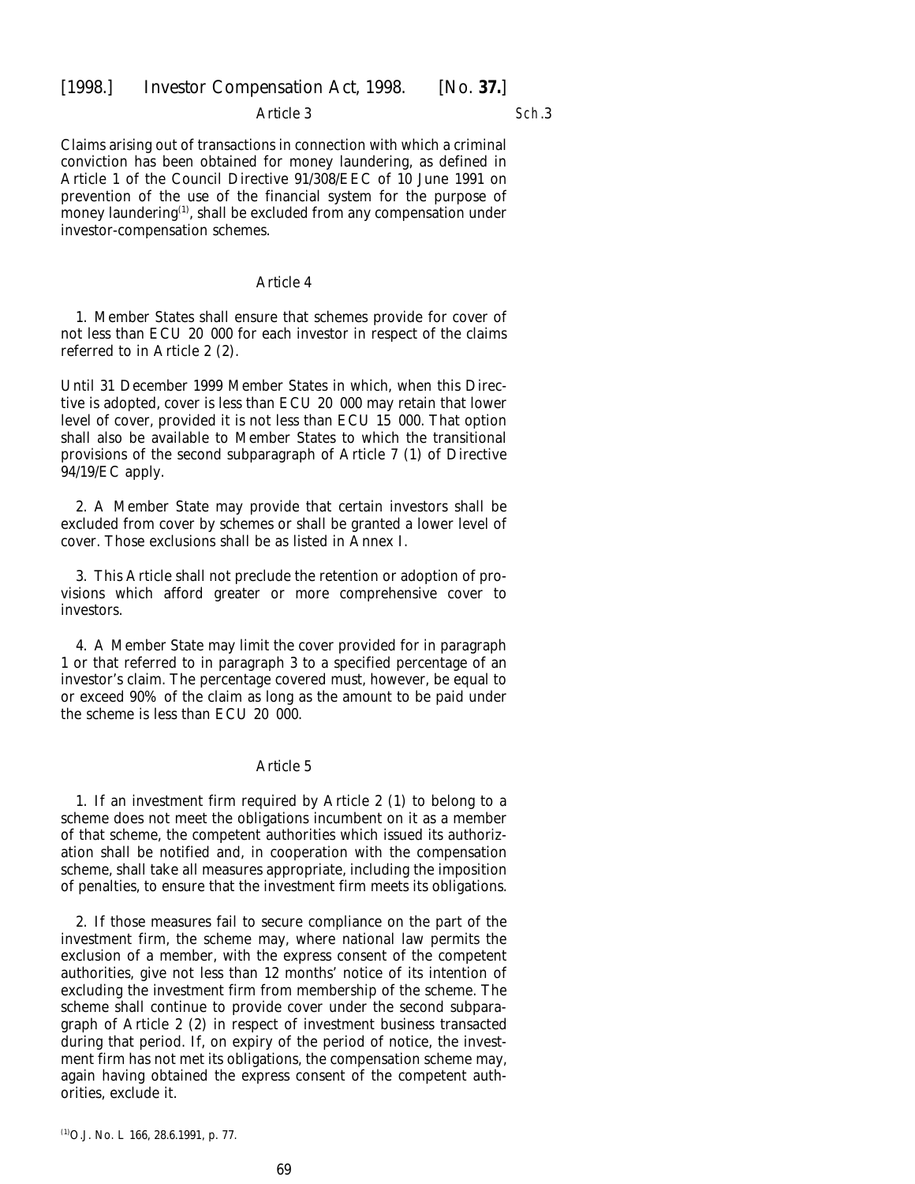### Article 3

Claims arising out of transactions in connection with which a criminal conviction has been obtained for money laundering, as defined in Article 1 of the Council Directive 91/308/EEC of 10 June 1991 on prevention of the use of the financial system for the purpose of money laundering[1], shall be excluded from any compensation under investor-compensation schemes.

### Article 4

1. Member States shall ensure that schemes provide for cover of not less than ECU 20 000 for each investor in respect of the claims referred to in Article 2 (2).

Until 31 December 1999 Member States in which, when this Directive is adopted, cover is less than ECU 20 000 may retain that lower level of cover, provided it is not less than ECU 15 000. That option shall also be available to Member States to which the transitional provisions of the second subparagraph of Article 7 (1) of Directive 94/19/EC apply.

2. A Member State may provide that certain investors shall be excluded from cover by schemes or shall be granted a lower level of cover. Those exclusions shall be as listed in Annex I.

3. This Article shall not preclude the retention or adoption of provisions which afford greater or more comprehensive cover to investors.

4. A Member State may limit the cover provided for in paragraph 1 or that referred to in paragraph 3 to a specified percentage of an investor's claim. The percentage covered must, however, be equal to or exceed 90% of the claim as long as the amount to be paid under the scheme is less than ECU 20 000.

### Article 5

1. If an investment firm required by Article 2 (1) to belong to a scheme does not meet the obligations incumbent on it as a member of that scheme, the competent authorities which issued its authorization shall be notified and, in cooperation with the compensation scheme, shall take all measures appropriate, including the imposition of penalties, to ensure that the investment firm meets its obligations.

2. If those measures fail to secure compliance on the part of the investment firm, the scheme may, where national law permits the exclusion of a member, with the express consent of the competent authorities, give not less than 12 months' notice of its intention of excluding the investment firm from membership of the scheme. The scheme shall continue to provide cover under the second subparagraph of Article 2 (2) in respect of investment business transacted during that period. If, on expiry of the period of notice, the investment firm has not met its obligations, the compensation scheme may, again having obtained the express consent of the competent authorities, exclude it.

[1] O.J. No. L 166, 28.6.1991, p. 77.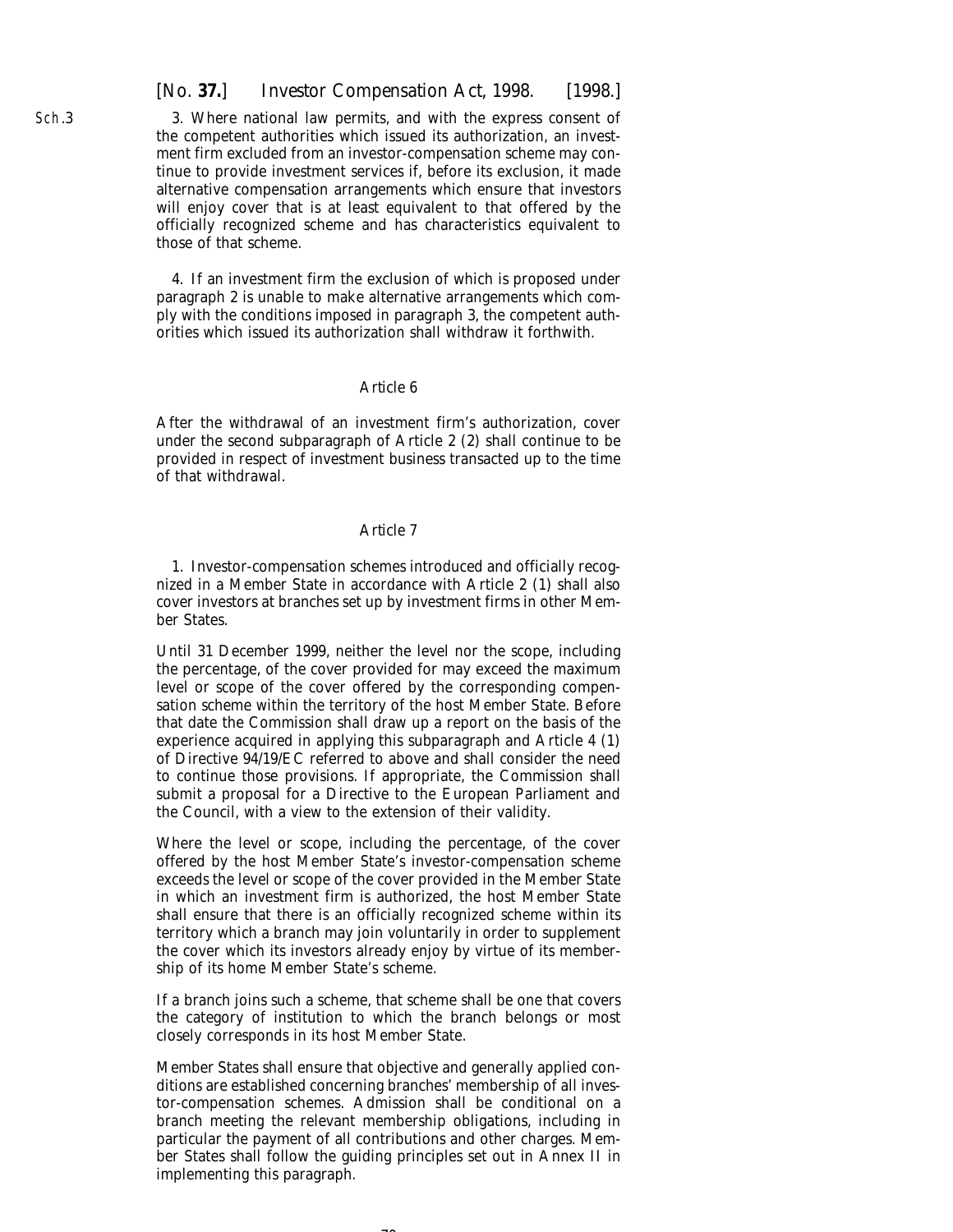3. Where national law permits, and with the express consent of the competent authorities which issued its authorization, an investment firm excluded from an investor-compensation scheme may continue to provide investment services if, before its exclusion, it made alternative compensation arrangements which ensure that investors will enjoy cover that is at least equivalent to that offered by the officially recognized scheme and has characteristics equivalent to those of that scheme.

4. If an investment firm the exclusion of which is proposed under paragraph 2 is unable to make alternative arrangements which comply with the conditions imposed in paragraph 3, the competent authorities which issued its authorization shall withdraw it forthwith.

### Article 6

After the withdrawal of an investment firm's authorization, cover under the second subparagraph of Article 2 (2) shall continue to be provided in respect of investment business transacted up to the time of that withdrawal.

### Article 7

1. Investor-compensation schemes introduced and officially recognized in a Member State in accordance with Article 2 (1) shall also cover investors at branches set up by investment firms in other Member States.

Until 31 December 1999, neither the level nor the scope, including the percentage, of the cover provided for may exceed the maximum level or scope of the cover offered by the corresponding compensation scheme within the territory of the host Member State. Before that date the Commission shall draw up a report on the basis of the experience acquired in applying this subparagraph and Article 4 (1) of Directive 94/19/EC referred to above and shall consider the need to continue those provisions. If appropriate, the Commission shall submit a proposal for a Directive to the European Parliament and the Council, with a view to the extension of their validity.

Where the level or scope, including the percentage, of the cover offered by the host Member State's investor-compensation scheme exceeds the level or scope of the cover provided in the Member State in which an investment firm is authorized, the host Member State shall ensure that there is an officially recognized scheme within its territory which a branch may join voluntarily in order to supplement the cover which its investors already enjoy by virtue of its membership of its home Member State's scheme.

If a branch joins such a scheme, that scheme shall be one that covers the category of institution to which the branch belongs or most closely corresponds in its host Member State.

Member States shall ensure that objective and generally applied conditions are established concerning branches' membership of all investor-compensation schemes. Admission shall be conditional on a branch meeting the relevant membership obligations, including in particular the payment of all contributions and other charges. Member States shall follow the guiding principles set out in Annex II in implementing this paragraph.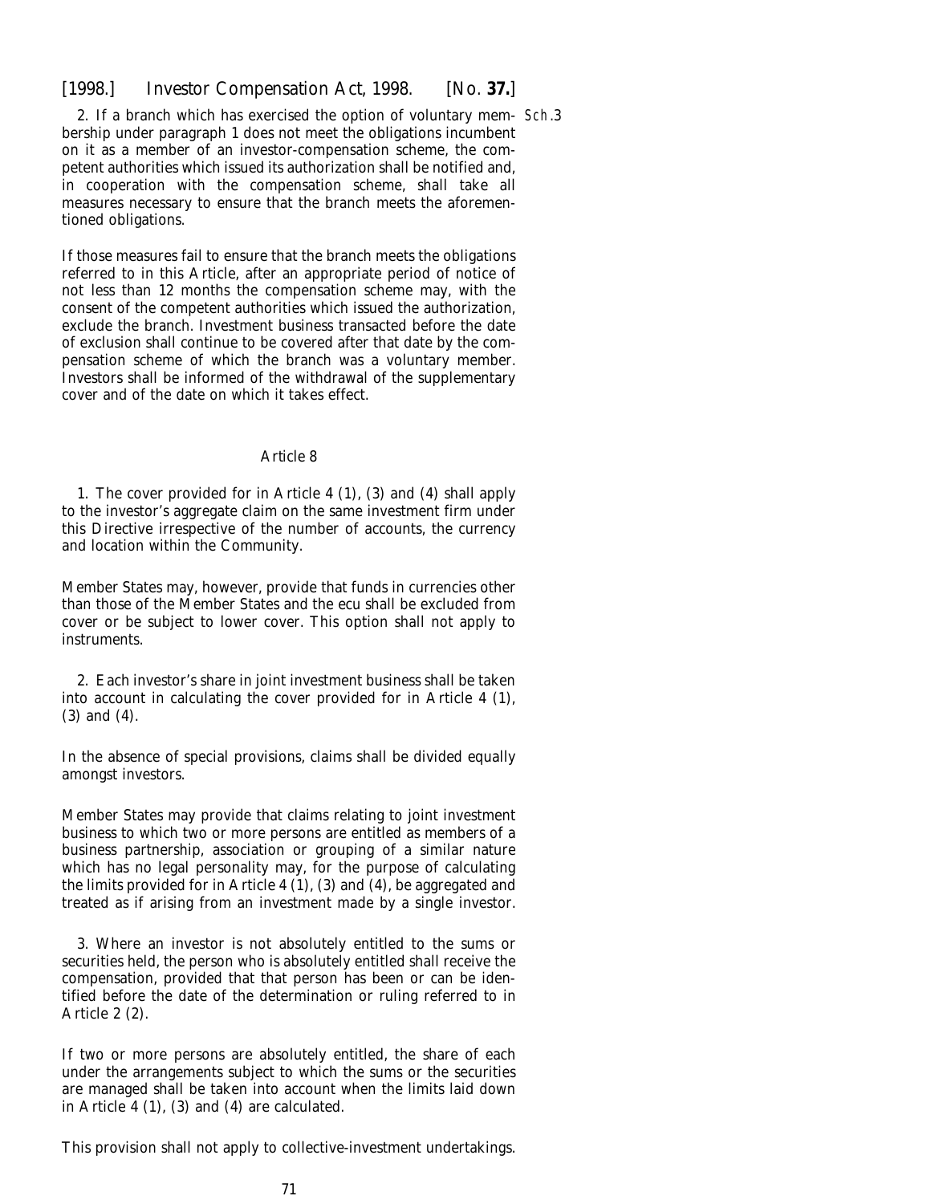2. If a branch which has exercised the option of voluntary membership under paragraph 1 does not meet the obligations incumbent on it as a member of an investor-compensation scheme, the competent authorities which issued its authorization shall be notified and, in cooperation with the compensation scheme, shall take all measures necessary to ensure that the branch meets the aforementioned obligations.

If those measures fail to ensure that the branch meets the obligations referred to in this Article, after an appropriate period of notice of not less than 12 months the compensation scheme may, with the consent of the competent authorities which issued the authorization, exclude the branch. Investment business transacted before the date of exclusion shall continue to be covered after that date by the compensation scheme of which the branch was a voluntary member. Investors shall be informed of the withdrawal of the supplementary cover and of the date on which it takes effect.

Article 8

1. The cover provided for in Article 4 (1), (3) and (4) shall apply to the investor's aggregate claim on the same investment firm under this Directive irrespective of the number of accounts, the currency and location within the Community.

Member States may, however, provide that funds in currencies other than those of the Member States and the ecu shall be excluded from cover or be subject to lower cover. This option shall not apply to instruments.

2. Each investor's share in joint investment business shall be taken into account in calculating the cover provided for in Article 4 (1), (3) and (4).

In the absence of special provisions, claims shall be divided equally amongst investors.

Member States may provide that claims relating to joint investment business to which two or more persons are entitled as members of a business partnership, association or grouping of a similar nature which has no legal personality may, for the purpose of calculating the limits provided for in Article 4 (1), (3) and (4), be aggregated and treated as if arising from an investment made by a single investor.

3. Where an investor is not absolutely entitled to the sums or securities held, the person who is absolutely entitled shall receive the compensation, provided that that person has been or can be identified before the date of the determination or ruling referred to in Article 2 (2).

If two or more persons are absolutely entitled, the share of each under the arrangements subject to which the sums or the securities are managed shall be taken into account when the limits laid down in Article 4 (1), (3) and (4) are calculated.

This provision shall not apply to collective-investment undertakings.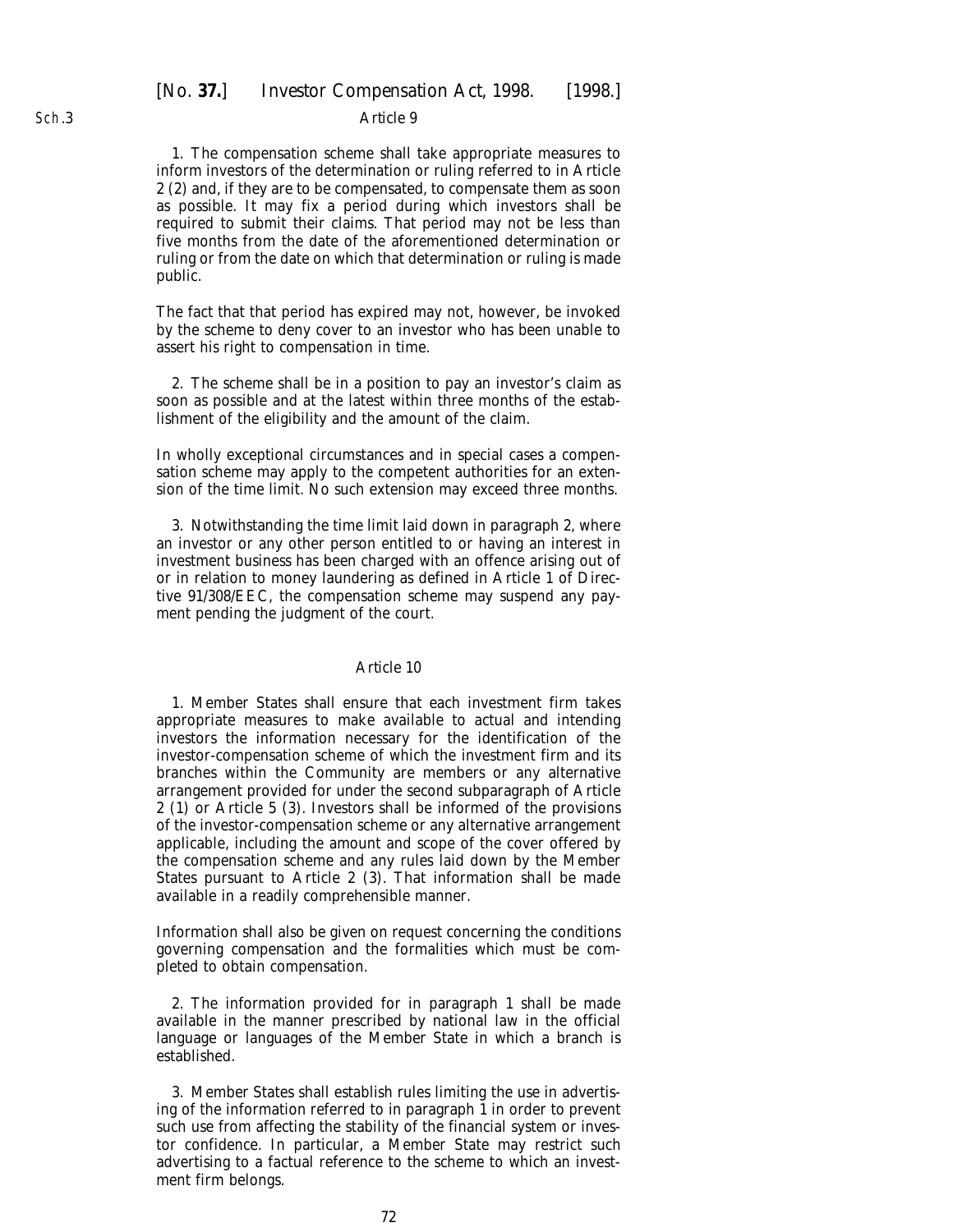### Article 9

1. The compensation scheme shall take appropriate measures to inform investors of the determination or ruling referred to in Article 2 (2) and, if they are to be compensated, to compensate them as soon as possible. It may fix a period during which investors shall be required to submit their claims. That period may not be less than five months from the date of the aforementioned determination or ruling or from the date on which that determination or ruling is made public.

The fact that that period has expired may not, however, be invoked by the scheme to deny cover to an investor who has been unable to assert his right to compensation in time.

2. The scheme shall be in a position to pay an investor's claim as soon as possible and at the latest within three months of the establishment of the eligibility and the amount of the claim.

In wholly exceptional circumstances and in special cases a compensation scheme may apply to the competent authorities for an extension of the time limit. No such extension may exceed three months.

3. Notwithstanding the time limit laid down in paragraph 2, where an investor or any other person entitled to or having an interest in investment business has been charged with an offence arising out of or in relation to money laundering as defined in Article 1 of Directive 91/308/EEC, the compensation scheme may suspend any payment pending the judgment of the court.

### Article 10

1. Member States shall ensure that each investment firm takes appropriate measures to make available to actual and intending investors the information necessary for the identification of the investor-compensation scheme of which the investment firm and its branches within the Community are members or any alternative arrangement provided for under the second subparagraph of Article 2 (1) or Article 5 (3). Investors shall be informed of the provisions of the investor-compensation scheme or any alternative arrangement applicable, including the amount and scope of the cover offered by the compensation scheme and any rules laid down by the Member States pursuant to Article 2 (3). That information shall be made available in a readily comprehensible manner.

Information shall also be given on request concerning the conditions governing compensation and the formalities which must be completed to obtain compensation.

2. The information provided for in paragraph 1 shall be made available in the manner prescribed by national law in the official language or languages of the Member State in which a branch is established.

3. Member States shall establish rules limiting the use in advertising of the information referred to in paragraph 1 in order to prevent such use from affecting the stability of the financial system or investor confidence. In particular, a Member State may restrict such advertising to a factual reference to the scheme to which an investment firm belongs.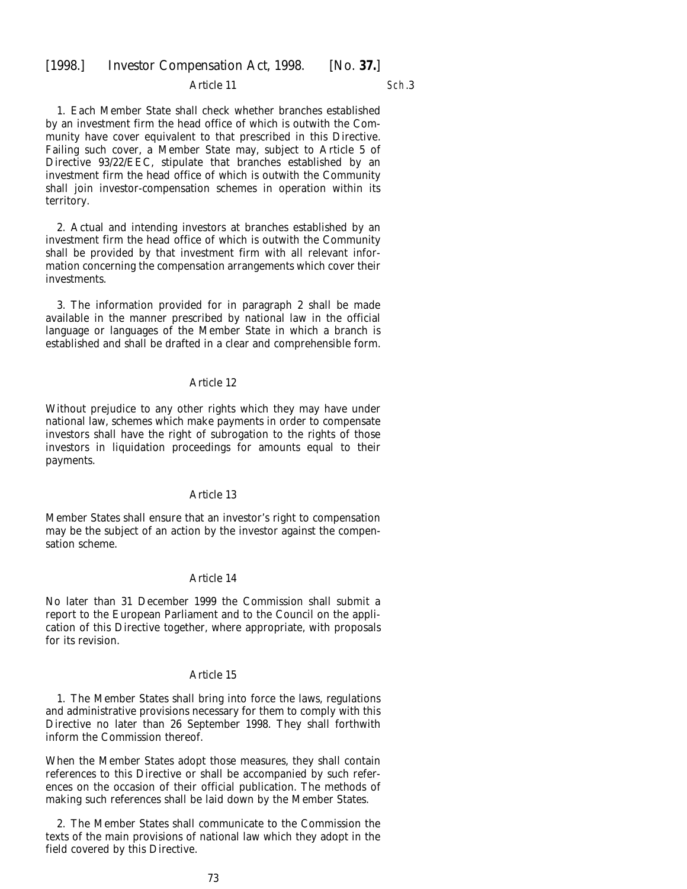### Article 11

1. Each Member State shall check whether branches established by an investment firm the head office of which is outwith the Community have cover equivalent to that prescribed in this Directive. Failing such cover, a Member State may, subject to Article 5 of Directive 93/22/EEC, stipulate that branches established by an investment firm the head office of which is outwith the Community shall join investor-compensation schemes in operation within its territory.

2. Actual and intending investors at branches established by an investment firm the head office of which is outwith the Community shall be provided by that investment firm with all relevant information concerning the compensation arrangements which cover their investments.

3. The information provided for in paragraph 2 shall be made available in the manner prescribed by national law in the official language or languages of the Member State in which a branch is established and shall be drafted in a clear and comprehensible form.

### Article 12

Without prejudice to any other rights which they may have under national law, schemes which make payments in order to compensate investors shall have the right of subrogation to the rights of those investors in liquidation proceedings for amounts equal to their payments.

### Article 13

Member States shall ensure that an investor's right to compensation may be the subject of an action by the investor against the compensation scheme.

### Article 14

No later than 31 December 1999 the Commission shall submit a report to the European Parliament and to the Council on the application of this Directive together, where appropriate, with proposals for its revision.

### Article 15

1. The Member States shall bring into force the laws, regulations and administrative provisions necessary for them to comply with this Directive no later than 26 September 1998. They shall forthwith inform the Commission thereof.

When the Member States adopt those measures, they shall contain references to this Directive or shall be accompanied by such references on the occasion of their official publication. The methods of making such references shall be laid down by the Member States.

2. The Member States shall communicate to the Commission the texts of the main provisions of national law which they adopt in the field covered by this Directive.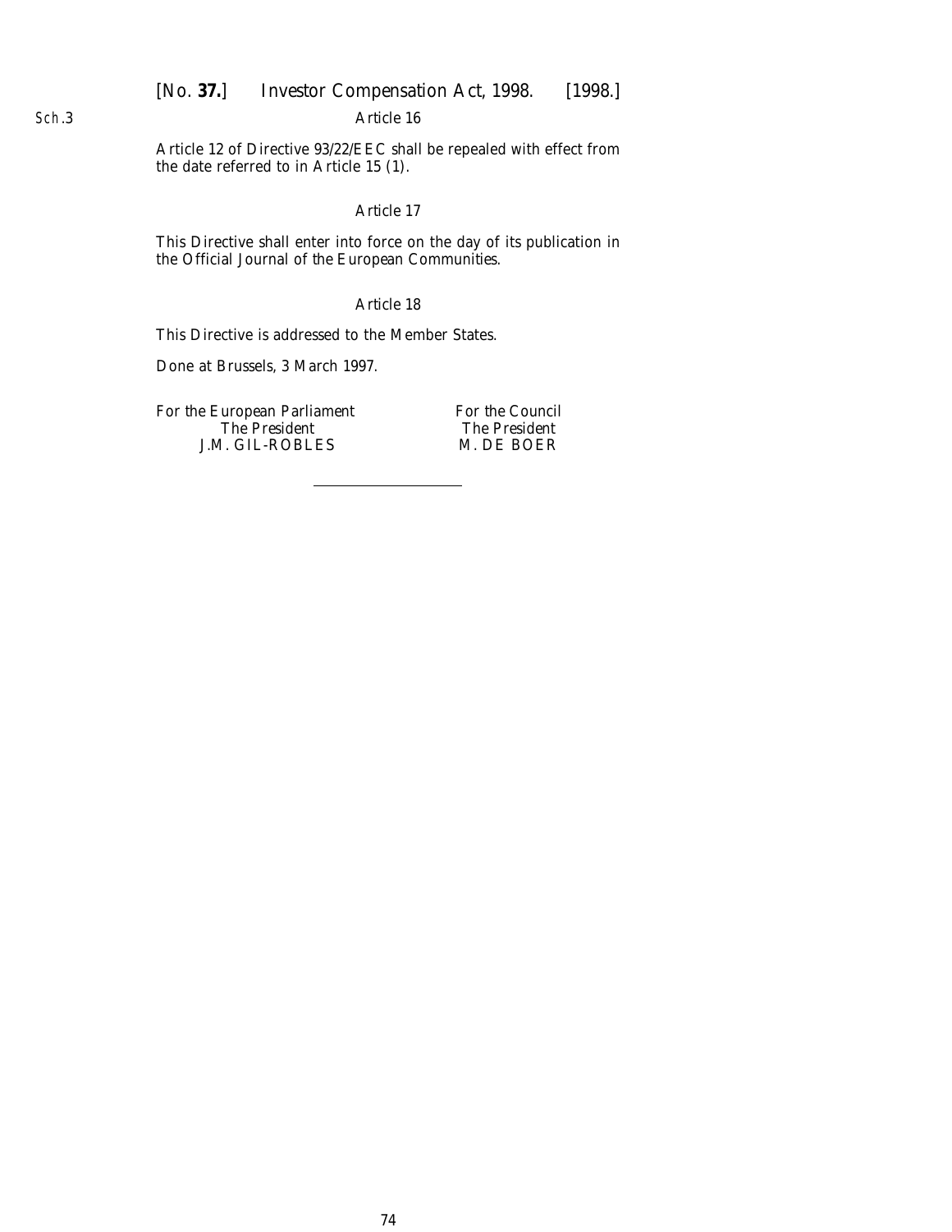Article 16

Article 12 of Directive 93/22/EEC shall be repealed with effect from the date referred to in Article 15 (1).

Article 17

This Directive shall enter into force on the day of its publication in the Official Journal of the European Communities.

Article 18

This Directive is addressed to the Member States.

Done at Brussels, 3 March 1997.

| For the European Parliament | For the Council |
|---|---|
| *The President* | *The President* |
| J.M. GIL-ROBLES | M. DE BOER |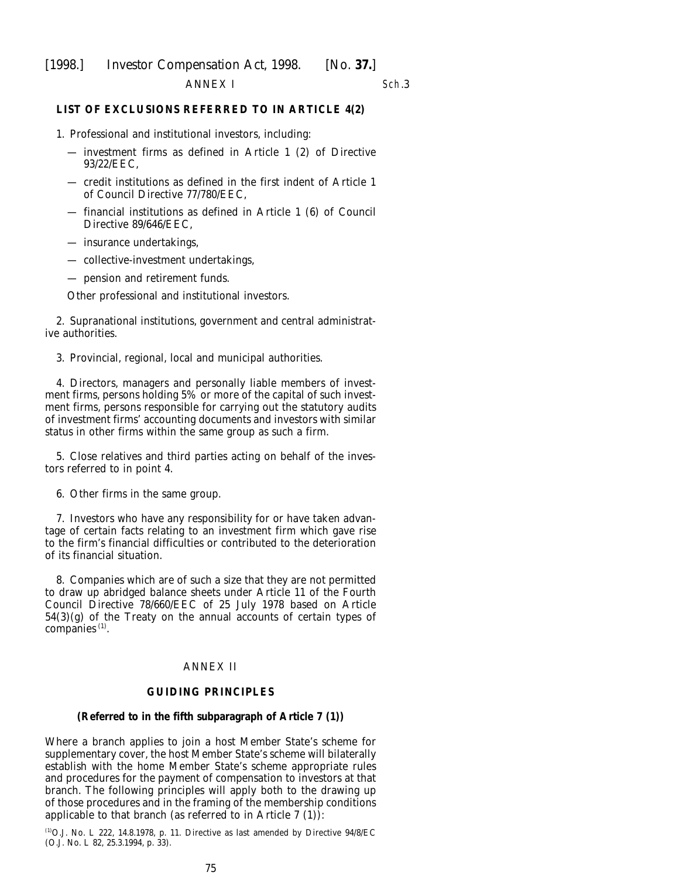ANNEX I

**LIST OF EXCLUSIONS REFERRED TO IN ARTICLE 4(2)**

1. Professional and institutional investors, including:

— investment firms as defined in Article 1 (2) of Directive 93/22/EEC,

— credit institutions as defined in the first indent of Article 1 of Council Directive 77/780/EEC,

— financial institutions as defined in Article 1 (6) of Council Directive 89/646/EEC,

— insurance undertakings,

— collective-investment undertakings,

— pension and retirement funds.

Other professional and institutional investors.

2. Supranational institutions, government and central administrative authorities.

3. Provincial, regional, local and municipal authorities.

4. Directors, managers and personally liable members of investment firms, persons holding 5% or more of the capital of such investment firms, persons responsible for carrying out the statutory audits of investment firms' accounting documents and investors with similar status in other firms within the same group as such a firm.

5. Close relatives and third parties acting on behalf of the investors referred to in point 4.

6. Other firms in the same group.

7. Investors who have any responsibility for or have taken advantage of certain facts relating to an investment firm which gave rise to the firm's financial difficulties or contributed to the deterioration of its financial situation.

8. Companies which are of such a size that they are not permitted to draw up abridged balance sheets under Article 11 of the Fourth Council Directive 78/660/EEC of 25 July 1978 based on Article 54(3)(g) of the Treaty on the annual accounts of certain types of companies [1].

ANNEX II

**GUIDING PRINCIPLES**

**(Referred to in the fifth subparagraph of Article 7 (1))**

Where a branch applies to join a host Member State's scheme for supplementary cover, the host Member State's scheme will bilaterally establish with the home Member State's scheme appropriate rules and procedures for the payment of compensation to investors at that branch. The following principles will apply both to the drawing up of those procedures and in the framing of the membership conditions applicable to that branch (as referred to in Article 7 (1)):

[1] O.J. No. L 222, 14.8.1978, p. 11. Directive as last amended by Directive 94/8/EC (O.J. No. L 82, 25.3.1994, p. 33).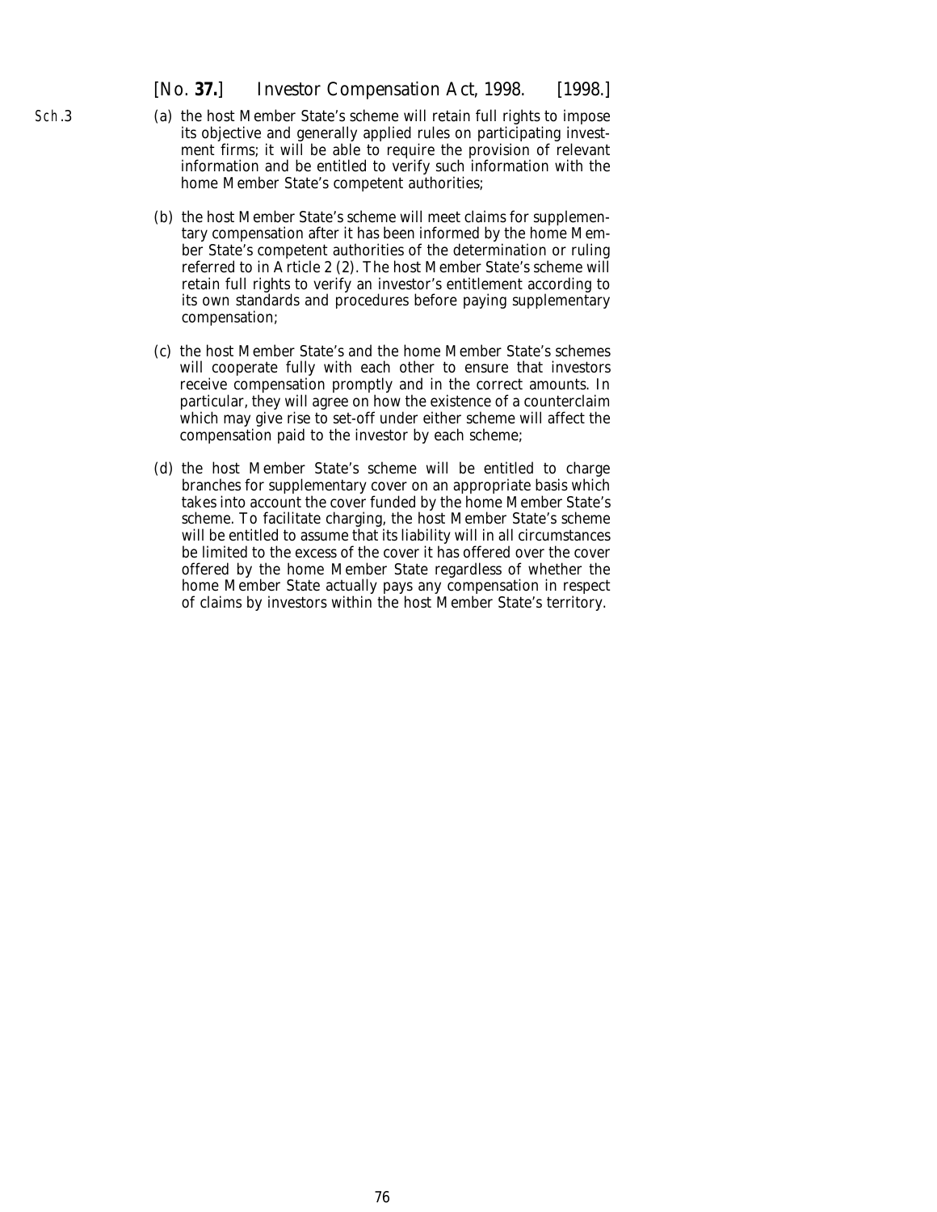Sch.3

(a) the host Member State's scheme will retain full rights to impose its objective and generally applied rules on participating investment firms; it will be able to require the provision of relevant information and be entitled to verify such information with the home Member State's competent authorities;

(b) the host Member State's scheme will meet claims for supplementary compensation after it has been informed by the home Member State's competent authorities of the determination or ruling referred to in Article 2 (2). The host Member State's scheme will retain full rights to verify an investor's entitlement according to its own standards and procedures before paying supplementary compensation;

(c) the host Member State's and the home Member State's schemes will cooperate fully with each other to ensure that investors receive compensation promptly and in the correct amounts. In particular, they will agree on how the existence of a counterclaim which may give rise to set-off under either scheme will affect the compensation paid to the investor by each scheme;

(d) the host Member State's scheme will be entitled to charge branches for supplementary cover on an appropriate basis which takes into account the cover funded by the home Member State's scheme. To facilitate charging, the host Member State's scheme will be entitled to assume that its liability will in all circumstances be limited to the excess of the cover it has offered over the cover offered by the home Member State regardless of whether the home Member State actually pays any compensation in respect of claims by investors within the host Member State's territory.